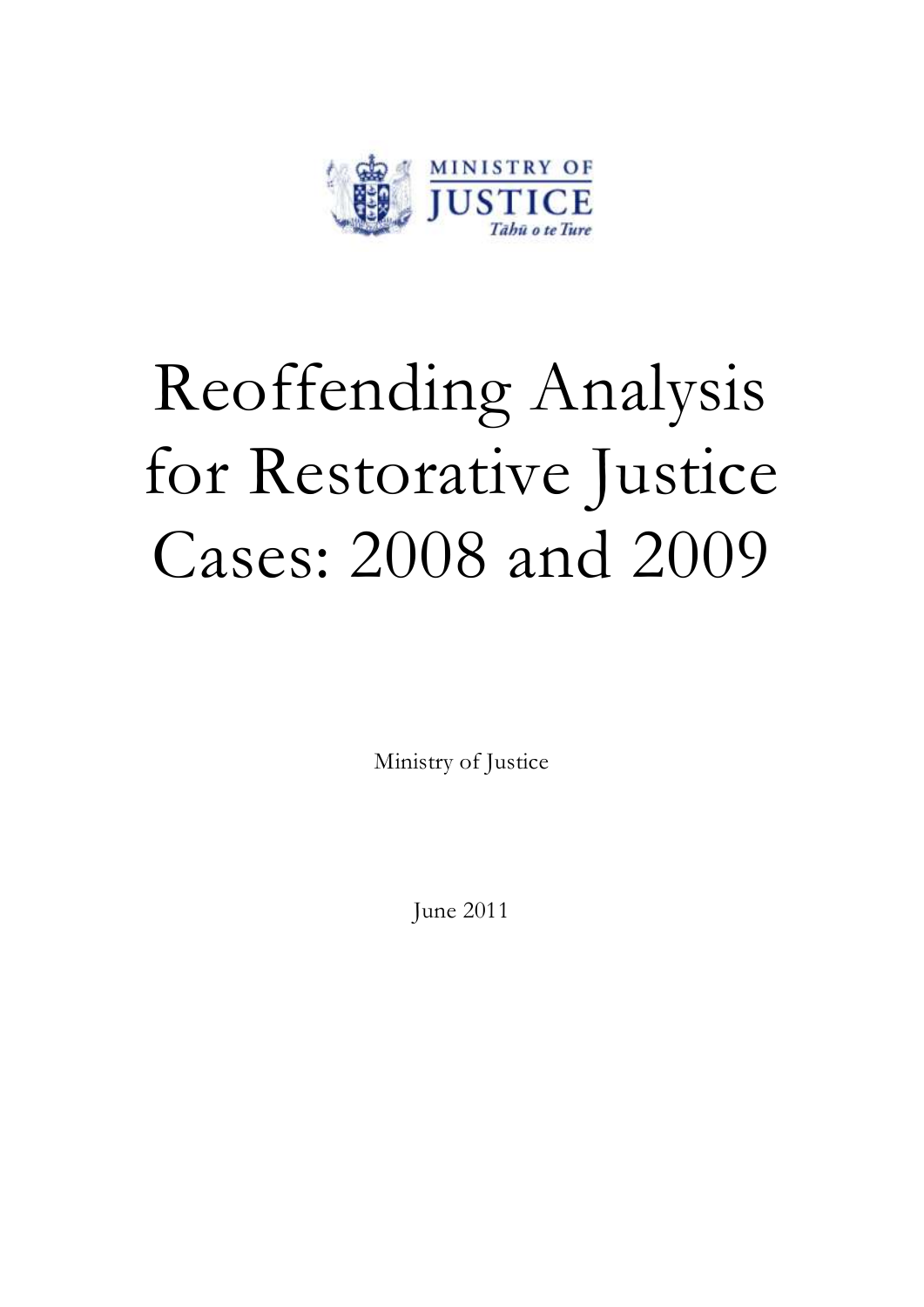MINISTRY OF JUSTICE

Tāhū o te Ture

# Reoffending Analysis for Restorative Justice Cases: 2008 and 2009

Ministry of Justice

June 2011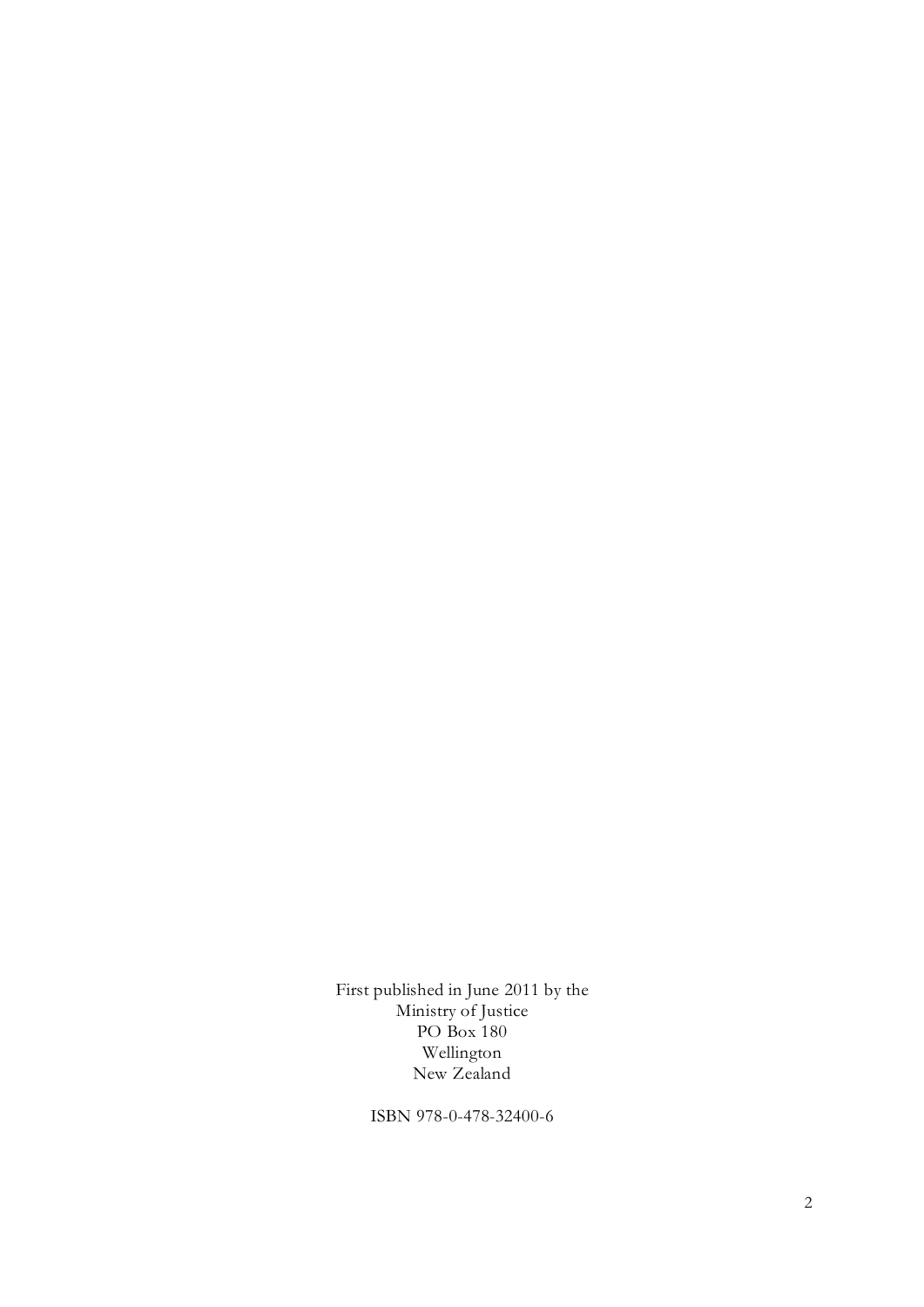First published in June 2011 by the
Ministry of Justice
PO Box 180
Wellington
New Zealand

ISBN 978-0-478-32400-6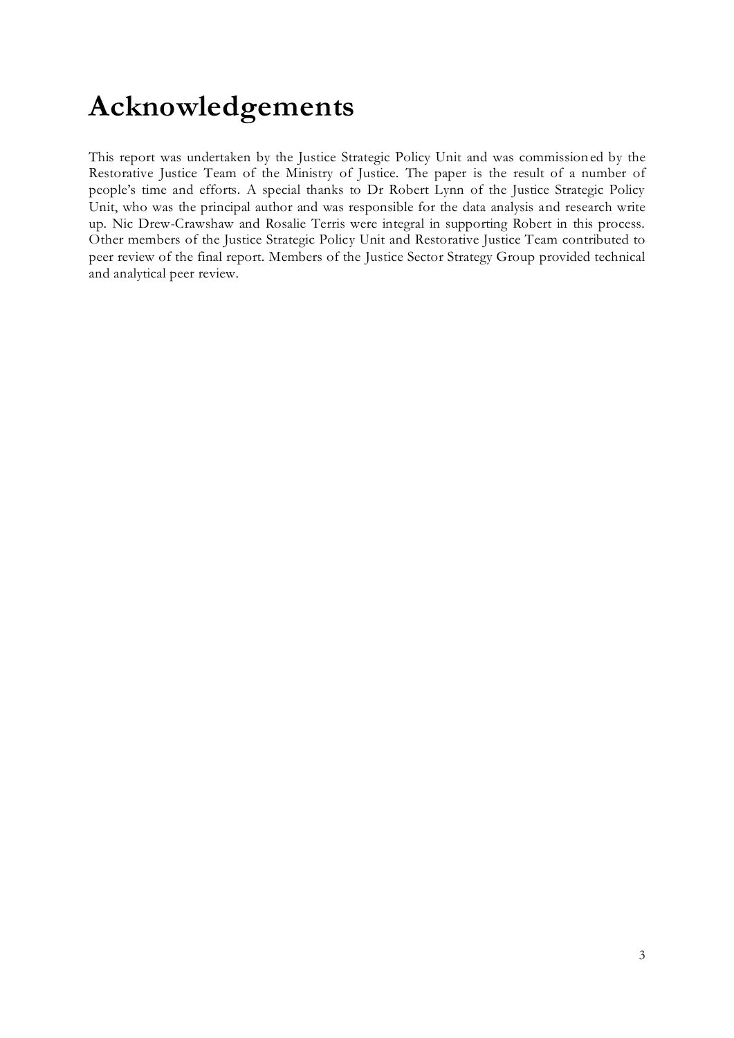# Acknowledgements

This report was undertaken by the Justice Strategic Policy Unit and was commissioned by the Restorative Justice Team of the Ministry of Justice. The paper is the result of a number of people's time and efforts. A special thanks to Dr Robert Lynn of the Justice Strategic Policy Unit, who was the principal author and was responsible for the data analysis and research write up. Nic Drew-Crawshaw and Rosalie Terris were integral in supporting Robert in this process. Other members of the Justice Strategic Policy Unit and Restorative Justice Team contributed to peer review of the final report. Members of the Justice Sector Strategy Group provided technical and analytical peer review.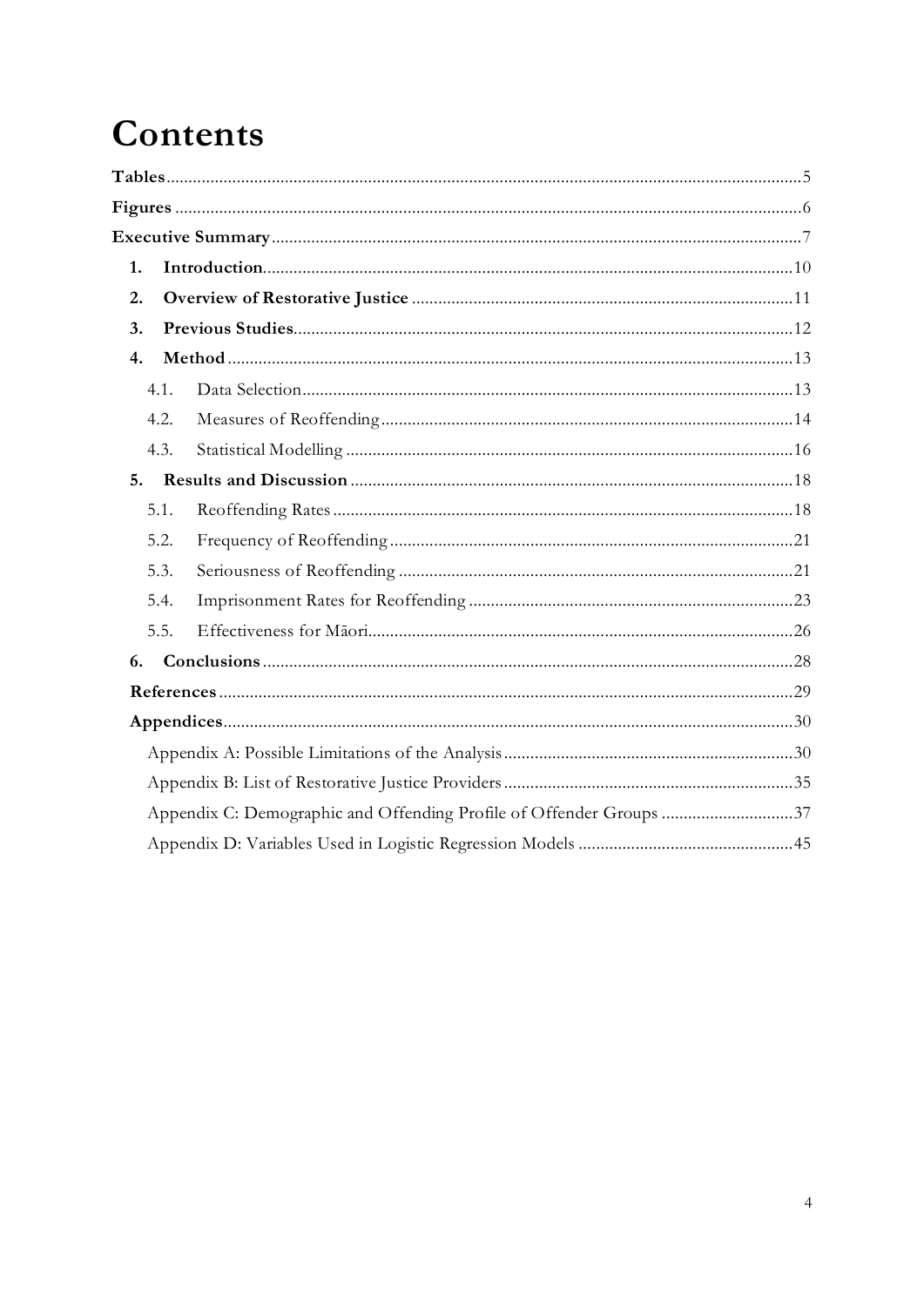# Contents

**Tables** ... 5

**Figures** ... 6

**Executive Summary** ... 7

1. **Introduction** ... 10
2. **Overview of Restorative Justice** ... 11
3. **Previous Studies** ... 12
4. **Method** ... 13
   - 4.1. Data Selection ... 13
   - 4.2. Measures of Reoffending ... 14
   - 4.3. Statistical Modelling ... 16
5. **Results and Discussion** ... 18
   - 5.1. Reoffending Rates ... 18
   - 5.2. Frequency of Reoffending ... 21
   - 5.3. Seriousness of Reoffending ... 21
   - 5.4. Imprisonment Rates for Reoffending ... 23
   - 5.5. Effectiveness for Māori ... 26
6. **Conclusions** ... 28

**References** ... 29

**Appendices** ... 30

- Appendix A: Possible Limitations of the Analysis ... 30
- Appendix B: List of Restorative Justice Providers ... 35
- Appendix C: Demographic and Offending Profile of Offender Groups ... 37
- Appendix D: Variables Used in Logistic Regression Models ... 45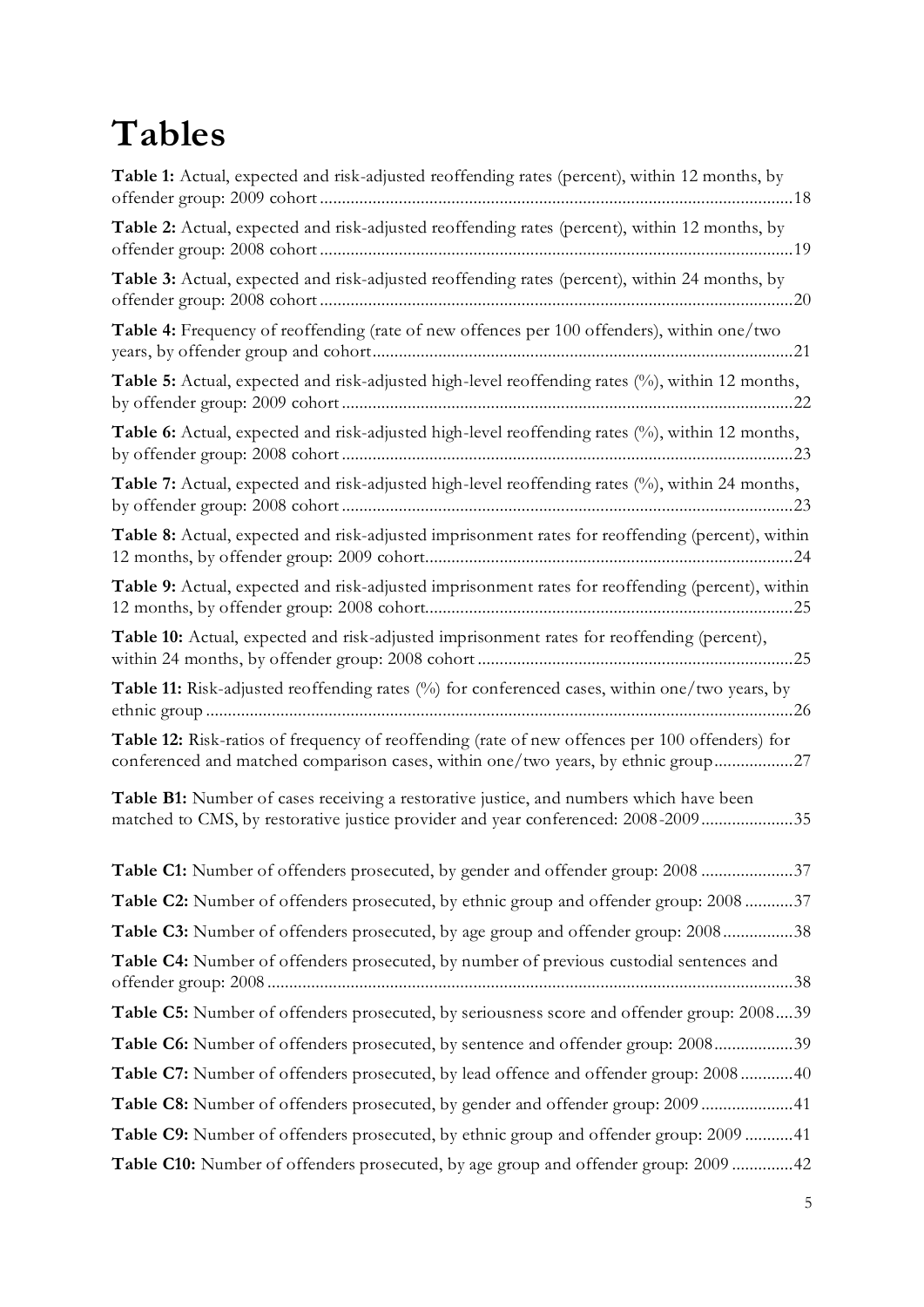# Tables

**Table 1:** Actual, expected and risk-adjusted reoffending rates (percent), within 12 months, by offender group: 2009 cohort ........................................................................................................18

**Table 2:** Actual, expected and risk-adjusted reoffending rates (percent), within 12 months, by offender group: 2008 cohort ........................................................................................................19

**Table 3:** Actual, expected and risk-adjusted reoffending rates (percent), within 24 months, by offender group: 2008 cohort ........................................................................................................20

**Table 4:** Frequency of reoffending (rate of new offences per 100 offenders), within one/two years, by offender group and cohort ..............................................................................................21

**Table 5:** Actual, expected and risk-adjusted high-level reoffending rates (%), within 12 months, by offender group: 2009 cohort ......................................................................................................22

**Table 6:** Actual, expected and risk-adjusted high-level reoffending rates (%), within 12 months, by offender group: 2008 cohort ......................................................................................................23

**Table 7:** Actual, expected and risk-adjusted high-level reoffending rates (%), within 24 months, by offender group: 2008 cohort ......................................................................................................23

**Table 8:** Actual, expected and risk-adjusted imprisonment rates for reoffending (percent), within 12 months, by offender group: 2009 cohort...................................................................................24

**Table 9:** Actual, expected and risk-adjusted imprisonment rates for reoffending (percent), within 12 months, by offender group: 2008 cohort...................................................................................25

**Table 10:** Actual, expected and risk-adjusted imprisonment rates for reoffending (percent), within 24 months, by offender group: 2008 cohort .......................................................................25

**Table 11:** Risk-adjusted reoffending rates (%) for conferenced cases, within one/two years, by ethnic group ....................................................................................................................................26

**Table 12:** Risk-ratios of frequency of reoffending (rate of new offences per 100 offenders) for conferenced and matched comparison cases, within one/two years, by ethnic group ..................27

**Table B1:** Number of cases receiving a restorative justice, and numbers which have been matched to CMS, by restorative justice provider and year conferenced: 2008-2009 .....................35

**Table C1:** Number of offenders prosecuted, by gender and offender group: 2008 .....................37

**Table C2:** Number of offenders prosecuted, by ethnic group and offender group: 2008 ...........37

**Table C3:** Number of offenders prosecuted, by age group and offender group: 2008 ................38

**Table C4:** Number of offenders prosecuted, by number of previous custodial sentences and offender group: 2008 .......................................................................................................................38

**Table C5:** Number of offenders prosecuted, by seriousness score and offender group: 2008 ....39

**Table C6:** Number of offenders prosecuted, by sentence and offender group: 2008 ..................39

**Table C7:** Number of offenders prosecuted, by lead offence and offender group: 2008 ............40

**Table C8:** Number of offenders prosecuted, by gender and offender group: 2009 .....................41

**Table C9:** Number of offenders prosecuted, by ethnic group and offender group: 2009 ...........41

**Table C10:** Number of offenders prosecuted, by age group and offender group: 2009 ..............42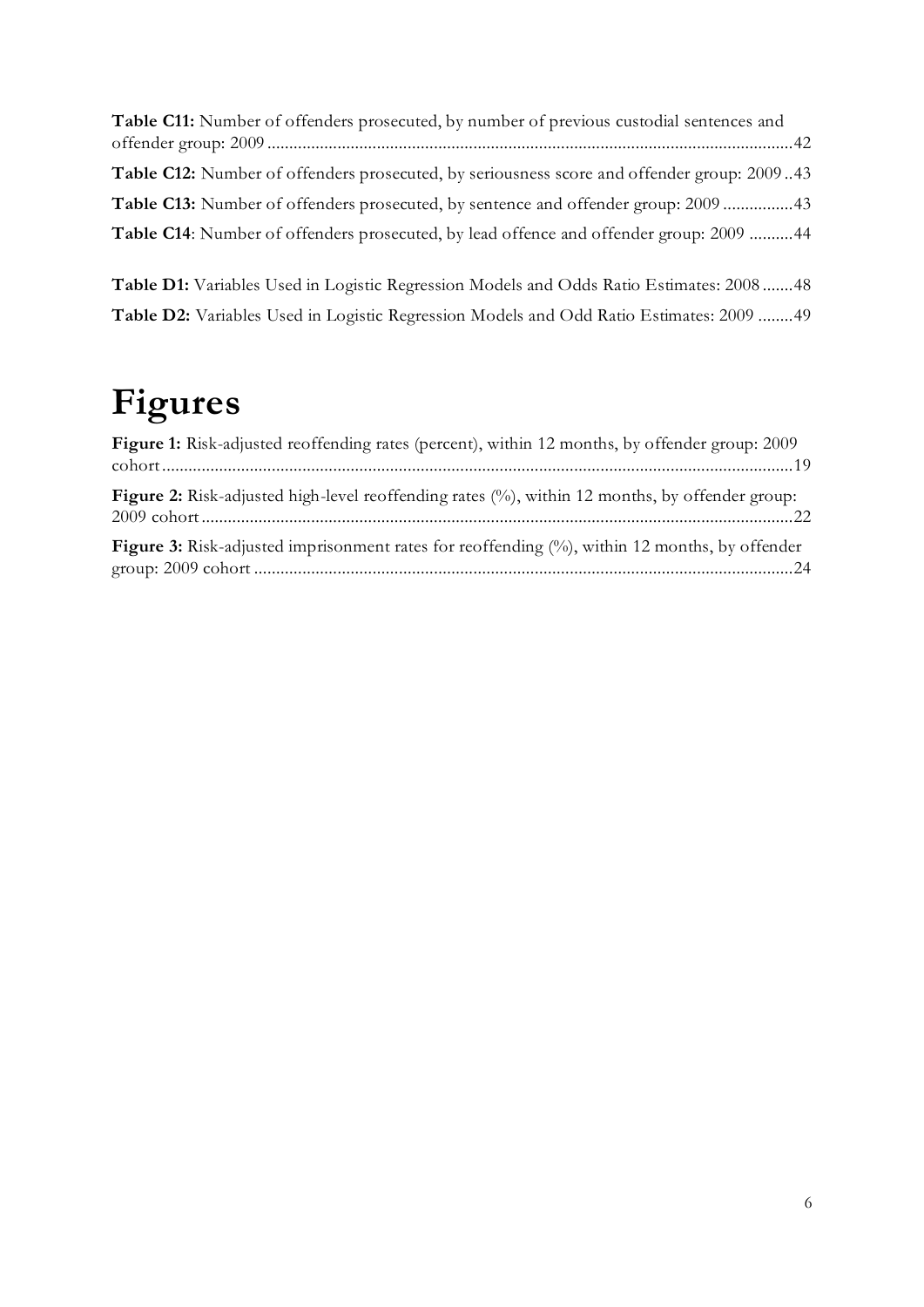**Table C11:** Number of offenders prosecuted, by number of previous custodial sentences and offender group: 2009 .......................................................................................................................42

**Table C12:** Number of offenders prosecuted, by seriousness score and offender group: 2009 ..43

**Table C13:** Number of offenders prosecuted, by sentence and offender group: 2009 ................43

**Table C14**: Number of offenders prosecuted, by lead offence and offender group: 2009 ..........44

**Table D1:** Variables Used in Logistic Regression Models and Odds Ratio Estimates: 2008 .......48

**Table D2:** Variables Used in Logistic Regression Models and Odd Ratio Estimates: 2009 ........49

# Figures

**Figure 1:** Risk-adjusted reoffending rates (percent), within 12 months, by offender group: 2009 cohort ..............................................................................................................................................19

**Figure 2:** Risk-adjusted high-level reoffending rates (%), within 12 months, by offender group: 2009 cohort .......................................................................................................................................22

**Figure 3:** Risk-adjusted imprisonment rates for reoffending (%), within 12 months, by offender group: 2009 cohort ...........................................................................................................................24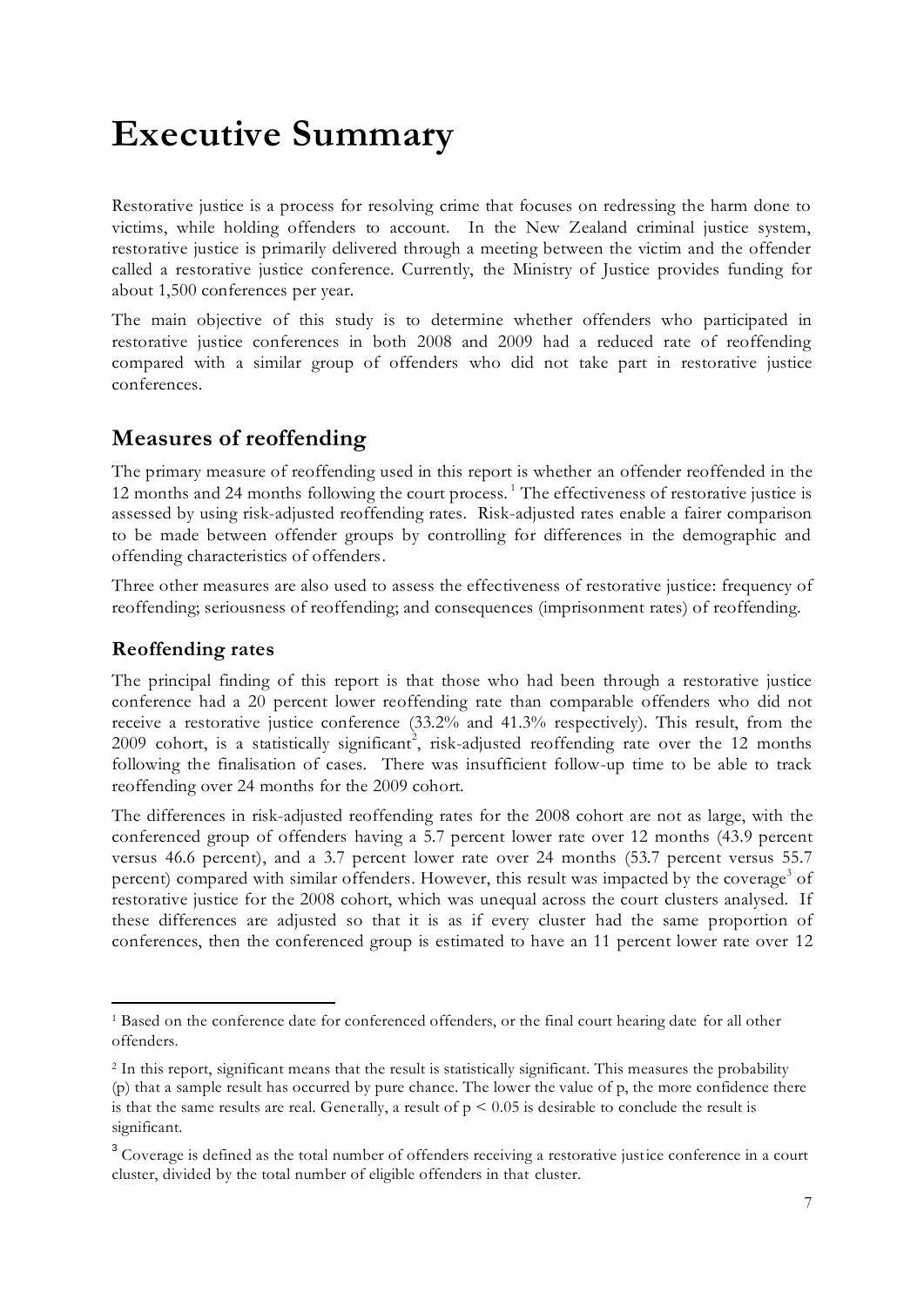# Executive Summary

Restorative justice is a process for resolving crime that focuses on redressing the harm done to victims, while holding offenders to account. In the New Zealand criminal justice system, restorative justice is primarily delivered through a meeting between the victim and the offender called a restorative justice conference. Currently, the Ministry of Justice provides funding for about 1,500 conferences per year.

The main objective of this study is to determine whether offenders who participated in restorative justice conferences in both 2008 and 2009 had a reduced rate of reoffending compared with a similar group of offenders who did not take part in restorative justice conferences.

## Measures of reoffending

The primary measure of reoffending used in this report is whether an offender reoffended in the 12 months and 24 months following the court process.[1] The effectiveness of restorative justice is assessed by using risk-adjusted reoffending rates. Risk-adjusted rates enable a fairer comparison to be made between offender groups by controlling for differences in the demographic and offending characteristics of offenders.

Three other measures are also used to assess the effectiveness of restorative justice: frequency of reoffending; seriousness of reoffending; and consequences (imprisonment rates) of reoffending.

### Reoffending rates

The principal finding of this report is that those who had been through a restorative justice conference had a 20 percent lower reoffending rate than comparable offenders who did not receive a restorative justice conference (33.2% and 41.3% respectively). This result, from the 2009 cohort, is a statistically significant[2], risk-adjusted reoffending rate over the 12 months following the finalisation of cases. There was insufficient follow-up time to be able to track reoffending over 24 months for the 2009 cohort.

The differences in risk-adjusted reoffending rates for the 2008 cohort are not as large, with the conferenced group of offenders having a 5.7 percent lower rate over 12 months (43.9 percent versus 46.6 percent), and a 3.7 percent lower rate over 24 months (53.7 percent versus 55.7 percent) compared with similar offenders. However, this result was impacted by the coverage[3] of restorative justice for the 2008 cohort, which was unequal across the court clusters analysed. If these differences are adjusted so that it is as if every cluster had the same proportion of conferences, then the conferenced group is estimated to have an 11 percent lower rate over 12

---

[1] Based on the conference date for conferenced offenders, or the final court hearing date for all other offenders.

[2] In this report, significant means that the result is statistically significant. This measures the probability (p) that a sample result has occurred by pure chance. The lower the value of p, the more confidence there is that the same results are real. Generally, a result of $p < 0.05$ is desirable to conclude the result is significant.

[3] Coverage is defined as the total number of offenders receiving a restorative justice conference in a court cluster, divided by the total number of eligible offenders in that cluster.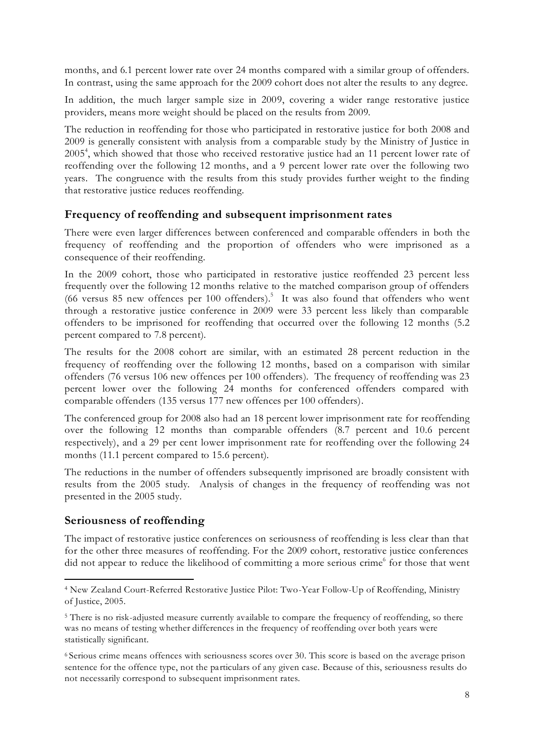months, and 6.1 percent lower rate over 24 months compared with a similar group of offenders. In contrast, using the same approach for the 2009 cohort does not alter the results to any degree.

In addition, the much larger sample size in 2009, covering a wider range restorative justice providers, means more weight should be placed on the results from 2009.

The reduction in reoffending for those who participated in restorative justice for both 2008 and 2009 is generally consistent with analysis from a comparable study by the Ministry of Justice in 2005[4], which showed that those who received restorative justice had an 11 percent lower rate of reoffending over the following 12 months, and a 9 percent lower rate over the following two years. The congruence with the results from this study provides further weight to the finding that restorative justice reduces reoffending.

## Frequency of reoffending and subsequent imprisonment rates

There were even larger differences between conferenced and comparable offenders in both the frequency of reoffending and the proportion of offenders who were imprisoned as a consequence of their reoffending.

In the 2009 cohort, those who participated in restorative justice reoffended 23 percent less frequently over the following 12 months relative to the matched comparison group of offenders (66 versus 85 new offences per 100 offenders).[5] It was also found that offenders who went through a restorative justice conference in 2009 were 33 percent less likely than comparable offenders to be imprisoned for reoffending that occurred over the following 12 months (5.2 percent compared to 7.8 percent).

The results for the 2008 cohort are similar, with an estimated 28 percent reduction in the frequency of reoffending over the following 12 months, based on a comparison with similar offenders (76 versus 106 new offences per 100 offenders). The frequency of reoffending was 23 percent lower over the following 24 months for conferenced offenders compared with comparable offenders (135 versus 177 new offences per 100 offenders).

The conferenced group for 2008 also had an 18 percent lower imprisonment rate for reoffending over the following 12 months than comparable offenders (8.7 percent and 10.6 percent respectively), and a 29 per cent lower imprisonment rate for reoffending over the following 24 months (11.1 percent compared to 15.6 percent).

The reductions in the number of offenders subsequently imprisoned are broadly consistent with results from the 2005 study. Analysis of changes in the frequency of reoffending was not presented in the 2005 study.

## Seriousness of reoffending

The impact of restorative justice conferences on seriousness of reoffending is less clear than that for the other three measures of reoffending. For the 2009 cohort, restorative justice conferences did not appear to reduce the likelihood of committing a more serious crime[6] for those that went

---

[4] New Zealand Court-Referred Restorative Justice Pilot: Two-Year Follow-Up of Reoffending, Ministry of Justice, 2005.

[5] There is no risk-adjusted measure currently available to compare the frequency of reoffending, so there was no means of testing whether differences in the frequency of reoffending over both years were statistically significant.

[6] Serious crime means offences with seriousness scores over 30. This score is based on the average prison sentence for the offence type, not the particulars of any given case. Because of this, seriousness results do not necessarily correspond to subsequent imprisonment rates.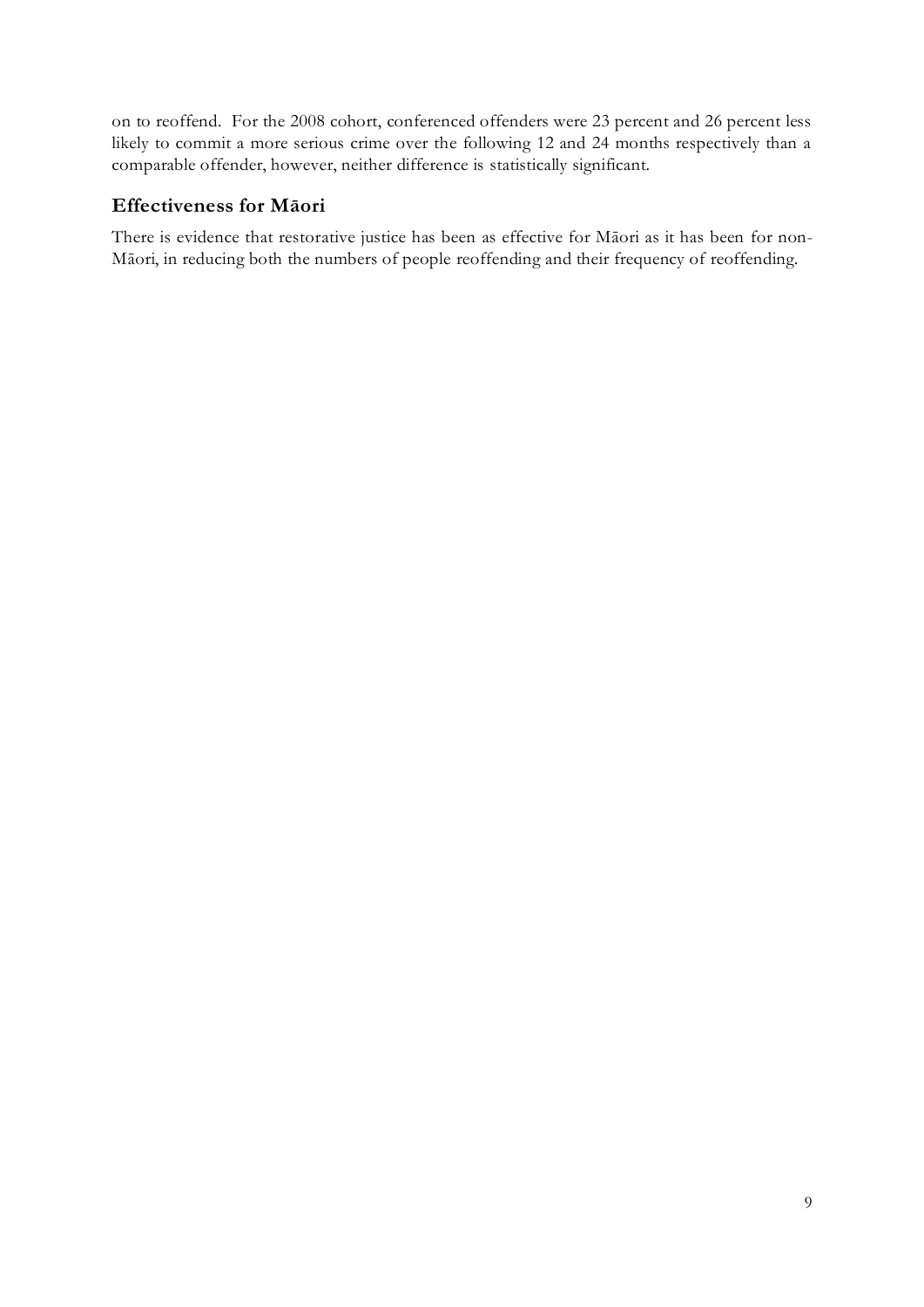on to reoffend. For the 2008 cohort, conferenced offenders were 23 percent and 26 percent less likely to commit a more serious crime over the following 12 and 24 months respectively than a comparable offender, however, neither difference is statistically significant.

## Effectiveness for Māori

There is evidence that restorative justice has been as effective for Māori as it has been for non-Māori, in reducing both the numbers of people reoffending and their frequency of reoffending.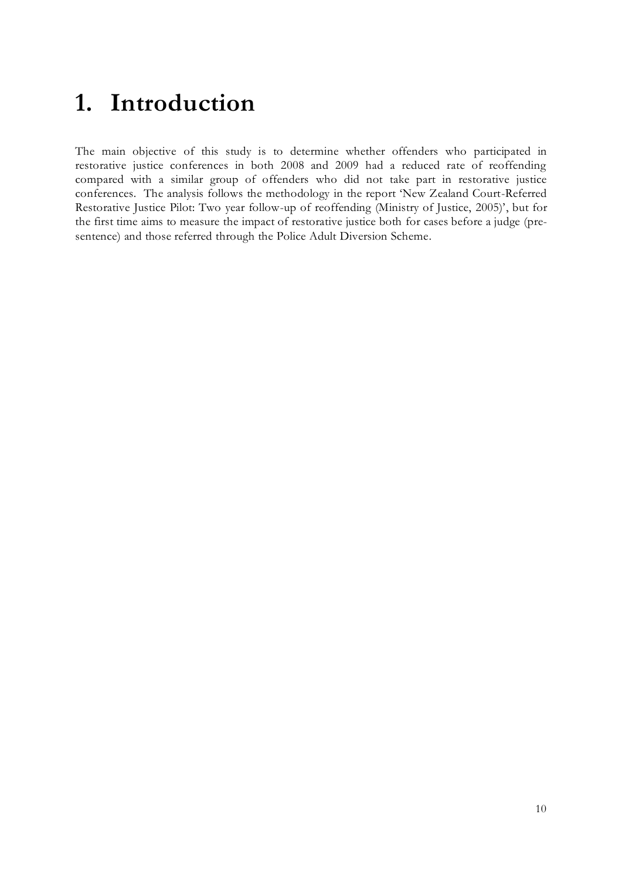# 1. Introduction

The main objective of this study is to determine whether offenders who participated in restorative justice conferences in both 2008 and 2009 had a reduced rate of reoffending compared with a similar group of offenders who did not take part in restorative justice conferences. The analysis follows the methodology in the report 'New Zealand Court-Referred Restorative Justice Pilot: Two year follow-up of reoffending (Ministry of Justice, 2005)', but for the first time aims to measure the impact of restorative justice both for cases before a judge (pre-sentence) and those referred through the Police Adult Diversion Scheme.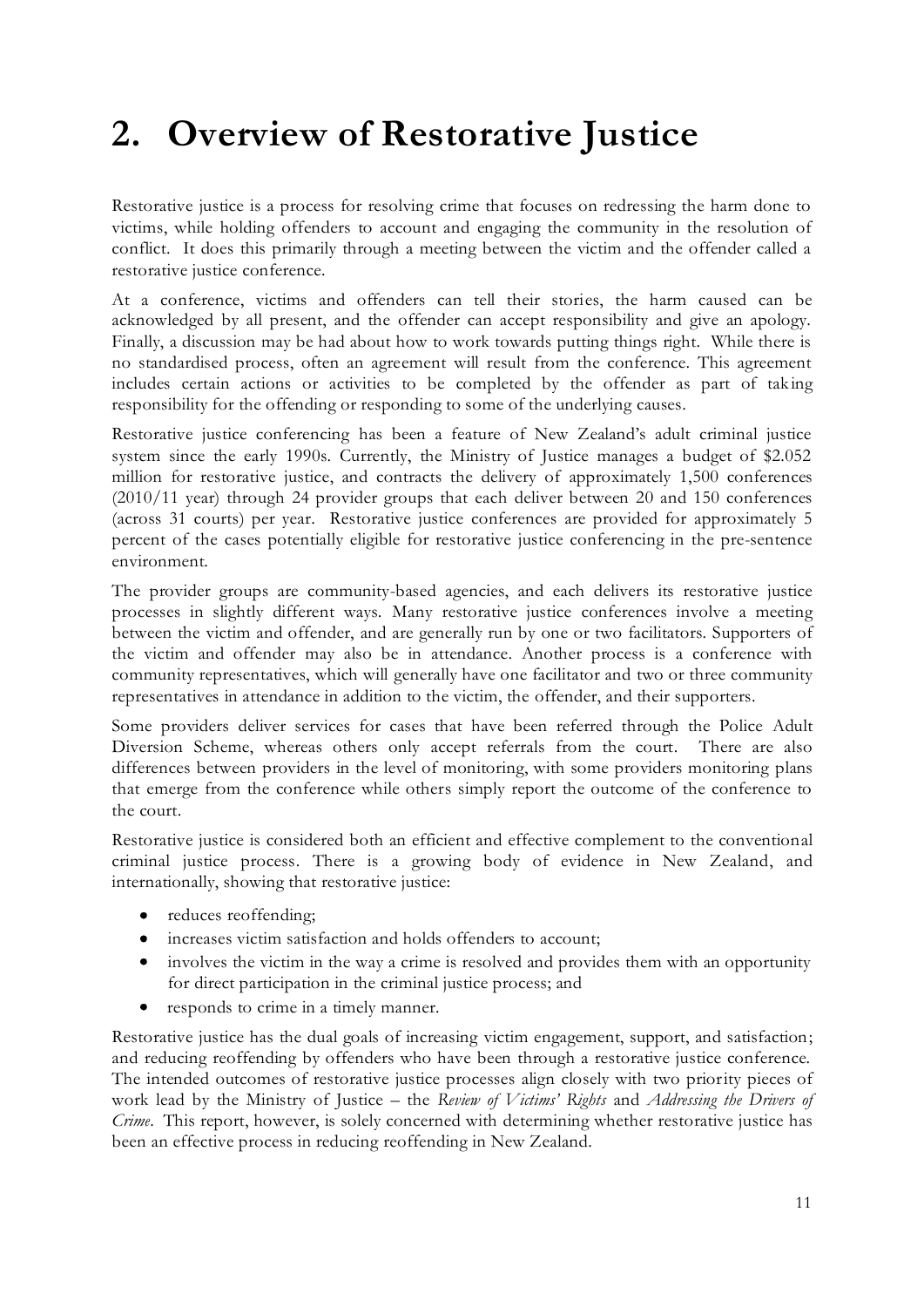# 2. Overview of Restorative Justice

Restorative justice is a process for resolving crime that focuses on redressing the harm done to victims, while holding offenders to account and engaging the community in the resolution of conflict. It does this primarily through a meeting between the victim and the offender called a restorative justice conference.

At a conference, victims and offenders can tell their stories, the harm caused can be acknowledged by all present, and the offender can accept responsibility and give an apology. Finally, a discussion may be had about how to work towards putting things right. While there is no standardised process, often an agreement will result from the conference. This agreement includes certain actions or activities to be completed by the offender as part of taking responsibility for the offending or responding to some of the underlying causes.

Restorative justice conferencing has been a feature of New Zealand's adult criminal justice system since the early 1990s. Currently, the Ministry of Justice manages a budget of $2.052 million for restorative justice, and contracts the delivery of approximately 1,500 conferences (2010/11 year) through 24 provider groups that each deliver between 20 and 150 conferences (across 31 courts) per year. Restorative justice conferences are provided for approximately 5 percent of the cases potentially eligible for restorative justice conferencing in the pre-sentence environment.

The provider groups are community-based agencies, and each delivers its restorative justice processes in slightly different ways. Many restorative justice conferences involve a meeting between the victim and offender, and are generally run by one or two facilitators. Supporters of the victim and offender may also be in attendance. Another process is a conference with community representatives, which will generally have one facilitator and two or three community representatives in attendance in addition to the victim, the offender, and their supporters.

Some providers deliver services for cases that have been referred through the Police Adult Diversion Scheme, whereas others only accept referrals from the court. There are also differences between providers in the level of monitoring, with some providers monitoring plans that emerge from the conference while others simply report the outcome of the conference to the court.

Restorative justice is considered both an efficient and effective complement to the conventional criminal justice process. There is a growing body of evidence in New Zealand, and internationally, showing that restorative justice:

- reduces reoffending;
- increases victim satisfaction and holds offenders to account;
- involves the victim in the way a crime is resolved and provides them with an opportunity for direct participation in the criminal justice process; and
- responds to crime in a timely manner.

Restorative justice has the dual goals of increasing victim engagement, support, and satisfaction; and reducing reoffending by offenders who have been through a restorative justice conference. The intended outcomes of restorative justice processes align closely with two priority pieces of work lead by the Ministry of Justice – the *Review of Victims' Rights* and *Addressing the Drivers of Crime*. This report, however, is solely concerned with determining whether restorative justice has been an effective process in reducing reoffending in New Zealand.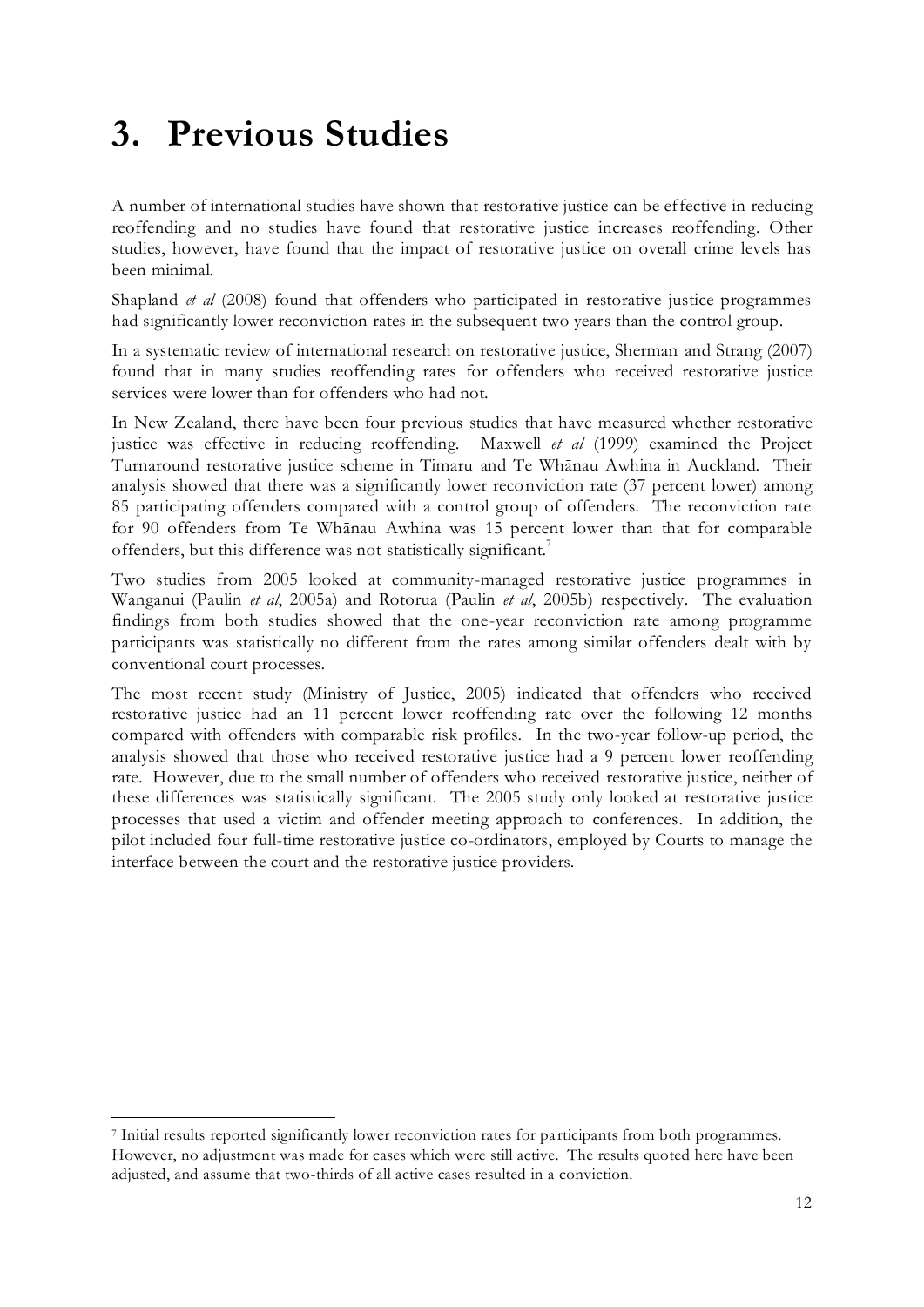# 3. Previous Studies

A number of international studies have shown that restorative justice can be effective in reducing reoffending and no studies have found that restorative justice increases reoffending. Other studies, however, have found that the impact of restorative justice on overall crime levels has been minimal.

Shapland *et al* (2008) found that offenders who participated in restorative justice programmes had significantly lower reconviction rates in the subsequent two years than the control group.

In a systematic review of international research on restorative justice, Sherman and Strang (2007) found that in many studies reoffending rates for offenders who received restorative justice services were lower than for offenders who had not.

In New Zealand, there have been four previous studies that have measured whether restorative justice was effective in reducing reoffending. Maxwell *et al* (1999) examined the Project Turnaround restorative justice scheme in Timaru and Te Whānau Awhina in Auckland. Their analysis showed that there was a significantly lower reconviction rate (37 percent lower) among 85 participating offenders compared with a control group of offenders. The reconviction rate for 90 offenders from Te Whānau Awhina was 15 percent lower than that for comparable offenders, but this difference was not statistically significant.[7]

Two studies from 2005 looked at community-managed restorative justice programmes in Wanganui (Paulin *et al*, 2005a) and Rotorua (Paulin *et al*, 2005b) respectively. The evaluation findings from both studies showed that the one-year reconviction rate among programme participants was statistically no different from the rates among similar offenders dealt with by conventional court processes.

The most recent study (Ministry of Justice, 2005) indicated that offenders who received restorative justice had an 11 percent lower reoffending rate over the following 12 months compared with offenders with comparable risk profiles. In the two-year follow-up period, the analysis showed that those who received restorative justice had a 9 percent lower reoffending rate. However, due to the small number of offenders who received restorative justice, neither of these differences was statistically significant. The 2005 study only looked at restorative justice processes that used a victim and offender meeting approach to conferences. In addition, the pilot included four full-time restorative justice co-ordinators, employed by Courts to manage the interface between the court and the restorative justice providers.

---

[7] Initial results reported significantly lower reconviction rates for participants from both programmes. However, no adjustment was made for cases which were still active. The results quoted here have been adjusted, and assume that two-thirds of all active cases resulted in a conviction.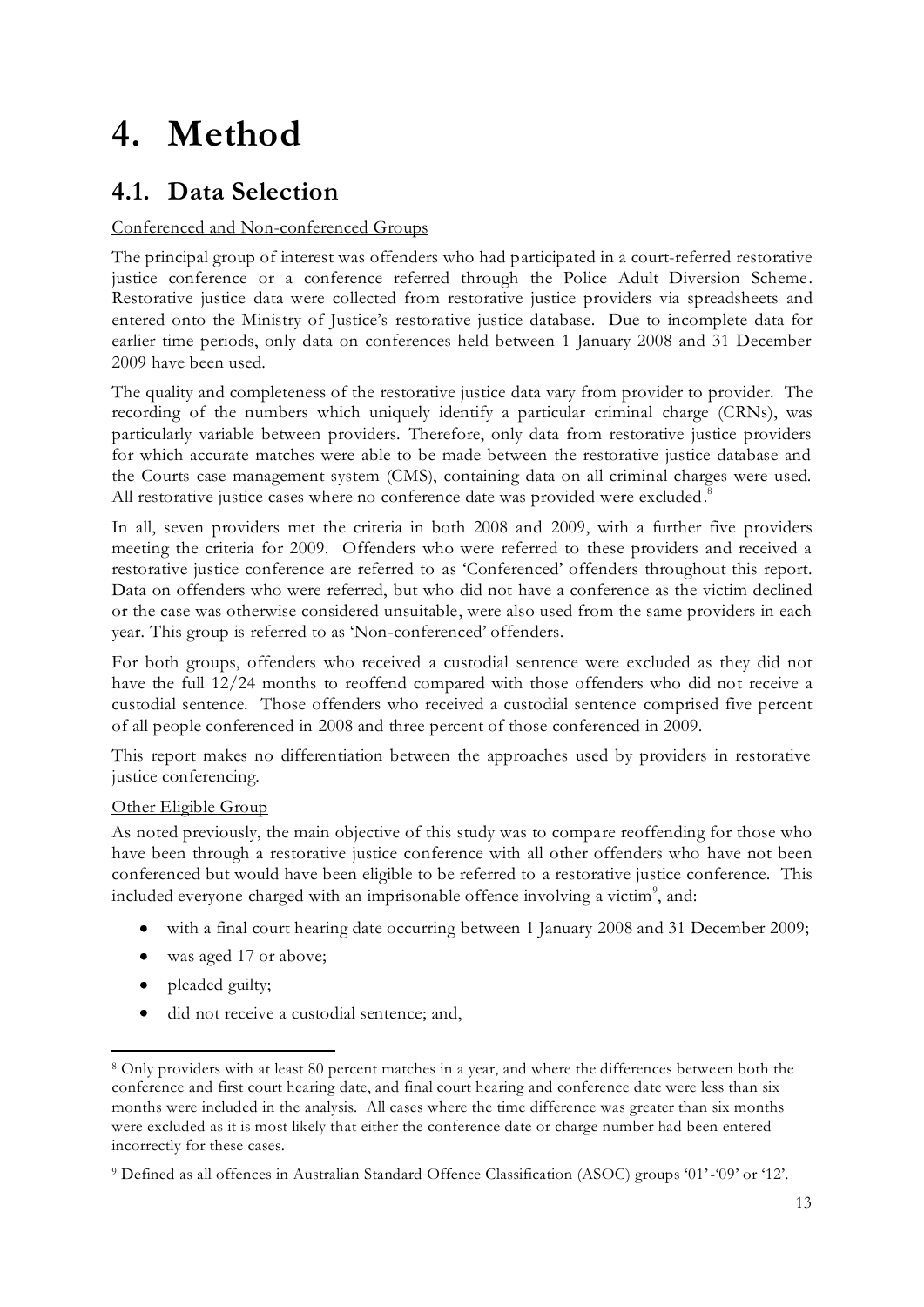# 4. Method

## 4.1. Data Selection

Conferenced and Non-conferenced Groups

The principal group of interest was offenders who had participated in a court-referred restorative justice conference or a conference referred through the Police Adult Diversion Scheme. Restorative justice data were collected from restorative justice providers via spreadsheets and entered onto the Ministry of Justice's restorative justice database. Due to incomplete data for earlier time periods, only data on conferences held between 1 January 2008 and 31 December 2009 have been used.

The quality and completeness of the restorative justice data vary from provider to provider. The recording of the numbers which uniquely identify a particular criminal charge (CRNs), was particularly variable between providers. Therefore, only data from restorative justice providers for which accurate matches were able to be made between the restorative justice database and the Courts case management system (CMS), containing data on all criminal charges were used. All restorative justice cases where no conference date was provided were excluded.[8]

In all, seven providers met the criteria in both 2008 and 2009, with a further five providers meeting the criteria for 2009. Offenders who were referred to these providers and received a restorative justice conference are referred to as 'Conferenced' offenders throughout this report. Data on offenders who were referred, but who did not have a conference as the victim declined or the case was otherwise considered unsuitable, were also used from the same providers in each year. This group is referred to as 'Non-conferenced' offenders.

For both groups, offenders who received a custodial sentence were excluded as they did not have the full 12/24 months to reoffend compared with those offenders who did not receive a custodial sentence. Those offenders who received a custodial sentence comprised five percent of all people conferenced in 2008 and three percent of those conferenced in 2009.

This report makes no differentiation between the approaches used by providers in restorative justice conferencing.

Other Eligible Group

As noted previously, the main objective of this study was to compare reoffending for those who have been through a restorative justice conference with all other offenders who have not been conferenced but would have been eligible to be referred to a restorative justice conference. This included everyone charged with an imprisonable offence involving a victim[9], and:

- with a final court hearing date occurring between 1 January 2008 and 31 December 2009;
- was aged 17 or above;
- pleaded guilty;
- did not receive a custodial sentence; and,

[8] Only providers with at least 80 percent matches in a year, and where the differences between both the conference and first court hearing date, and final court hearing and conference date were less than six months were included in the analysis. All cases where the time difference was greater than six months were excluded as it is most likely that either the conference date or charge number had been entered incorrectly for these cases.

[9] Defined as all offences in Australian Standard Offence Classification (ASOC) groups '01'-'09' or '12'.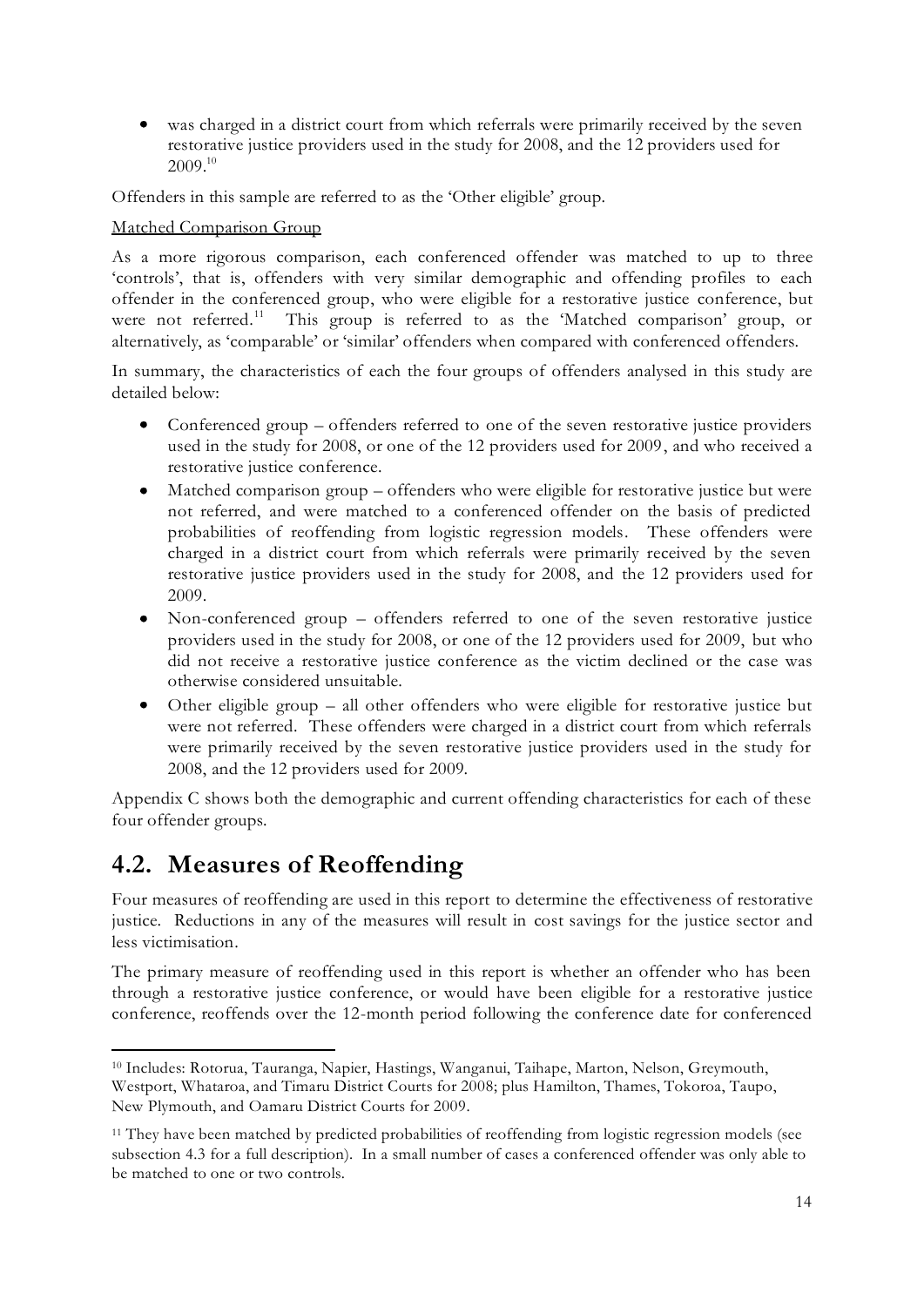- was charged in a district court from which referrals were primarily received by the seven restorative justice providers used in the study for 2008, and the 12 providers used for 2009.[10]

Offenders in this sample are referred to as the 'Other eligible' group.

Matched Comparison Group

As a more rigorous comparison, each conferenced offender was matched to up to three 'controls', that is, offenders with very similar demographic and offending profiles to each offender in the conferenced group, who were eligible for a restorative justice conference, but were not referred.[11] This group is referred to as the 'Matched comparison' group, or alternatively, as 'comparable' or 'similar' offenders when compared with conferenced offenders.

In summary, the characteristics of each the four groups of offenders analysed in this study are detailed below:

- Conferenced group – offenders referred to one of the seven restorative justice providers used in the study for 2008, or one of the 12 providers used for 2009, and who received a restorative justice conference.
- Matched comparison group – offenders who were eligible for restorative justice but were not referred, and were matched to a conferenced offender on the basis of predicted probabilities of reoffending from logistic regression models. These offenders were charged in a district court from which referrals were primarily received by the seven restorative justice providers used in the study for 2008, and the 12 providers used for 2009.
- Non-conferenced group – offenders referred to one of the seven restorative justice providers used in the study for 2008, or one of the 12 providers used for 2009, but who did not receive a restorative justice conference as the victim declined or the case was otherwise considered unsuitable.
- Other eligible group – all other offenders who were eligible for restorative justice but were not referred. These offenders were charged in a district court from which referrals were primarily received by the seven restorative justice providers used in the study for 2008, and the 12 providers used for 2009.

Appendix C shows both the demographic and current offending characteristics for each of these four offender groups.

## 4.2. Measures of Reoffending

Four measures of reoffending are used in this report to determine the effectiveness of restorative justice. Reductions in any of the measures will result in cost savings for the justice sector and less victimisation.

The primary measure of reoffending used in this report is whether an offender who has been through a restorative justice conference, or would have been eligible for a restorative justice conference, reoffends over the 12-month period following the conference date for conferenced

---

[10] Includes: Rotorua, Tauranga, Napier, Hastings, Wanganui, Taihape, Marton, Nelson, Greymouth, Westport, Whataroa, and Timaru District Courts for 2008; plus Hamilton, Thames, Tokoroa, Taupo, New Plymouth, and Oamaru District Courts for 2009.

[11] They have been matched by predicted probabilities of reoffending from logistic regression models (see subsection 4.3 for a full description). In a small number of cases a conferenced offender was only able to be matched to one or two controls.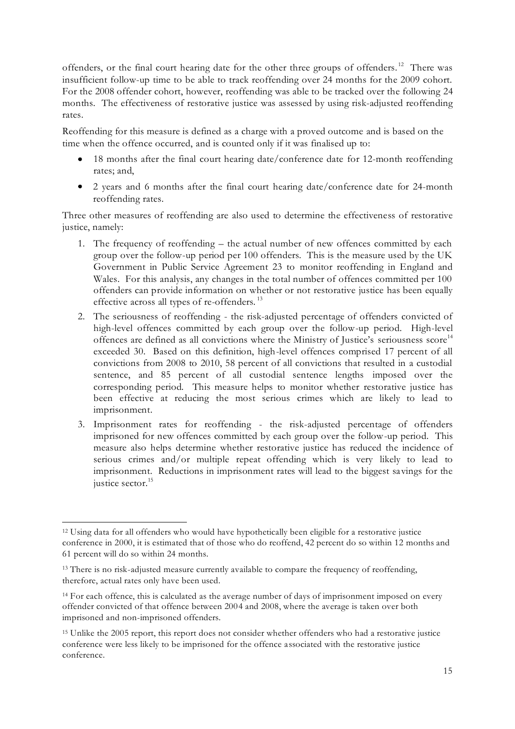offenders, or the final court hearing date for the other three groups of offenders.[12] There was insufficient follow-up time to be able to track reoffending over 24 months for the 2009 cohort. For the 2008 offender cohort, however, reoffending was able to be tracked over the following 24 months. The effectiveness of restorative justice was assessed by using risk-adjusted reoffending rates.

Reoffending for this measure is defined as a charge with a proved outcome and is based on the time when the offence occurred, and is counted only if it was finalised up to:

- 18 months after the final court hearing date/conference date for 12-month reoffending rates; and,
- 2 years and 6 months after the final court hearing date/conference date for 24-month reoffending rates.

Three other measures of reoffending are also used to determine the effectiveness of restorative justice, namely:

1. The frequency of reoffending – the actual number of new offences committed by each group over the follow-up period per 100 offenders. This is the measure used by the UK Government in Public Service Agreement 23 to monitor reoffending in England and Wales. For this analysis, any changes in the total number of offences committed per 100 offenders can provide information on whether or not restorative justice has been equally effective across all types of re-offenders.[13]
2. The seriousness of reoffending - the risk-adjusted percentage of offenders convicted of high-level offences committed by each group over the follow-up period. High-level offences are defined as all convictions where the Ministry of Justice's seriousness score[14] exceeded 30. Based on this definition, high-level offences comprised 17 percent of all convictions from 2008 to 2010, 58 percent of all convictions that resulted in a custodial sentence, and 85 percent of all custodial sentence lengths imposed over the corresponding period. This measure helps to monitor whether restorative justice has been effective at reducing the most serious crimes which are likely to lead to imprisonment.
3. Imprisonment rates for reoffending - the risk-adjusted percentage of offenders imprisoned for new offences committed by each group over the follow-up period. This measure also helps determine whether restorative justice has reduced the incidence of serious crimes and/or multiple repeat offending which is very likely to lead to imprisonment. Reductions in imprisonment rates will lead to the biggest savings for the justice sector.[15]

---

[12] Using data for all offenders who would have hypothetically been eligible for a restorative justice conference in 2000, it is estimated that of those who do reoffend, 42 percent do so within 12 months and 61 percent will do so within 24 months.

[13] There is no risk-adjusted measure currently available to compare the frequency of reoffending, therefore, actual rates only have been used.

[14] For each offence, this is calculated as the average number of days of imprisonment imposed on every offender convicted of that offence between 2004 and 2008, where the average is taken over both imprisoned and non-imprisoned offenders.

[15] Unlike the 2005 report, this report does not consider whether offenders who had a restorative justice conference were less likely to be imprisoned for the offence associated with the restorative justice conference.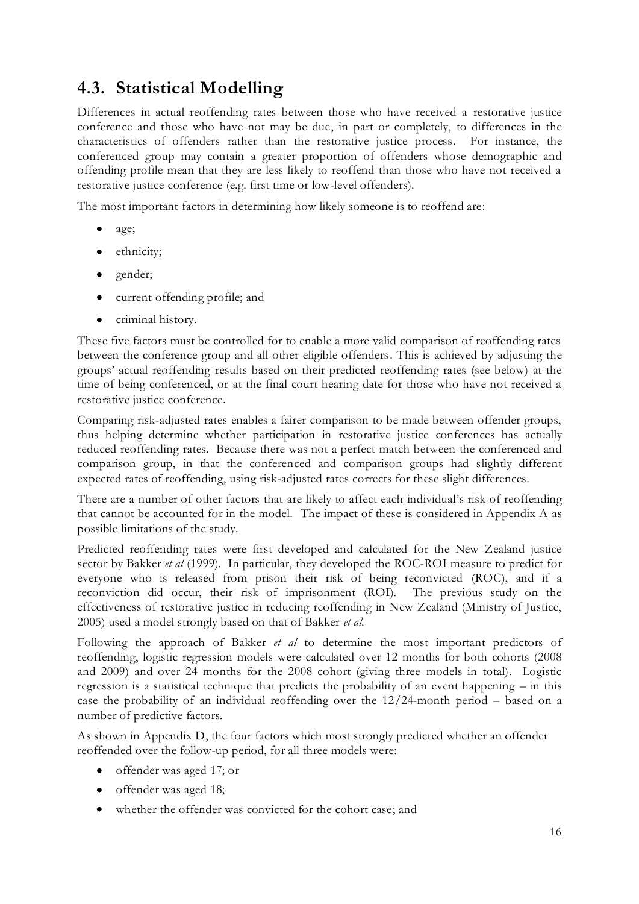## 4.3. Statistical Modelling

Differences in actual reoffending rates between those who have received a restorative justice conference and those who have not may be due, in part or completely, to differences in the characteristics of offenders rather than the restorative justice process. For instance, the conferenced group may contain a greater proportion of offenders whose demographic and offending profile mean that they are less likely to reoffend than those who have not received a restorative justice conference (e.g. first time or low-level offenders).

The most important factors in determining how likely someone is to reoffend are:

- age;
- ethnicity;
- gender;
- current offending profile; and
- criminal history.

These five factors must be controlled for to enable a more valid comparison of reoffending rates between the conference group and all other eligible offenders. This is achieved by adjusting the groups' actual reoffending results based on their predicted reoffending rates (see below) at the time of being conferenced, or at the final court hearing date for those who have not received a restorative justice conference.

Comparing risk-adjusted rates enables a fairer comparison to be made between offender groups, thus helping determine whether participation in restorative justice conferences has actually reduced reoffending rates. Because there was not a perfect match between the conferenced and comparison group, in that the conferenced and comparison groups had slightly different expected rates of reoffending, using risk-adjusted rates corrects for these slight differences.

There are a number of other factors that are likely to affect each individual's risk of reoffending that cannot be accounted for in the model. The impact of these is considered in Appendix A as possible limitations of the study.

Predicted reoffending rates were first developed and calculated for the New Zealand justice sector by Bakker *et al* (1999). In particular, they developed the ROC-ROI measure to predict for everyone who is released from prison their risk of being reconvicted (ROC), and if a reconviction did occur, their risk of imprisonment (ROI). The previous study on the effectiveness of restorative justice in reducing reoffending in New Zealand (Ministry of Justice, 2005) used a model strongly based on that of Bakker *et al*.

Following the approach of Bakker *et al* to determine the most important predictors of reoffending, logistic regression models were calculated over 12 months for both cohorts (2008 and 2009) and over 24 months for the 2008 cohort (giving three models in total). Logistic regression is a statistical technique that predicts the probability of an event happening – in this case the probability of an individual reoffending over the 12/24-month period – based on a number of predictive factors.

As shown in Appendix D, the four factors which most strongly predicted whether an offender reoffended over the follow-up period, for all three models were:

- offender was aged 17; or
- offender was aged 18;
- whether the offender was convicted for the cohort case; and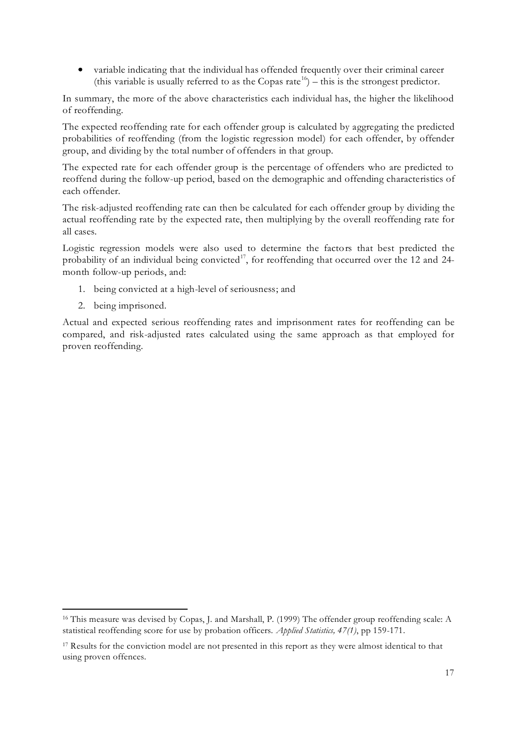- variable indicating that the individual has offended frequently over their criminal career (this variable is usually referred to as the Copas rate[16]) – this is the strongest predictor.

In summary, the more of the above characteristics each individual has, the higher the likelihood of reoffending.

The expected reoffending rate for each offender group is calculated by aggregating the predicted probabilities of reoffending (from the logistic regression model) for each offender, by offender group, and dividing by the total number of offenders in that group.

The expected rate for each offender group is the percentage of offenders who are predicted to reoffend during the follow-up period, based on the demographic and offending characteristics of each offender.

The risk-adjusted reoffending rate can then be calculated for each offender group by dividing the actual reoffending rate by the expected rate, then multiplying by the overall reoffending rate for all cases.

Logistic regression models were also used to determine the factors that best predicted the probability of an individual being convicted[17], for reoffending that occurred over the 12 and 24-month follow-up periods, and:

1. being convicted at a high-level of seriousness; and
2. being imprisoned.

Actual and expected serious reoffending rates and imprisonment rates for reoffending can be compared, and risk-adjusted rates calculated using the same approach as that employed for proven reoffending.

---

[16] This measure was devised by Copas, J. and Marshall, P. (1999) The offender group reoffending scale: A statistical reoffending score for use by probation officers. *Applied Statistics, 47(1)*, pp 159-171.

[17] Results for the conviction model are not presented in this report as they were almost identical to that using proven offences.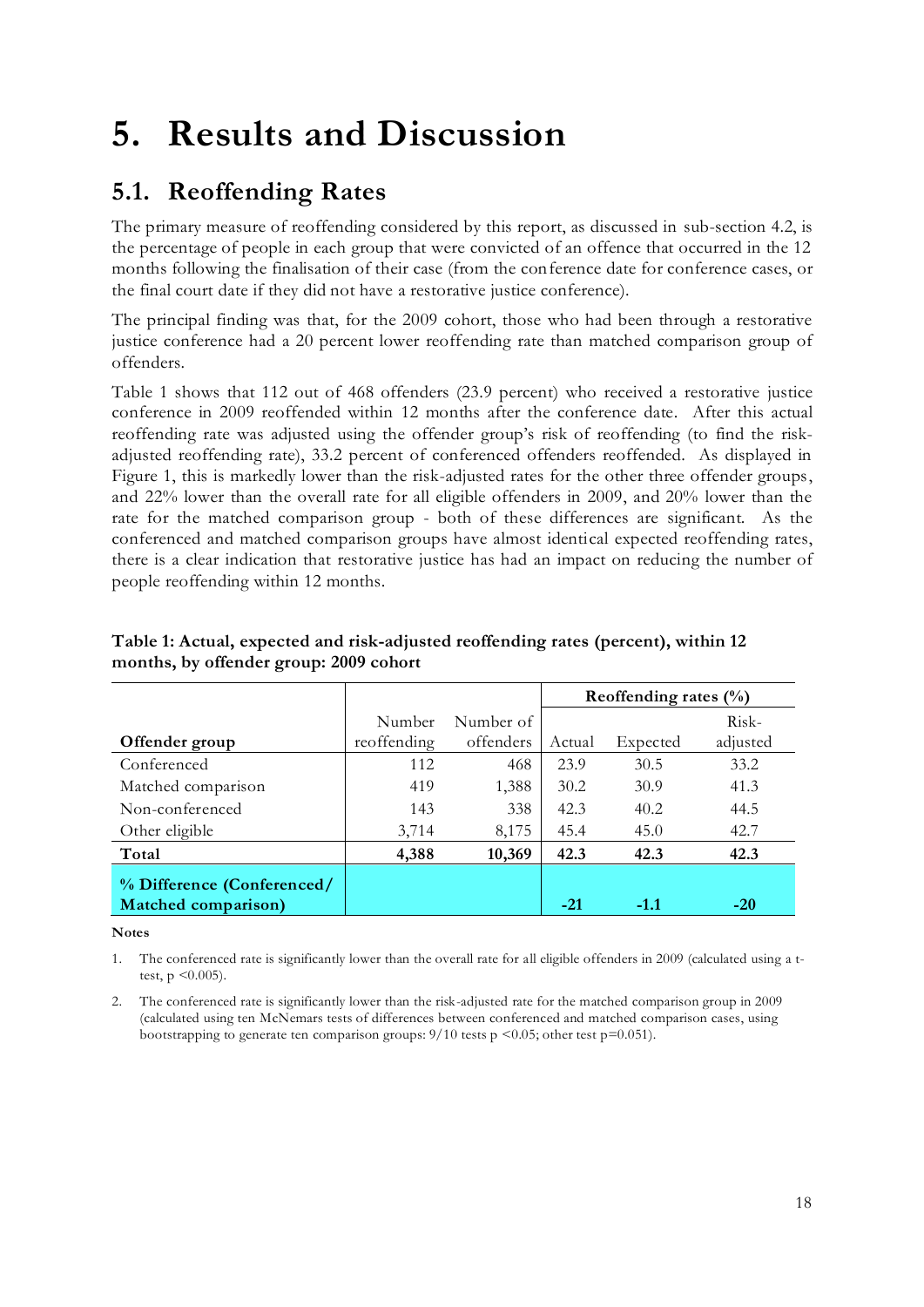# 5. Results and Discussion

## 5.1. Reoffending Rates

The primary measure of reoffending considered by this report, as discussed in sub-section 4.2, is the percentage of people in each group that were convicted of an offence that occurred in the 12 months following the finalisation of their case (from the conference date for conference cases, or the final court date if they did not have a restorative justice conference).

The principal finding was that, for the 2009 cohort, those who had been through a restorative justice conference had a 20 percent lower reoffending rate than matched comparison group of offenders.

Table 1 shows that 112 out of 468 offenders (23.9 percent) who received a restorative justice conference in 2009 reoffended within 12 months after the conference date. After this actual reoffending rate was adjusted using the offender group's risk of reoffending (to find the risk-adjusted reoffending rate), 33.2 percent of conferenced offenders reoffended. As displayed in Figure 1, this is markedly lower than the risk-adjusted rates for the other three offender groups, and 22% lower than the overall rate for all eligible offenders in 2009, and 20% lower than the rate for the matched comparison group - both of these differences are significant. As the conferenced and matched comparison groups have almost identical expected reoffending rates, there is a clear indication that restorative justice has had an impact on reducing the number of people reoffending within 12 months.

**Table 1: Actual, expected and risk-adjusted reoffending rates (percent), within 12 months, by offender group: 2009 cohort**

| | | | Reoffending rates (%) | | |
|---|---|---|---|---|---|
| **Offender group** | Number reoffending | Number of offenders | Actual | Expected | Risk-adjusted |
| Conferenced | 112 | 468 | 23.9 | 30.5 | 33.2 |
| Matched comparison | 419 | 1,388 | 30.2 | 30.9 | 41.3 |
| Non-conferenced | 143 | 338 | 42.3 | 40.2 | 44.5 |
| Other eligible | 3,714 | 8,175 | 45.4 | 45.0 | 42.7 |
| **Total** | **4,388** | **10,369** | **42.3** | **42.3** | **42.3** |
| **% Difference (Conferenced/ Matched comparison)** | | | **-21** | **-1.1** | **-20** |

**Notes**

1. The conferenced rate is significantly lower than the overall rate for all eligible offenders in 2009 (calculated using a t-test, $p < 0.005$).

2. The conferenced rate is significantly lower than the risk-adjusted rate for the matched comparison group in 2009 (calculated using ten McNemars tests of differences between conferenced and matched comparison cases, using bootstrapping to generate ten comparison groups: 9/10 tests $p < 0.05$; other test $p = 0.051$).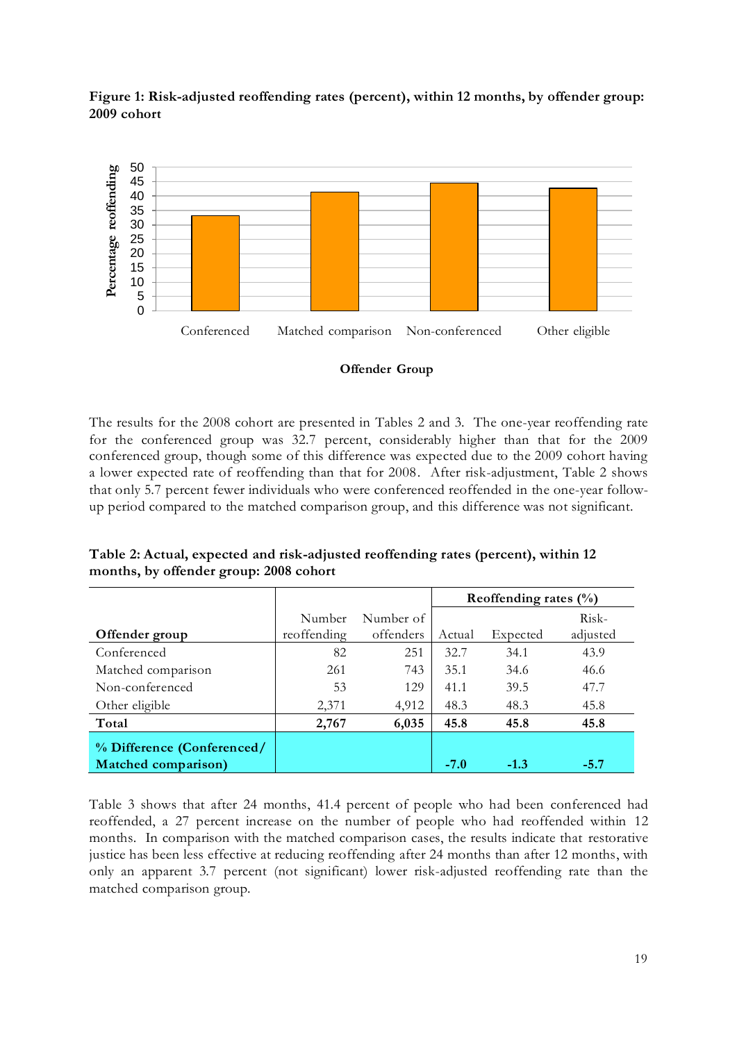**Figure 1: Risk-adjusted reoffending rates (percent), within 12 months, by offender group: 2009 cohort**

The results for the 2008 cohort are presented in Tables 2 and 3. The one-year reoffending rate for the conferenced group was 32.7 percent, considerably higher than that for the 2009 conferenced group, though some of this difference was expected due to the 2009 cohort having a lower expected rate of reoffending than that for 2008. After risk-adjustment, Table 2 shows that only 5.7 percent fewer individuals who were conferenced reoffended in the one-year follow-up period compared to the matched comparison group, and this difference was not significant.

**Table 2: Actual, expected and risk-adjusted reoffending rates (percent), within 12 months, by offender group: 2008 cohort**

| Offender group | Number reoffending | Number of offenders | Reoffending rates (%) Actual | Expected | Risk-adjusted |
|---|---|---|---|---|---|
| Conferenced | 82 | 251 | 32.7 | 34.1 | 43.9 |
| Matched comparison | 261 | 743 | 35.1 | 34.6 | 46.6 |
| Non-conferenced | 53 | 129 | 41.1 | 39.5 | 47.7 |
| Other eligible | 2,371 | 4,912 | 48.3 | 48.3 | 45.8 |
| **Total** | **2,767** | **6,035** | **45.8** | **45.8** | **45.8** |
| **% Difference (Conferenced/ Matched comparison)** | | | **-7.0** | **-1.3** | **-5.7** |

Table 3 shows that after 24 months, 41.4 percent of people who had been conferenced had reoffended, a 27 percent increase on the number of people who had reoffended within 12 months. In comparison with the matched comparison cases, the results indicate that restorative justice has been less effective at reducing reoffending after 24 months than after 12 months, with only an apparent 3.7 percent (not significant) lower risk-adjusted reoffending rate than the matched comparison group.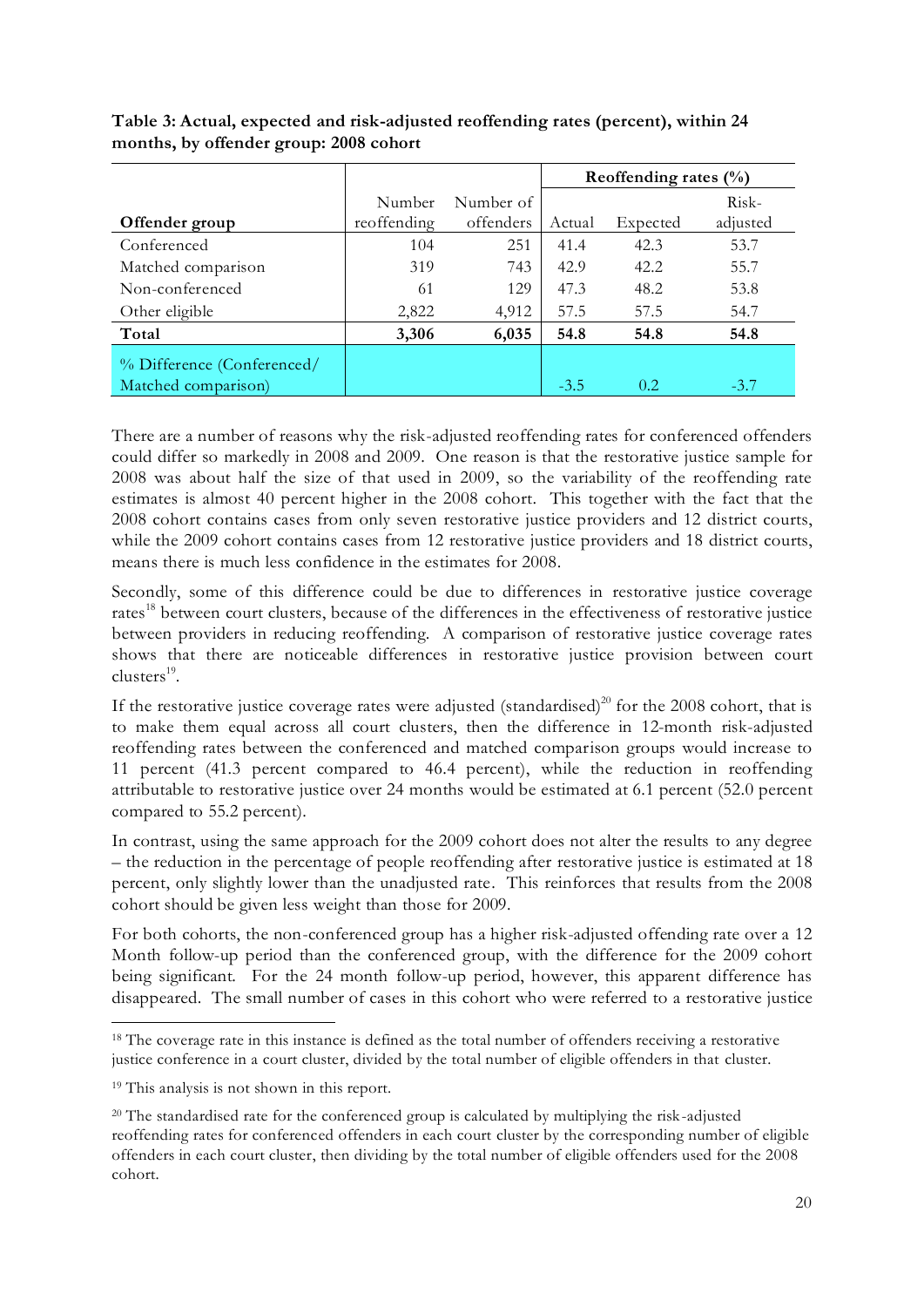**Table 3: Actual, expected and risk-adjusted reoffending rates (percent), within 24 months, by offender group: 2008 cohort**

| Offender group | Number reoffending | Number of offenders | Reoffending rates (%) Actual | Expected | Risk-adjusted |
|---|---|---|---|---|---|
| Conferenced | 104 | 251 | 41.4 | 42.3 | 53.7 |
| Matched comparison | 319 | 743 | 42.9 | 42.2 | 55.7 |
| Non-conferenced | 61 | 129 | 47.3 | 48.2 | 53.8 |
| Other eligible | 2,822 | 4,912 | 57.5 | 57.5 | 54.7 |
| **Total** | **3,306** | **6,035** | **54.8** | **54.8** | **54.8** |
| % Difference (Conferenced/ Matched comparison) | | | -3.5 | 0.2 | -3.7 |

There are a number of reasons why the risk-adjusted reoffending rates for conferenced offenders could differ so markedly in 2008 and 2009. One reason is that the restorative justice sample for 2008 was about half the size of that used in 2009, so the variability of the reoffending rate estimates is almost 40 percent higher in the 2008 cohort. This together with the fact that the 2008 cohort contains cases from only seven restorative justice providers and 12 district courts, while the 2009 cohort contains cases from 12 restorative justice providers and 18 district courts, means there is much less confidence in the estimates for 2008.

Secondly, some of this difference could be due to differences in restorative justice coverage rates[18] between court clusters, because of the differences in the effectiveness of restorative justice between providers in reducing reoffending. A comparison of restorative justice coverage rates shows that there are noticeable differences in restorative justice provision between court clusters[19].

If the restorative justice coverage rates were adjusted (standardised)[20] for the 2008 cohort, that is to make them equal across all court clusters, then the difference in 12-month risk-adjusted reoffending rates between the conferenced and matched comparison groups would increase to 11 percent (41.3 percent compared to 46.4 percent), while the reduction in reoffending attributable to restorative justice over 24 months would be estimated at 6.1 percent (52.0 percent compared to 55.2 percent).

In contrast, using the same approach for the 2009 cohort does not alter the results to any degree – the reduction in the percentage of people reoffending after restorative justice is estimated at 18 percent, only slightly lower than the unadjusted rate. This reinforces that results from the 2008 cohort should be given less weight than those for 2009.

For both cohorts, the non-conferenced group has a higher risk-adjusted offending rate over a 12 Month follow-up period than the conferenced group, with the difference for the 2009 cohort being significant. For the 24 month follow-up period, however, this apparent difference has disappeared. The small number of cases in this cohort who were referred to a restorative justice

---

[18] The coverage rate in this instance is defined as the total number of offenders receiving a restorative justice conference in a court cluster, divided by the total number of eligible offenders in that cluster.

[19] This analysis is not shown in this report.

[20] The standardised rate for the conferenced group is calculated by multiplying the risk-adjusted reoffending rates for conferenced offenders in each court cluster by the corresponding number of eligible offenders in each court cluster, then dividing by the total number of eligible offenders used for the 2008 cohort.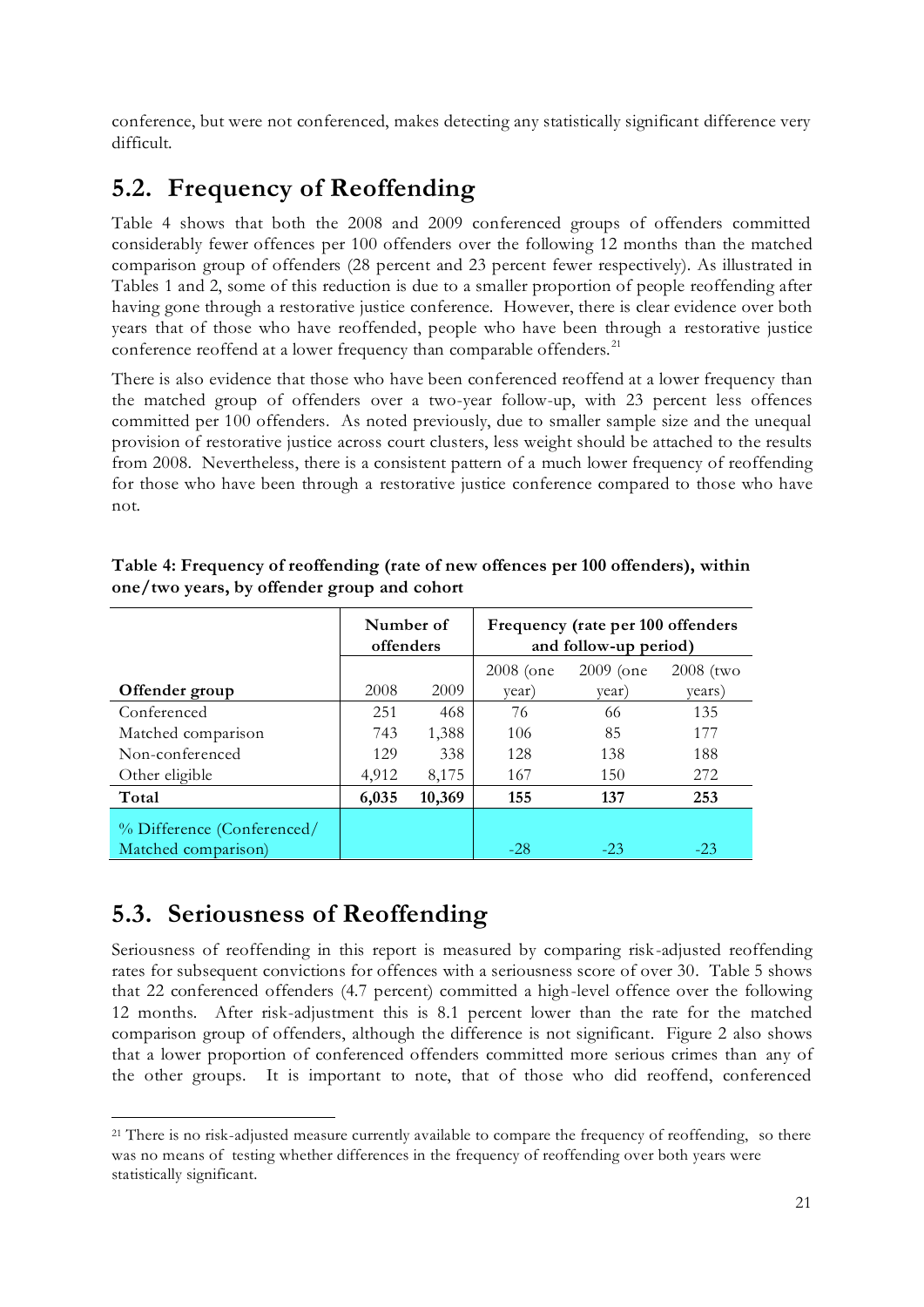conference, but were not conferenced, makes detecting any statistically significant difference very difficult.

## 5.2. Frequency of Reoffending

Table 4 shows that both the 2008 and 2009 conferenced groups of offenders committed considerably fewer offences per 100 offenders over the following 12 months than the matched comparison group of offenders (28 percent and 23 percent fewer respectively). As illustrated in Tables 1 and 2, some of this reduction is due to a smaller proportion of people reoffending after having gone through a restorative justice conference. However, there is clear evidence over both years that of those who have reoffended, people who have been through a restorative justice conference reoffend at a lower frequency than comparable offenders.[21]

There is also evidence that those who have been conferenced reoffend at a lower frequency than the matched group of offenders over a two-year follow-up, with 23 percent less offences committed per 100 offenders. As noted previously, due to smaller sample size and the unequal provision of restorative justice across court clusters, less weight should be attached to the results from 2008. Nevertheless, there is a consistent pattern of a much lower frequency of reoffending for those who have been through a restorative justice conference compared to those who have not.

**Table 4: Frequency of reoffending (rate of new offences per 100 offenders), within one/two years, by offender group and cohort**

| | Number of offenders | | Frequency (rate per 100 offenders and follow-up period) | | |
|---|---|---|---|---|---|
| **Offender group** | 2008 | 2009 | 2008 (one year) | 2009 (one year) | 2008 (two years) |
| Conferenced | 251 | 468 | 76 | 66 | 135 |
| Matched comparison | 743 | 1,388 | 106 | 85 | 177 |
| Non-conferenced | 129 | 338 | 128 | 138 | 188 |
| Other eligible | 4,912 | 8,175 | 167 | 150 | 272 |
| **Total** | **6,035** | **10,369** | **155** | **137** | **253** |
| % Difference (Conferenced/ Matched comparison) | | | -28 | -23 | -23 |

## 5.3. Seriousness of Reoffending

Seriousness of reoffending in this report is measured by comparing risk-adjusted reoffending rates for subsequent convictions for offences with a seriousness score of over 30. Table 5 shows that 22 conferenced offenders (4.7 percent) committed a high-level offence over the following 12 months. After risk-adjustment this is 8.1 percent lower than the rate for the matched comparison group of offenders, although the difference is not significant. Figure 2 also shows that a lower proportion of conferenced offenders committed more serious crimes than any of the other groups. It is important to note, that of those who did reoffend, conferenced

[21] There is no risk-adjusted measure currently available to compare the frequency of reoffending, so there was no means of testing whether differences in the frequency of reoffending over both years were statistically significant.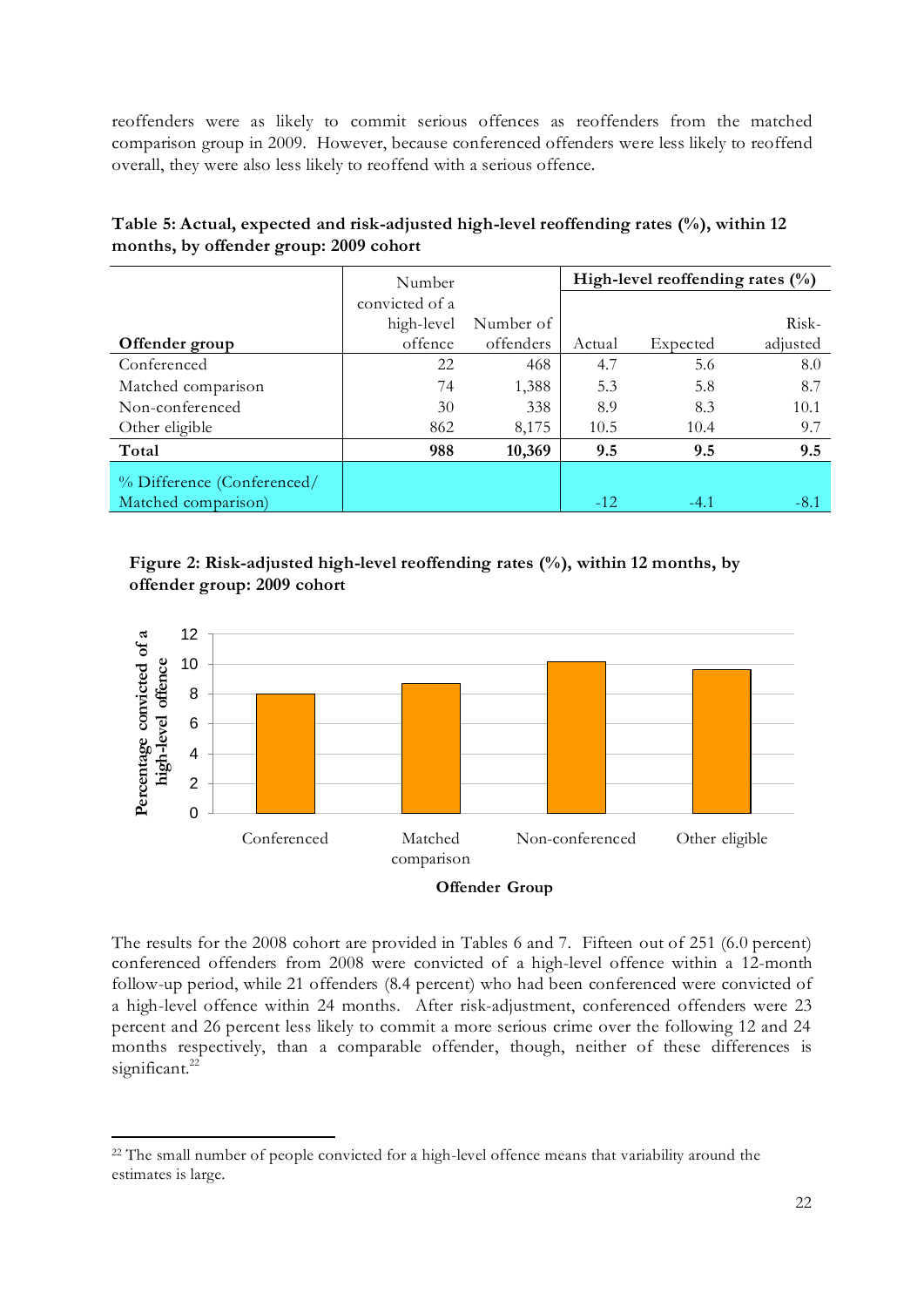reoffenders were as likely to commit serious offences as reoffenders from the matched comparison group in 2009. However, because conferenced offenders were less likely to reoffend overall, they were also less likely to reoffend with a serious offence.

**Table 5: Actual, expected and risk-adjusted high-level reoffending rates (%), within 12 months, by offender group: 2009 cohort**

| | | | High-level reoffending rates (%) | | |
|---|---|---|---|---|---|
| **Offender group** | Number convicted of a high-level offence | Number of offenders | Actual | Expected | Risk-adjusted |
| Conferenced | 22 | 468 | 4.7 | 5.6 | 8.0 |
| Matched comparison | 74 | 1,388 | 5.3 | 5.8 | 8.7 |
| Non-conferenced | 30 | 338 | 8.9 | 8.3 | 10.1 |
| Other eligible | 862 | 8,175 | 10.5 | 10.4 | 9.7 |
| **Total** | **988** | **10,369** | **9.5** | **9.5** | **9.5** |
| % Difference (Conferenced/ Matched comparison) | | | -12 | -4.1 | -8.1 |

**Figure 2: Risk-adjusted high-level reoffending rates (%), within 12 months, by offender group: 2009 cohort**

The results for the 2008 cohort are provided in Tables 6 and 7. Fifteen out of 251 (6.0 percent) conferenced offenders from 2008 were convicted of a high-level offence within a 12-month follow-up period, while 21 offenders (8.4 percent) who had been conferenced were convicted of a high-level offence within 24 months. After risk-adjustment, conferenced offenders were 23 percent and 26 percent less likely to commit a more serious crime over the following 12 and 24 months respectively, than a comparable offender, though, neither of these differences is significant.[22]

[22] The small number of people convicted for a high-level offence means that variability around the estimates is large.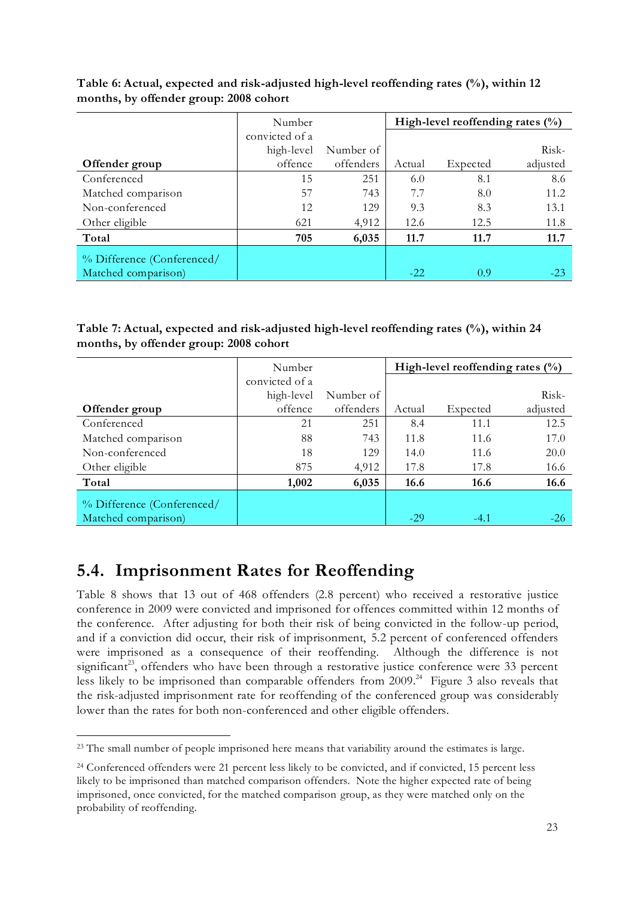**Table 6: Actual, expected and risk-adjusted high-level reoffending rates (%), within 12 months, by offender group: 2008 cohort**

| Offender group | Number convicted of a high-level offence | Number of offenders | High-level reoffending rates (%) | | |
|---|---|---|---|---|---|
| | | | Actual | Expected | Risk-adjusted |
| Conferenced | 15 | 251 | 6.0 | 8.1 | 8.6 |
| Matched comparison | 57 | 743 | 7.7 | 8.0 | 11.2 |
| Non-conferenced | 12 | 129 | 9.3 | 8.3 | 13.1 |
| Other eligible | 621 | 4,912 | 12.6 | 12.5 | 11.8 |
| **Total** | **705** | **6,035** | **11.7** | **11.7** | **11.7** |
| % Difference (Conferenced/ Matched comparison) | | | -22 | 0.9 | -23 |

**Table 7: Actual, expected and risk-adjusted high-level reoffending rates (%), within 24 months, by offender group: 2008 cohort**

| Offender group | Number convicted of a high-level offence | Number of offenders | High-level reoffending rates (%) | | |
|---|---|---|---|---|---|
| | | | Actual | Expected | Risk-adjusted |
| Conferenced | 21 | 251 | 8.4 | 11.1 | 12.5 |
| Matched comparison | 88 | 743 | 11.8 | 11.6 | 17.0 |
| Non-conferenced | 18 | 129 | 14.0 | 11.6 | 20.0 |
| Other eligible | 875 | 4,912 | 17.8 | 17.8 | 16.6 |
| **Total** | **1,002** | **6,035** | **16.6** | **16.6** | **16.6** |
| % Difference (Conferenced/ Matched comparison) | | | -29 | -4.1 | -26 |

## 5.4. Imprisonment Rates for Reoffending

Table 8 shows that 13 out of 468 offenders (2.8 percent) who received a restorative justice conference in 2009 were convicted and imprisoned for offences committed within 12 months of the conference. After adjusting for both their risk of being convicted in the follow-up period, and if a conviction did occur, their risk of imprisonment, 5.2 percent of conferenced offenders were imprisoned as a consequence of their reoffending. Although the difference is not significant[23], offenders who have been through a restorative justice conference were 33 percent less likely to be imprisoned than comparable offenders from 2009.[24] Figure 3 also reveals that the risk-adjusted imprisonment rate for reoffending of the conferenced group was considerably lower than the rates for both non-conferenced and other eligible offenders.

[23] The small number of people imprisoned here means that variability around the estimates is large.

[24] Conferenced offenders were 21 percent less likely to be convicted, and if convicted, 15 percent less likely to be imprisoned than matched comparison offenders. Note the higher expected rate of being imprisoned, once convicted, for the matched comparison group, as they were matched only on the probability of reoffending.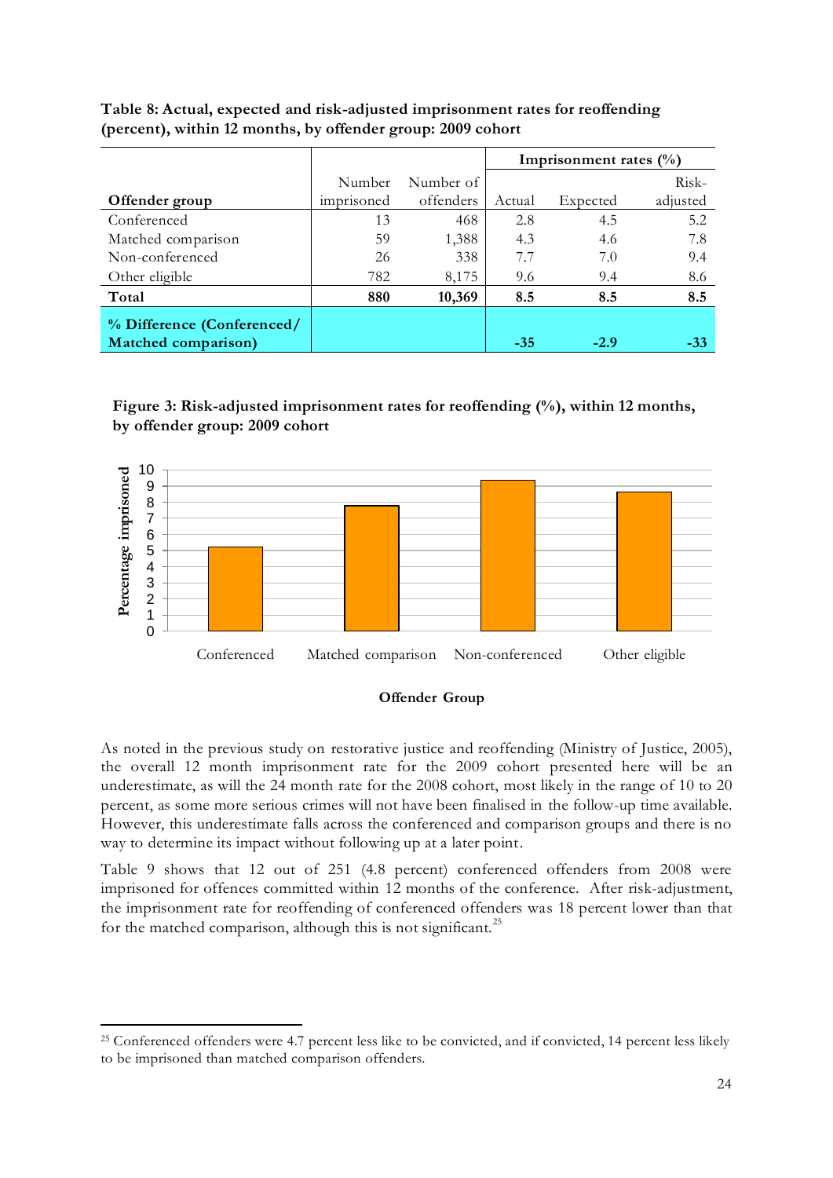**Table 8: Actual, expected and risk-adjusted imprisonment rates for reoffending (percent), within 12 months, by offender group: 2009 cohort**

| Offender group | Number imprisoned | Number of offenders | Imprisonment rates (%) Actual | Expected | Risk-adjusted |
|---|---|---|---|---|---|
| Conferenced | 13 | 468 | 2.8 | 4.5 | 5.2 |
| Matched comparison | 59 | 1,388 | 4.3 | 4.6 | 7.8 |
| Non-conferenced | 26 | 338 | 7.7 | 7.0 | 9.4 |
| Other eligible | 782 | 8,175 | 9.6 | 9.4 | 8.6 |
| **Total** | **880** | **10,369** | **8.5** | **8.5** | **8.5** |
| **% Difference (Conferenced/ Matched comparison)** | | | **-35** | **-2.9** | **-33** |

**Figure 3: Risk-adjusted imprisonment rates for reoffending (%), within 12 months, by offender group: 2009 cohort**

As noted in the previous study on restorative justice and reoffending (Ministry of Justice, 2005), the overall 12 month imprisonment rate for the 2009 cohort presented here will be an underestimate, as will the 24 month rate for the 2008 cohort, most likely in the range of 10 to 20 percent, as some more serious crimes will not have been finalised in the follow-up time available. However, this underestimate falls across the conferenced and comparison groups and there is no way to determine its impact without following up at a later point.

Table 9 shows that 12 out of 251 (4.8 percent) conferenced offenders from 2008 were imprisoned for offences committed within 12 months of the conference. After risk-adjustment, the imprisonment rate for reoffending of conferenced offenders was 18 percent lower than that for the matched comparison, although this is not significant.[25]

[25] Conferenced offenders were 4.7 percent less like to be convicted, and if convicted, 14 percent less likely to be imprisoned than matched comparison offenders.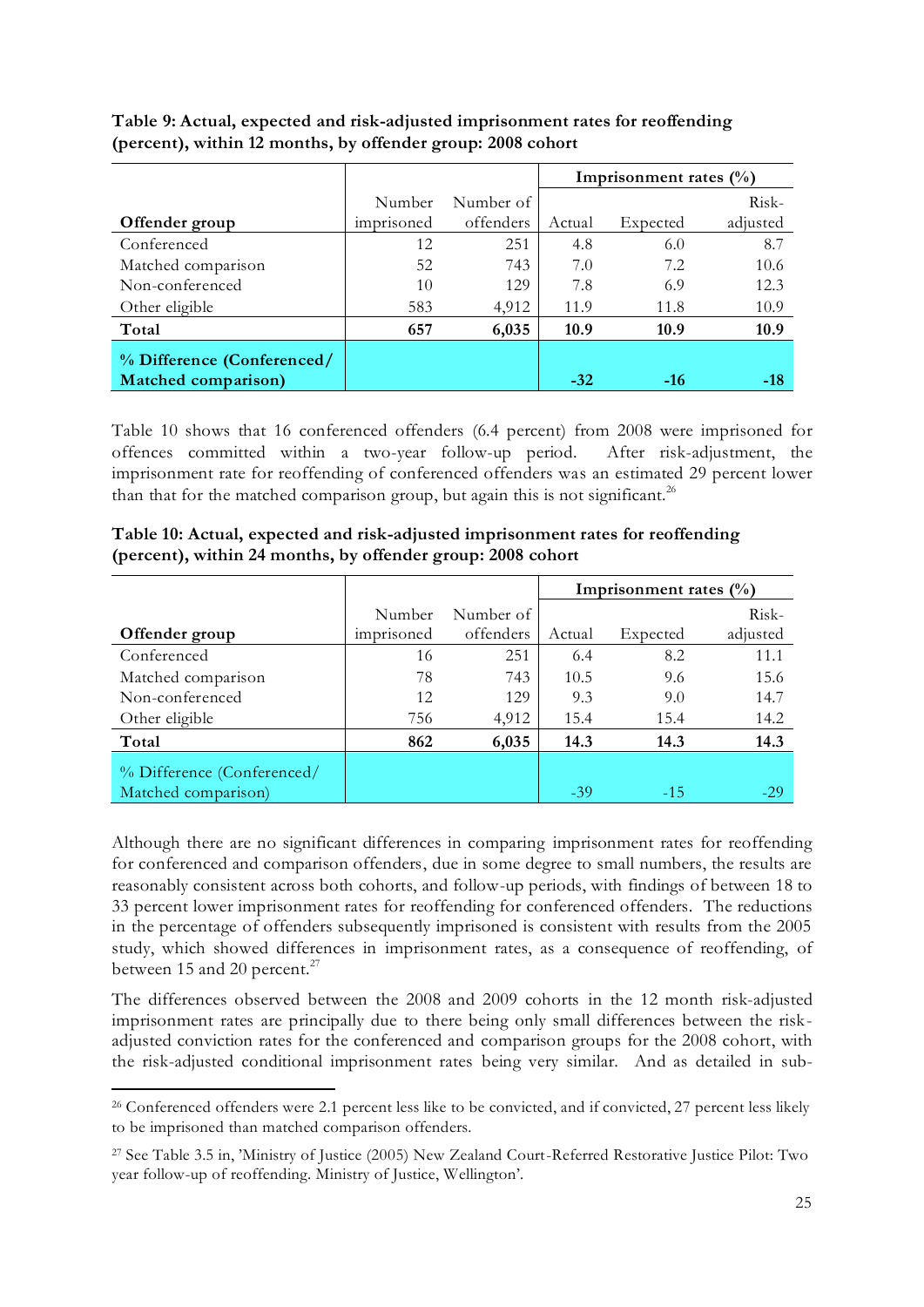**Table 9: Actual, expected and risk-adjusted imprisonment rates for reoffending (percent), within 12 months, by offender group: 2008 cohort**

| Offender group | Number imprisoned | Number of offenders | Imprisonment rates (%) Actual | Expected | Risk-adjusted |
|---|---|---|---|---|---|
| Conferenced | 12 | 251 | 4.8 | 6.0 | 8.7 |
| Matched comparison | 52 | 743 | 7.0 | 7.2 | 10.6 |
| Non-conferenced | 10 | 129 | 7.8 | 6.9 | 12.3 |
| Other eligible | 583 | 4,912 | 11.9 | 11.8 | 10.9 |
| **Total** | **657** | **6,035** | **10.9** | **10.9** | **10.9** |
| **% Difference (Conferenced/ Matched comparison)** | | | **-32** | **-16** | **-18** |

Table 10 shows that 16 conferenced offenders (6.4 percent) from 2008 were imprisoned for offences committed within a two-year follow-up period. After risk-adjustment, the imprisonment rate for reoffending of conferenced offenders was an estimated 29 percent lower than that for the matched comparison group, but again this is not significant.[26]

**Table 10: Actual, expected and risk-adjusted imprisonment rates for reoffending (percent), within 24 months, by offender group: 2008 cohort**

| Offender group | Number imprisoned | Number of offenders | Imprisonment rates (%) Actual | Expected | Risk-adjusted |
|---|---|---|---|---|---|
| Conferenced | 16 | 251 | 6.4 | 8.2 | 11.1 |
| Matched comparison | 78 | 743 | 10.5 | 9.6 | 15.6 |
| Non-conferenced | 12 | 129 | 9.3 | 9.0 | 14.7 |
| Other eligible | 756 | 4,912 | 15.4 | 15.4 | 14.2 |
| **Total** | **862** | **6,035** | **14.3** | **14.3** | **14.3** |
| % Difference (Conferenced/ Matched comparison) | | | -39 | -15 | -29 |

Although there are no significant differences in comparing imprisonment rates for reoffending for conferenced and comparison offenders, due in some degree to small numbers, the results are reasonably consistent across both cohorts, and follow-up periods, with findings of between 18 to 33 percent lower imprisonment rates for reoffending for conferenced offenders. The reductions in the percentage of offenders subsequently imprisoned is consistent with results from the 2005 study, which showed differences in imprisonment rates, as a consequence of reoffending, of between 15 and 20 percent.[27]

The differences observed between the 2008 and 2009 cohorts in the 12 month risk-adjusted imprisonment rates are principally due to there being only small differences between the risk-adjusted conviction rates for the conferenced and comparison groups for the 2008 cohort, with the risk-adjusted conditional imprisonment rates being very similar. And as detailed in sub-

---

[26] Conferenced offenders were 2.1 percent less like to be convicted, and if convicted, 27 percent less likely to be imprisoned than matched comparison offenders.

[27] See Table 3.5 in, 'Ministry of Justice (2005) New Zealand Court-Referred Restorative Justice Pilot: Two year follow-up of reoffending. Ministry of Justice, Wellington'.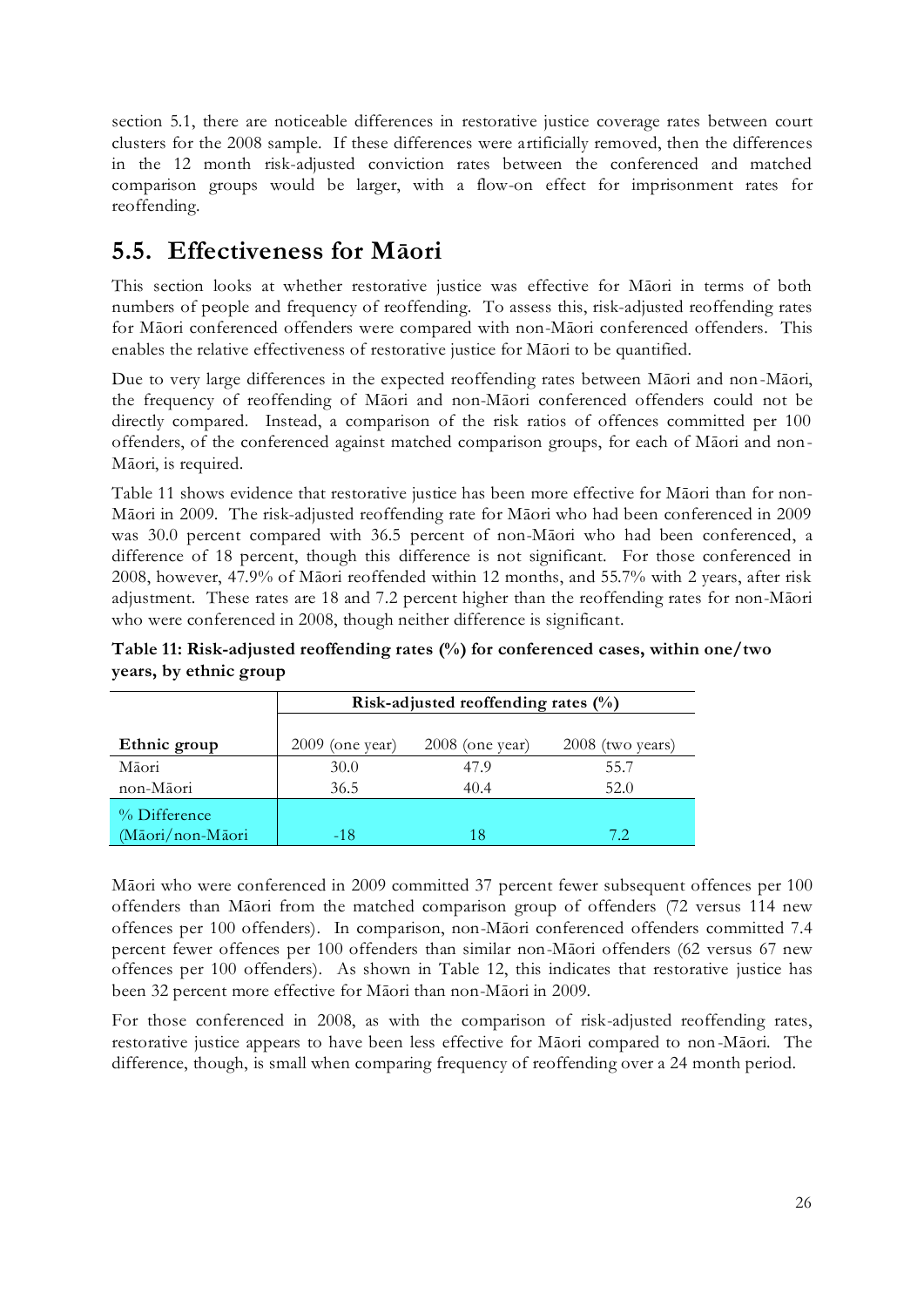section 5.1, there are noticeable differences in restorative justice coverage rates between court clusters for the 2008 sample. If these differences were artificially removed, then the differences in the 12 month risk-adjusted conviction rates between the conferenced and matched comparison groups would be larger, with a flow-on effect for imprisonment rates for reoffending.

## 5.5. Effectiveness for Māori

This section looks at whether restorative justice was effective for Māori in terms of both numbers of people and frequency of reoffending. To assess this, risk-adjusted reoffending rates for Māori conferenced offenders were compared with non-Māori conferenced offenders. This enables the relative effectiveness of restorative justice for Māori to be quantified.

Due to very large differences in the expected reoffending rates between Māori and non-Māori, the frequency of reoffending of Māori and non-Māori conferenced offenders could not be directly compared. Instead, a comparison of the risk ratios of offences committed per 100 offenders, of the conferenced against matched comparison groups, for each of Māori and non-Māori, is required.

Table 11 shows evidence that restorative justice has been more effective for Māori than for non-Māori in 2009. The risk-adjusted reoffending rate for Māori who had been conferenced in 2009 was 30.0 percent compared with 36.5 percent of non-Māori who had been conferenced, a difference of 18 percent, though this difference is not significant. For those conferenced in 2008, however, 47.9% of Māori reoffended within 12 months, and 55.7% with 2 years, after risk adjustment. These rates are 18 and 7.2 percent higher than the reoffending rates for non-Māori who were conferenced in 2008, though neither difference is significant.

**Table 11: Risk-adjusted reoffending rates (%) for conferenced cases, within one/two years, by ethnic group**

| | Risk-adjusted reoffending rates (%) | | |
|---|---|---|---|
| Ethnic group | 2009 (one year) | 2008 (one year) | 2008 (two years) |
| Māori | 30.0 | 47.9 | 55.7 |
| non-Māori | 36.5 | 40.4 | 52.0 |
| % Difference (Māori/non-Māori | -18 | 18 | 7.2 |

Māori who were conferenced in 2009 committed 37 percent fewer subsequent offences per 100 offenders than Māori from the matched comparison group of offenders (72 versus 114 new offences per 100 offenders). In comparison, non-Māori conferenced offenders committed 7.4 percent fewer offences per 100 offenders than similar non-Māori offenders (62 versus 67 new offences per 100 offenders). As shown in Table 12, this indicates that restorative justice has been 32 percent more effective for Māori than non-Māori in 2009.

For those conferenced in 2008, as with the comparison of risk-adjusted reoffending rates, restorative justice appears to have been less effective for Māori compared to non-Māori. The difference, though, is small when comparing frequency of reoffending over a 24 month period.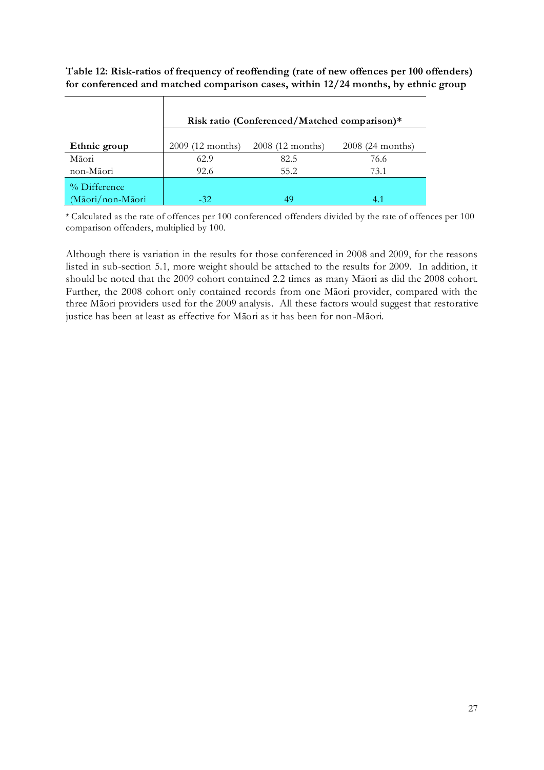**Table 12: Risk-ratios of frequency of reoffending (rate of new offences per 100 offenders) for conferenced and matched comparison cases, within 12/24 months, by ethnic group**

| | Risk ratio (Conferenced/Matched comparison)* | | |
|---|---|---|---|
| Ethnic group | 2009 (12 months) | 2008 (12 months) | 2008 (24 months) |
| Māori | 62.9 | 82.5 | 76.6 |
| non-Māori | 92.6 | 55.2 | 73.1 |
| % Difference (Māori/non-Māori | -32 | 49 | 4.1 |

* Calculated as the rate of offences per 100 conferenced offenders divided by the rate of offences per 100 comparison offenders, multiplied by 100.

Although there is variation in the results for those conferenced in 2008 and 2009, for the reasons listed in sub-section 5.1, more weight should be attached to the results for 2009. In addition, it should be noted that the 2009 cohort contained 2.2 times as many Māori as did the 2008 cohort. Further, the 2008 cohort only contained records from one Māori provider, compared with the three Māori providers used for the 2009 analysis. All these factors would suggest that restorative justice has been at least as effective for Māori as it has been for non-Māori.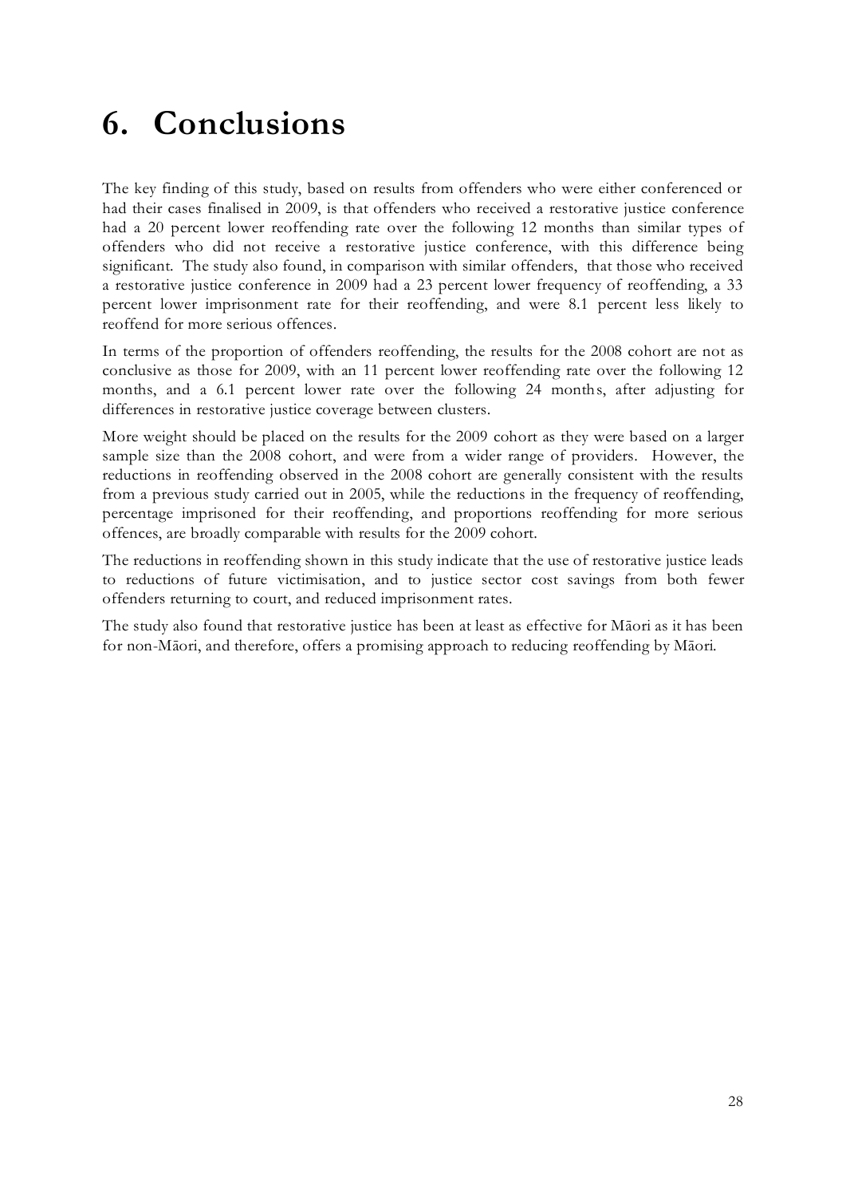# 6. Conclusions

The key finding of this study, based on results from offenders who were either conferenced or had their cases finalised in 2009, is that offenders who received a restorative justice conference had a 20 percent lower reoffending rate over the following 12 months than similar types of offenders who did not receive a restorative justice conference, with this difference being significant. The study also found, in comparison with similar offenders, that those who received a restorative justice conference in 2009 had a 23 percent lower frequency of reoffending, a 33 percent lower imprisonment rate for their reoffending, and were 8.1 percent less likely to reoffend for more serious offences.

In terms of the proportion of offenders reoffending, the results for the 2008 cohort are not as conclusive as those for 2009, with an 11 percent lower reoffending rate over the following 12 months, and a 6.1 percent lower rate over the following 24 months, after adjusting for differences in restorative justice coverage between clusters.

More weight should be placed on the results for the 2009 cohort as they were based on a larger sample size than the 2008 cohort, and were from a wider range of providers. However, the reductions in reoffending observed in the 2008 cohort are generally consistent with the results from a previous study carried out in 2005, while the reductions in the frequency of reoffending, percentage imprisoned for their reoffending, and proportions reoffending for more serious offences, are broadly comparable with results for the 2009 cohort.

The reductions in reoffending shown in this study indicate that the use of restorative justice leads to reductions of future victimisation, and to justice sector cost savings from both fewer offenders returning to court, and reduced imprisonment rates.

The study also found that restorative justice has been at least as effective for Māori as it has been for non-Māori, and therefore, offers a promising approach to reducing reoffending by Māori.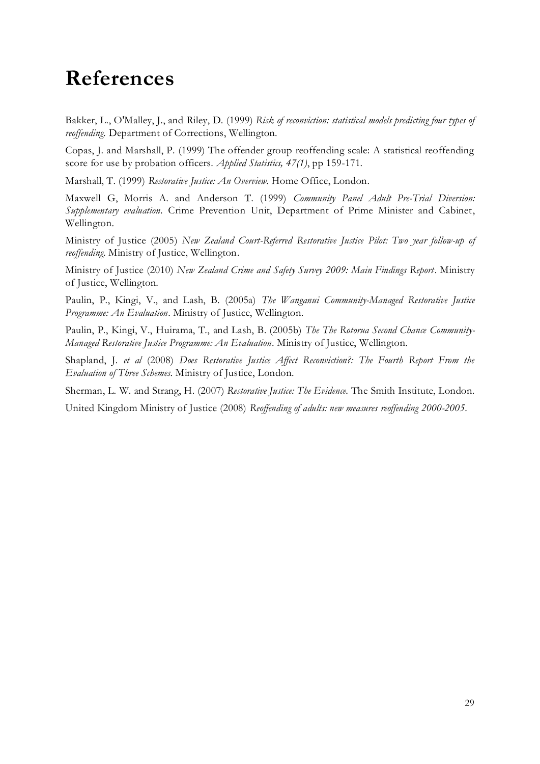# References

Bakker, L., O'Malley, J., and Riley, D. (1999) *Risk of reconviction: statistical models predicting four types of reoffending.* Department of Corrections, Wellington.

Copas, J. and Marshall, P. (1999) The offender group reoffending scale: A statistical reoffending score for use by probation officers. *Applied Statistics, 47(1)*, pp 159-171.

Marshall, T. (1999) *Restorative Justice: An Overview.* Home Office, London.

Maxwell G, Morris A. and Anderson T. (1999) *Community Panel Adult Pre-Trial Diversion: Supplementary evaluation.* Crime Prevention Unit, Department of Prime Minister and Cabinet, Wellington.

Ministry of Justice (2005) *New Zealand Court-Referred Restorative Justice Pilot: Two year follow-up of reoffending.* Ministry of Justice, Wellington.

Ministry of Justice (2010) *New Zealand Crime and Safety Survey 2009: Main Findings Report*. Ministry of Justice, Wellington.

Paulin, P., Kingi, V., and Lash, B. (2005a) *The Wanganui Community-Managed Restorative Justice Programme: An Evaluation*. Ministry of Justice, Wellington.

Paulin, P., Kingi, V., Huirama, T., and Lash, B. (2005b) *The The Rotorua Second Chance Community-Managed Restorative Justice Programme: An Evaluation*. Ministry of Justice, Wellington.

Shapland, J. *et al* (2008) *Does Restorative Justice Affect Reconviction?: The Fourth Report From the Evaluation of Three Schemes.* Ministry of Justice, London.

Sherman, L. W. and Strang, H. (2007) *Restorative Justice: The Evidence.* The Smith Institute, London.

United Kingdom Ministry of Justice (2008) *Reoffending of adults: new measures reoffending 2000-2005.*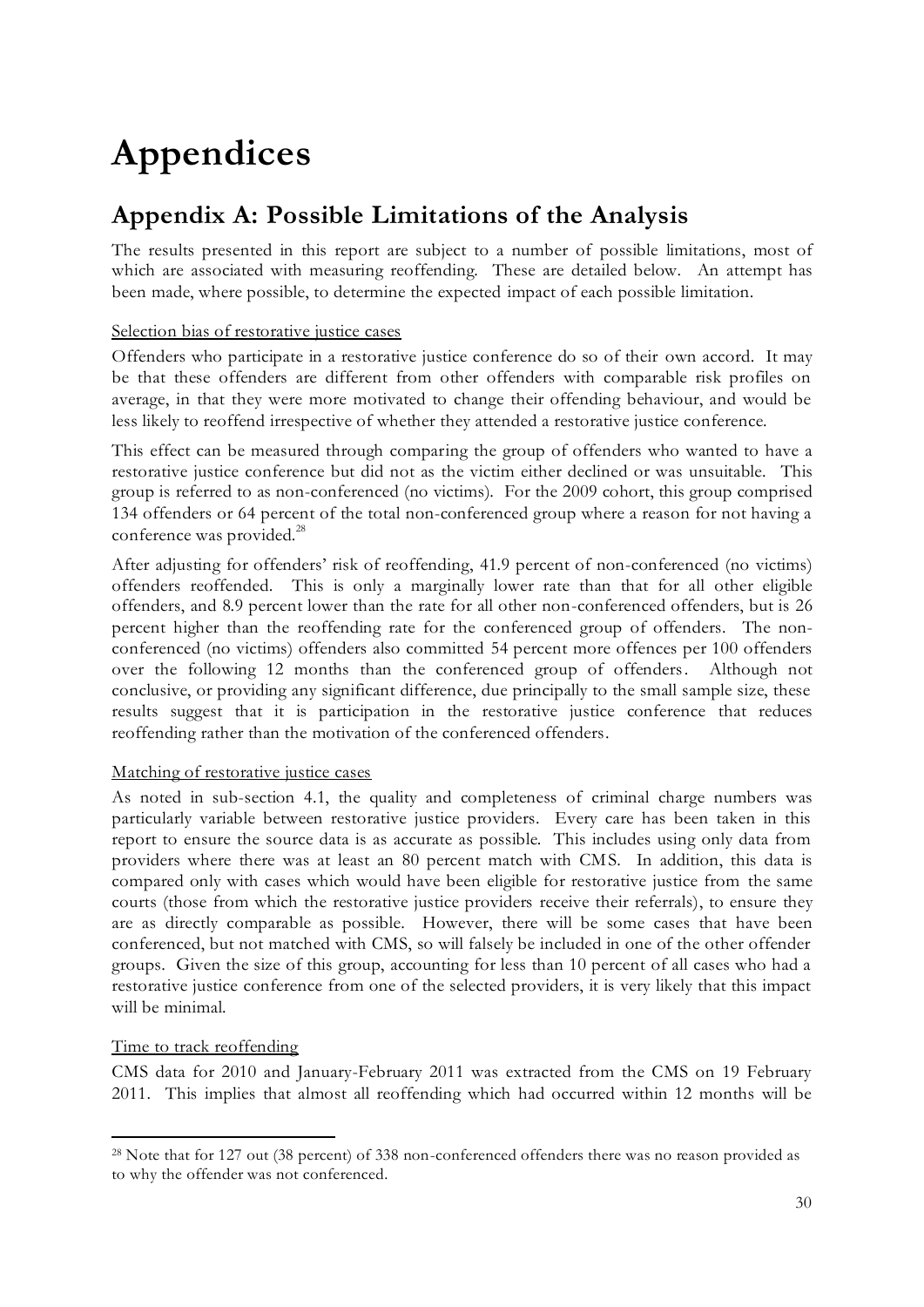# Appendices

## Appendix A: Possible Limitations of the Analysis

The results presented in this report are subject to a number of possible limitations, most of which are associated with measuring reoffending. These are detailed below. An attempt has been made, where possible, to determine the expected impact of each possible limitation.

Selection bias of restorative justice cases

Offenders who participate in a restorative justice conference do so of their own accord. It may be that these offenders are different from other offenders with comparable risk profiles on average, in that they were more motivated to change their offending behaviour, and would be less likely to reoffend irrespective of whether they attended a restorative justice conference.

This effect can be measured through comparing the group of offenders who wanted to have a restorative justice conference but did not as the victim either declined or was unsuitable. This group is referred to as non-conferenced (no victims). For the 2009 cohort, this group comprised 134 offenders or 64 percent of the total non-conferenced group where a reason for not having a conference was provided.[28]

After adjusting for offenders' risk of reoffending, 41.9 percent of non-conferenced (no victims) offenders reoffended. This is only a marginally lower rate than that for all other eligible offenders, and 8.9 percent lower than the rate for all other non-conferenced offenders, but is 26 percent higher than the reoffending rate for the conferenced group of offenders. The non-conferenced (no victims) offenders also committed 54 percent more offences per 100 offenders over the following 12 months than the conferenced group of offenders. Although not conclusive, or providing any significant difference, due principally to the small sample size, these results suggest that it is participation in the restorative justice conference that reduces reoffending rather than the motivation of the conferenced offenders.

Matching of restorative justice cases

As noted in sub-section 4.1, the quality and completeness of criminal charge numbers was particularly variable between restorative justice providers. Every care has been taken in this report to ensure the source data is as accurate as possible. This includes using only data from providers where there was at least an 80 percent match with CMS. In addition, this data is compared only with cases which would have been eligible for restorative justice from the same courts (those from which the restorative justice providers receive their referrals), to ensure they are as directly comparable as possible. However, there will be some cases that have been conferenced, but not matched with CMS, so will falsely be included in one of the other offender groups. Given the size of this group, accounting for less than 10 percent of all cases who had a restorative justice conference from one of the selected providers, it is very likely that this impact will be minimal.

Time to track reoffending

CMS data for 2010 and January-February 2011 was extracted from the CMS on 19 February 2011. This implies that almost all reoffending which had occurred within 12 months will be

[28] Note that for 127 out (38 percent) of 338 non-conferenced offenders there was no reason provided as to why the offender was not conferenced.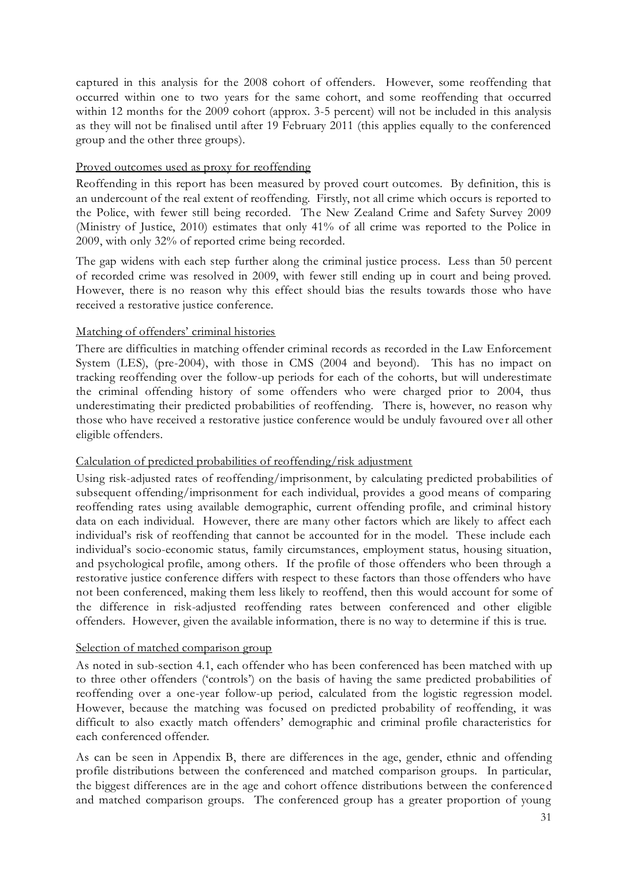captured in this analysis for the 2008 cohort of offenders. However, some reoffending that occurred within one to two years for the same cohort, and some reoffending that occurred within 12 months for the 2009 cohort (approx. 3-5 percent) will not be included in this analysis as they will not be finalised until after 19 February 2011 (this applies equally to the conferenced group and the other three groups).

<u>Proved outcomes used as proxy for reoffending</u>

Reoffending in this report has been measured by proved court outcomes. By definition, this is an undercount of the real extent of reoffending. Firstly, not all crime which occurs is reported to the Police, with fewer still being recorded. The New Zealand Crime and Safety Survey 2009 (Ministry of Justice, 2010) estimates that only 41% of all crime was reported to the Police in 2009, with only 32% of reported crime being recorded.

The gap widens with each step further along the criminal justice process. Less than 50 percent of recorded crime was resolved in 2009, with fewer still ending up in court and being proved. However, there is no reason why this effect should bias the results towards those who have received a restorative justice conference.

<u>Matching of offenders' criminal histories</u>

There are difficulties in matching offender criminal records as recorded in the Law Enforcement System (LES), (pre-2004), with those in CMS (2004 and beyond). This has no impact on tracking reoffending over the follow-up periods for each of the cohorts, but will underestimate the criminal offending history of some offenders who were charged prior to 2004, thus underestimating their predicted probabilities of reoffending. There is, however, no reason why those who have received a restorative justice conference would be unduly favoured over all other eligible offenders.

<u>Calculation of predicted probabilities of reoffending/risk adjustment</u>

Using risk-adjusted rates of reoffending/imprisonment, by calculating predicted probabilities of subsequent offending/imprisonment for each individual, provides a good means of comparing reoffending rates using available demographic, current offending profile, and criminal history data on each individual. However, there are many other factors which are likely to affect each individual's risk of reoffending that cannot be accounted for in the model. These include each individual's socio-economic status, family circumstances, employment status, housing situation, and psychological profile, among others. If the profile of those offenders who been through a restorative justice conference differs with respect to these factors than those offenders who have not been conferenced, making them less likely to reoffend, then this would account for some of the difference in risk-adjusted reoffending rates between conferenced and other eligible offenders. However, given the available information, there is no way to determine if this is true.

<u>Selection of matched comparison group</u>

As noted in sub-section 4.1, each offender who has been conferenced has been matched with up to three other offenders ('controls') on the basis of having the same predicted probabilities of reoffending over a one-year follow-up period, calculated from the logistic regression model. However, because the matching was focused on predicted probability of reoffending, it was difficult to also exactly match offenders' demographic and criminal profile characteristics for each conferenced offender.

As can be seen in Appendix B, there are differences in the age, gender, ethnic and offending profile distributions between the conferenced and matched comparison groups. In particular, the biggest differences are in the age and cohort offence distributions between the conferenced and matched comparison groups. The conferenced group has a greater proportion of young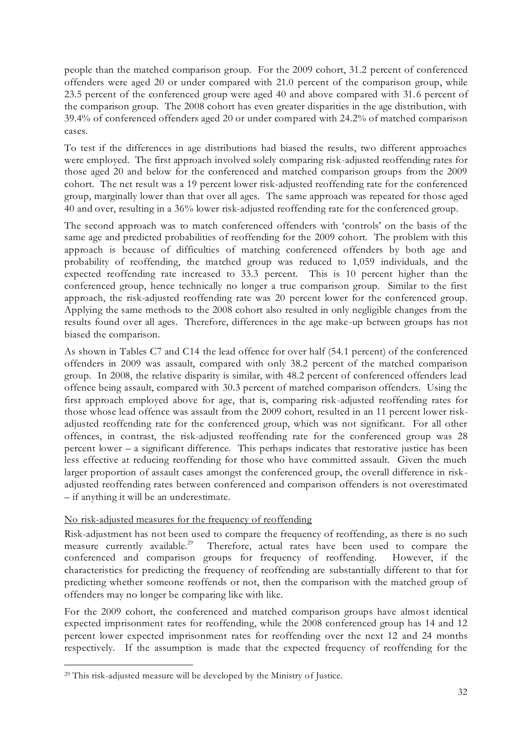people than the matched comparison group. For the 2009 cohort, 31.2 percent of conferenced offenders were aged 20 or under compared with 21.0 percent of the comparison group, while 23.5 percent of the conferenced group were aged 40 and above compared with 31.6 percent of the comparison group. The 2008 cohort has even greater disparities in the age distribution, with 39.4% of conferenced offenders aged 20 or under compared with 24.2% of matched comparison cases.

To test if the differences in age distributions had biased the results, two different approaches were employed. The first approach involved solely comparing risk-adjusted reoffending rates for those aged 20 and below for the conferenced and matched comparison groups from the 2009 cohort. The net result was a 19 percent lower risk-adjusted reoffending rate for the conferenced group, marginally lower than that over all ages. The same approach was repeated for those aged 40 and over, resulting in a 36% lower risk-adjusted reoffending rate for the conferenced group.

The second approach was to match conferenced offenders with 'controls' on the basis of the same age and predicted probabilities of reoffending for the 2009 cohort. The problem with this approach is because of difficulties of matching conferenced offenders by both age and probability of reoffending, the matched group was reduced to 1,059 individuals, and the expected reoffending rate increased to 33.3 percent. This is 10 percent higher than the conferenced group, hence technically no longer a true comparison group. Similar to the first approach, the risk-adjusted reoffending rate was 20 percent lower for the conferenced group. Applying the same methods to the 2008 cohort also resulted in only negligible changes from the results found over all ages. Therefore, differences in the age make-up between groups has not biased the comparison.

As shown in Tables C7 and C14 the lead offence for over half (54.1 percent) of the conferenced offenders in 2009 was assault, compared with only 38.2 percent of the matched comparison group. In 2008, the relative disparity is similar, with 48.2 percent of conferenced offenders lead offence being assault, compared with 30.3 percent of matched comparison offenders. Using the first approach employed above for age, that is, comparing risk-adjusted reoffending rates for those whose lead offence was assault from the 2009 cohort, resulted in an 11 percent lower risk-adjusted reoffending rate for the conferenced group, which was not significant. For all other offences, in contrast, the risk-adjusted reoffending rate for the conferenced group was 28 percent lower – a significant difference. This perhaps indicates that restorative justice has been less effective at reducing reoffending for those who have committed assault. Given the much larger proportion of assault cases amongst the conferenced group, the overall difference in risk-adjusted reoffending rates between conferenced and comparison offenders is not overestimated – if anything it will be an underestimate.

<u>No risk-adjusted measures for the frequency of reoffending</u>

Risk-adjustment has not been used to compare the frequency of reoffending, as there is no such measure currently available.[29] Therefore, actual rates have been used to compare the conferenced and comparison groups for frequency of reoffending. However, if the characteristics for predicting the frequency of reoffending are substantially different to that for predicting whether someone reoffends or not, then the comparison with the matched group of offenders may no longer be comparing like with like.

For the 2009 cohort, the conferenced and matched comparison groups have almost identical expected imprisonment rates for reoffending, while the 2008 conferenced group has 14 and 12 percent lower expected imprisonment rates for reoffending over the next 12 and 24 months respectively. If the assumption is made that the expected frequency of reoffending for the

[29] This risk-adjusted measure will be developed by the Ministry of Justice.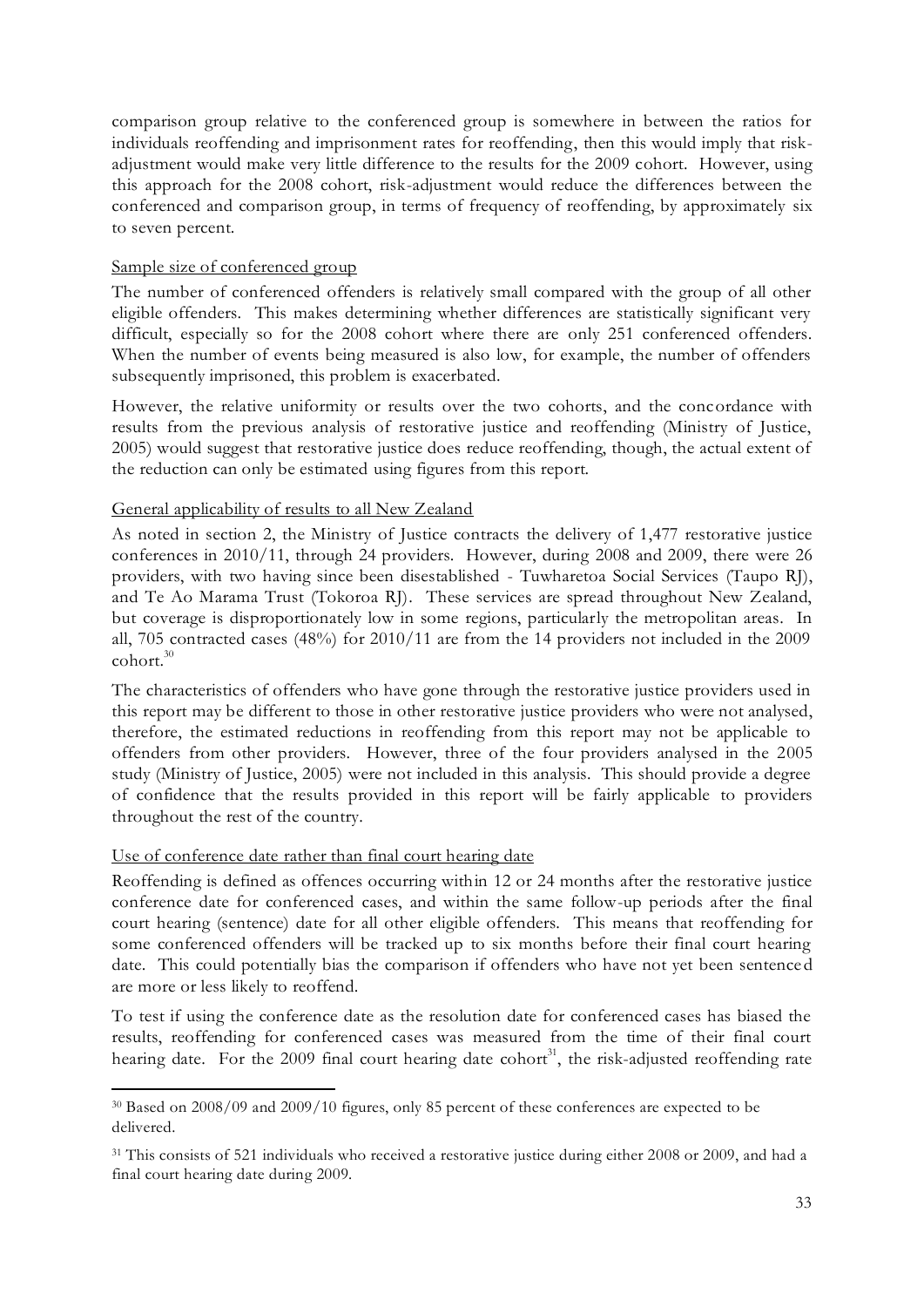comparison group relative to the conferenced group is somewhere in between the ratios for individuals reoffending and imprisonment rates for reoffending, then this would imply that risk-adjustment would make very little difference to the results for the 2009 cohort. However, using this approach for the 2008 cohort, risk-adjustment would reduce the differences between the conferenced and comparison group, in terms of frequency of reoffending, by approximately six to seven percent.

<u>Sample size of conferenced group</u>

The number of conferenced offenders is relatively small compared with the group of all other eligible offenders. This makes determining whether differences are statistically significant very difficult, especially so for the 2008 cohort where there are only 251 conferenced offenders. When the number of events being measured is also low, for example, the number of offenders subsequently imprisoned, this problem is exacerbated.

However, the relative uniformity or results over the two cohorts, and the concordance with results from the previous analysis of restorative justice and reoffending (Ministry of Justice, 2005) would suggest that restorative justice does reduce reoffending, though, the actual extent of the reduction can only be estimated using figures from this report.

<u>General applicability of results to all New Zealand</u>

As noted in section 2, the Ministry of Justice contracts the delivery of 1,477 restorative justice conferences in 2010/11, through 24 providers. However, during 2008 and 2009, there were 26 providers, with two having since been disestablished - Tuwharetoa Social Services (Taupo RJ), and Te Ao Marama Trust (Tokoroa RJ). These services are spread throughout New Zealand, but coverage is disproportionately low in some regions, particularly the metropolitan areas. In all, 705 contracted cases (48%) for 2010/11 are from the 14 providers not included in the 2009 cohort.[30]

The characteristics of offenders who have gone through the restorative justice providers used in this report may be different to those in other restorative justice providers who were not analysed, therefore, the estimated reductions in reoffending from this report may not be applicable to offenders from other providers. However, three of the four providers analysed in the 2005 study (Ministry of Justice, 2005) were not included in this analysis. This should provide a degree of confidence that the results provided in this report will be fairly applicable to providers throughout the rest of the country.

<u>Use of conference date rather than final court hearing date</u>

Reoffending is defined as offences occurring within 12 or 24 months after the restorative justice conference date for conferenced cases, and within the same follow-up periods after the final court hearing (sentence) date for all other eligible offenders. This means that reoffending for some conferenced offenders will be tracked up to six months before their final court hearing date. This could potentially bias the comparison if offenders who have not yet been sentenced are more or less likely to reoffend.

To test if using the conference date as the resolution date for conferenced cases has biased the results, reoffending for conferenced cases was measured from the time of their final court hearing date. For the 2009 final court hearing date cohort[31], the risk-adjusted reoffending rate

---

[30] Based on 2008/09 and 2009/10 figures, only 85 percent of these conferences are expected to be delivered.

[31] This consists of 521 individuals who received a restorative justice during either 2008 or 2009, and had a final court hearing date during 2009.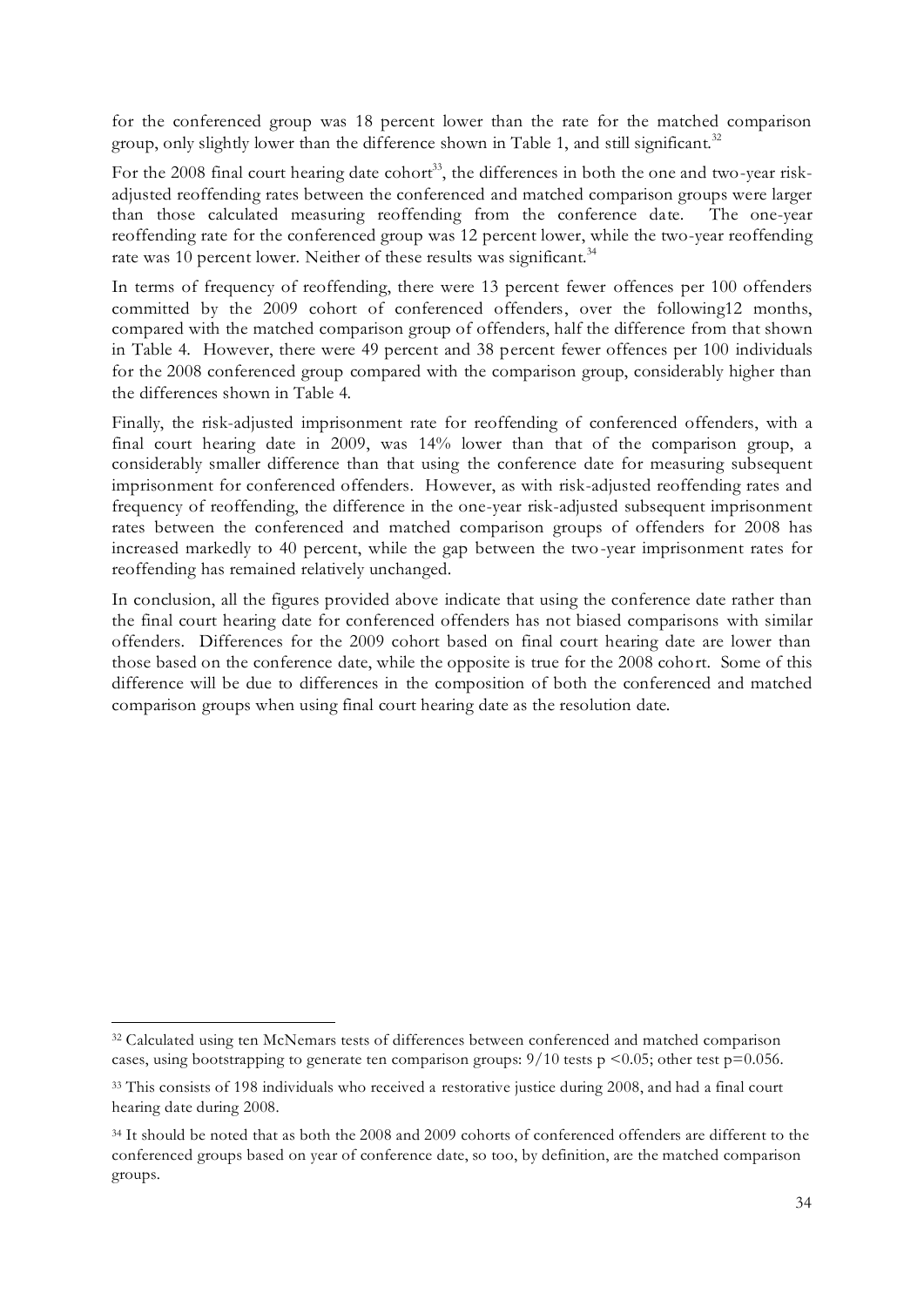for the conferenced group was 18 percent lower than the rate for the matched comparison group, only slightly lower than the difference shown in Table 1, and still significant.[32]

For the 2008 final court hearing date cohort[33], the differences in both the one and two-year risk-adjusted reoffending rates between the conferenced and matched comparison groups were larger than those calculated measuring reoffending from the conference date. The one-year reoffending rate for the conferenced group was 12 percent lower, while the two-year reoffending rate was 10 percent lower. Neither of these results was significant.[34]

In terms of frequency of reoffending, there were 13 percent fewer offences per 100 offenders committed by the 2009 cohort of conferenced offenders, over the following12 months, compared with the matched comparison group of offenders, half the difference from that shown in Table 4. However, there were 49 percent and 38 percent fewer offences per 100 individuals for the 2008 conferenced group compared with the comparison group, considerably higher than the differences shown in Table 4.

Finally, the risk-adjusted imprisonment rate for reoffending of conferenced offenders, with a final court hearing date in 2009, was 14% lower than that of the comparison group, a considerably smaller difference than that using the conference date for measuring subsequent imprisonment for conferenced offenders. However, as with risk-adjusted reoffending rates and frequency of reoffending, the difference in the one-year risk-adjusted subsequent imprisonment rates between the conferenced and matched comparison groups of offenders for 2008 has increased markedly to 40 percent, while the gap between the two-year imprisonment rates for reoffending has remained relatively unchanged.

In conclusion, all the figures provided above indicate that using the conference date rather than the final court hearing date for conferenced offenders has not biased comparisons with similar offenders. Differences for the 2009 cohort based on final court hearing date are lower than those based on the conference date, while the opposite is true for the 2008 cohort. Some of this difference will be due to differences in the composition of both the conferenced and matched comparison groups when using final court hearing date as the resolution date.

---

[32] Calculated using ten McNemars tests of differences between conferenced and matched comparison cases, using bootstrapping to generate ten comparison groups: 9/10 tests $p < 0.05$; other test $p = 0.056$.

[33] This consists of 198 individuals who received a restorative justice during 2008, and had a final court hearing date during 2008.

[34] It should be noted that as both the 2008 and 2009 cohorts of conferenced offenders are different to the conferenced groups based on year of conference date, so too, by definition, are the matched comparison groups.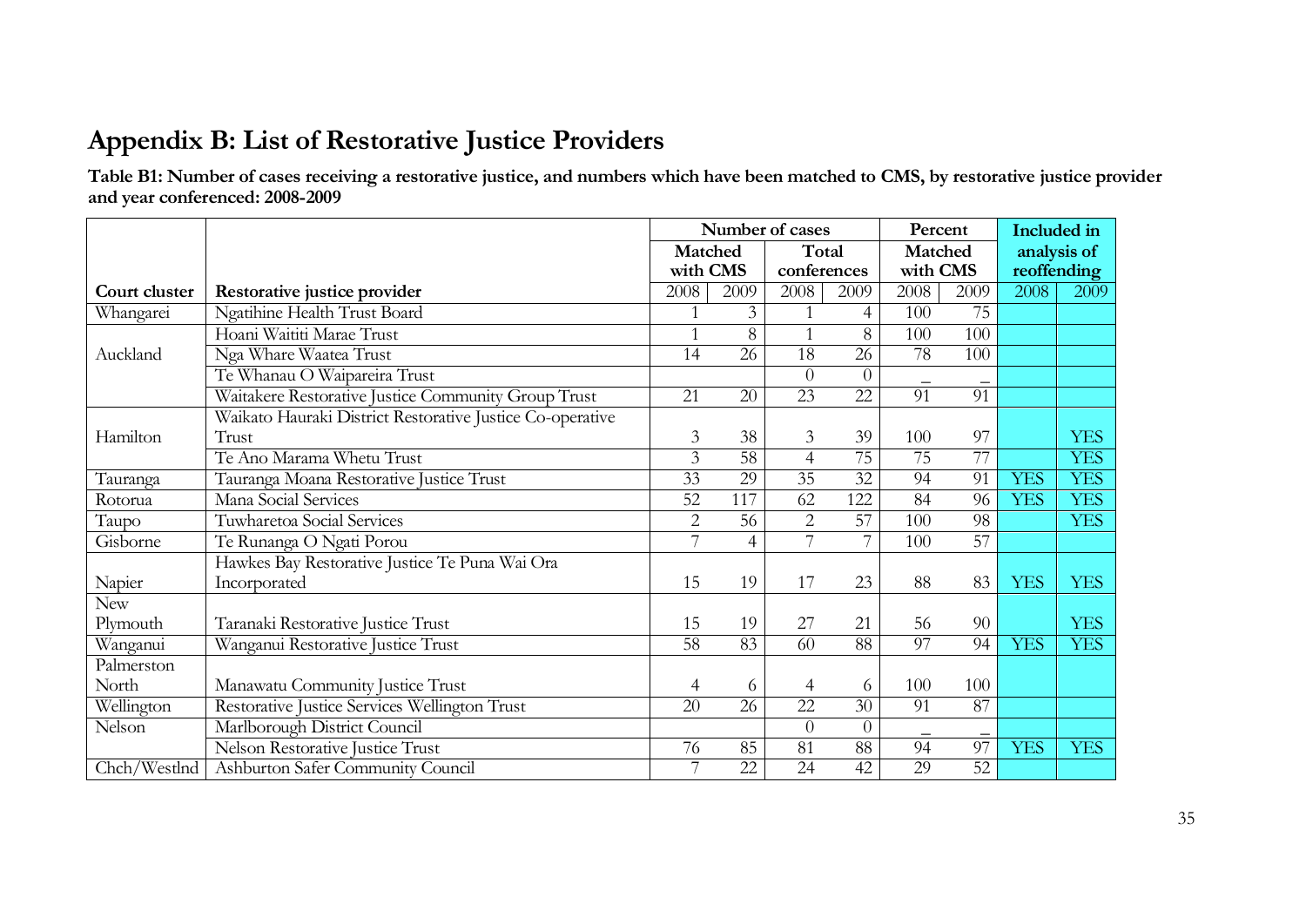# Appendix B: List of Restorative Justice Providers

**Table B1: Number of cases receiving a restorative justice, and numbers which have been matched to CMS, by restorative justice provider and year conferenced: 2008-2009**

| | | Number of cases | | | | Percent | | Included in analysis of reoffending | |
|---|---|---|---|---|---|---|---|---|---|
| | | Matched with CMS | | Total conferences | | Matched with CMS | | | |
| **Court cluster** | **Restorative justice provider** | 2008 | 2009 | 2008 | 2009 | 2008 | 2009 | 2008 | 2009 |
| Whangarei | Ngatihine Health Trust Board | 1 | 3 | 1 | 4 | 100 | 75 | | |
| Auckland | Hoani Waititi Marae Trust | 1 | 8 | 1 | 8 | 100 | 100 | | |
| | Nga Whare Waatea Trust | 14 | 26 | 18 | 26 | 78 | 100 | | |
| | Te Whanau O Waipareira Trust | | | 0 | 0 | – | – | | |
| | Waitakere Restorative Justice Community Group Trust | 21 | 20 | 23 | 22 | 91 | 91 | | |
| Hamilton | Waikato Hauraki District Restorative Justice Co-operative Trust | 3 | 38 | 3 | 39 | 100 | 97 | | YES |
| | Te Ano Marama Whetu Trust | 3 | 58 | 4 | 75 | 75 | 77 | | YES |
| Tauranga | Tauranga Moana Restorative Justice Trust | 33 | 29 | 35 | 32 | 94 | 91 | YES | YES |
| Rotorua | Mana Social Services | 52 | 117 | 62 | 122 | 84 | 96 | YES | YES |
| Taupo | Tuwharetoa Social Services | 2 | 56 | 2 | 57 | 100 | 98 | | YES |
| Gisborne | Te Runanga O Ngati Porou | 7 | 4 | 7 | 7 | 100 | 57 | | |
| Napier | Hawkes Bay Restorative Justice Te Puna Wai Ora Incorporated | 15 | 19 | 17 | 23 | 88 | 83 | YES | YES |
| New Plymouth | Taranaki Restorative Justice Trust | 15 | 19 | 27 | 21 | 56 | 90 | | YES |
| Wanganui | Wanganui Restorative Justice Trust | 58 | 83 | 60 | 88 | 97 | 94 | YES | YES |
| Palmerston North | Manawatu Community Justice Trust | 4 | 6 | 4 | 6 | 100 | 100 | | |
| Wellington | Restorative Justice Services Wellington Trust | 20 | 26 | 22 | 30 | 91 | 87 | | |
| Nelson | Marlborough District Council | | | 0 | 0 | – | – | | |
| | Nelson Restorative Justice Trust | 76 | 85 | 81 | 88 | 94 | 97 | YES | YES |
| Chch/Westlnd | Ashburton Safer Community Council | 7 | 22 | 24 | 42 | 29 | 52 | | |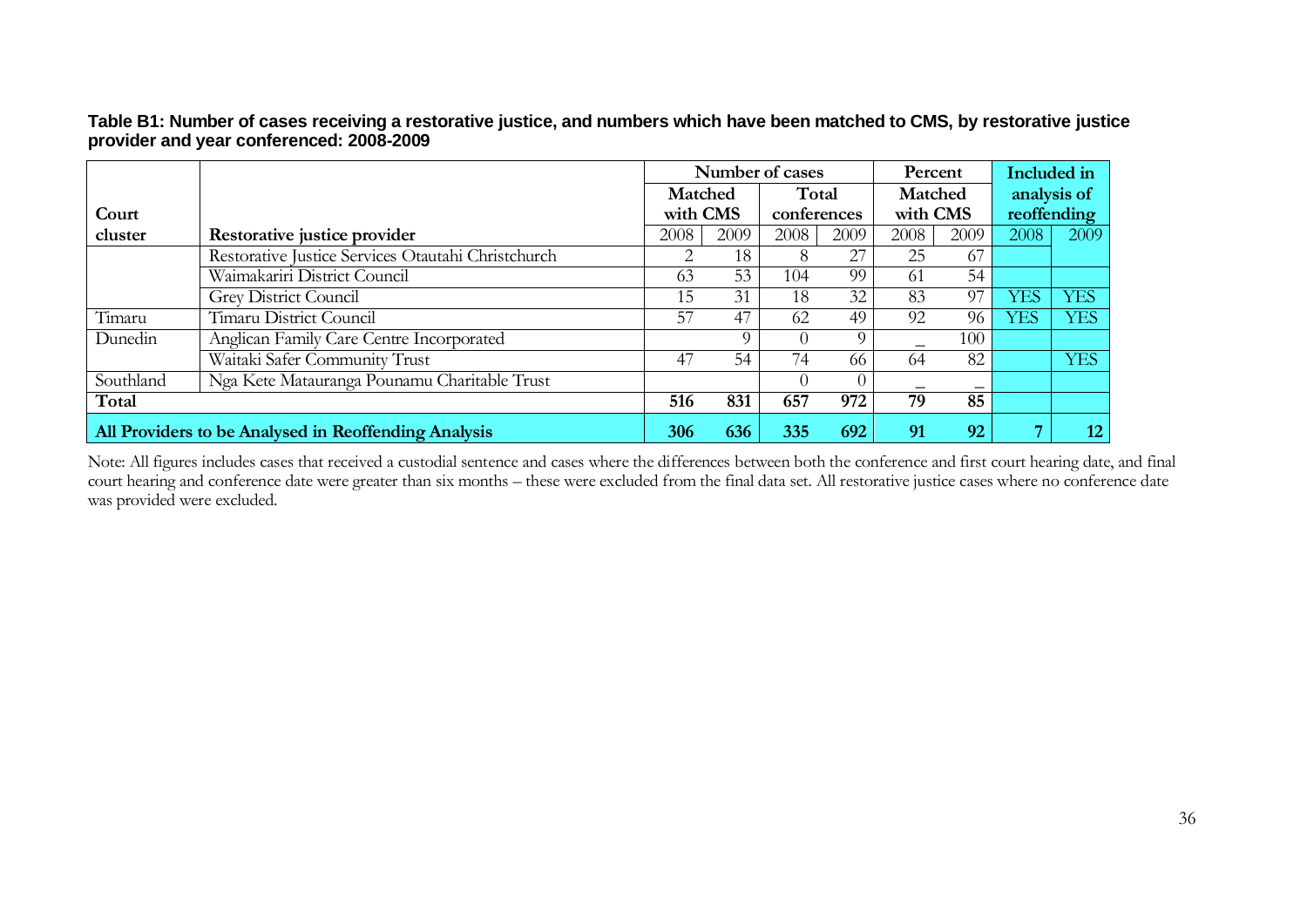**Table B1: Number of cases receiving a restorative justice, and numbers which have been matched to CMS, by restorative justice provider and year conferenced: 2008-2009**

| Court cluster | Restorative justice provider | Number of cases | | | | Percent | | Included in analysis of reoffending | |
|---|---|---|---|---|---|---|---|---|---|
| | | Matched with CMS | | Total conferences | | Matched with CMS | | | |
| | | 2008 | 2009 | 2008 | 2009 | 2008 | 2009 | 2008 | 2009 |
| | Restorative Justice Services Otautahi Christchurch | 2 | 18 | 8 | 27 | 25 | 67 | | |
| | Waimakariri District Council | 63 | 53 | 104 | 99 | 61 | 54 | | |
| | Grey District Council | 15 | 31 | 18 | 32 | 83 | 97 | YES | YES |
| Timaru | Timaru District Council | 57 | 47 | 62 | 49 | 92 | 96 | YES | YES |
| Dunedin | Anglican Family Care Centre Incorporated | | 9 | 0 | 9 | – | 100 | | |
| | Waitaki Safer Community Trust | 47 | 54 | 74 | 66 | 64 | 82 | | YES |
| Southland | Nga Kete Matauranga Pounamu Charitable Trust | | | 0 | 0 | – | – | | |
| **Total** | | **516** | **831** | **657** | **972** | **79** | **85** | | |
| **All Providers to be Analysed in Reoffending Analysis** | | **306** | **636** | **335** | **692** | **91** | **92** | **7** | **12** |

Note: All figures includes cases that received a custodial sentence and cases where the differences between both the conference and first court hearing date, and final court hearing and conference date were greater than six months – these were excluded from the final data set. All restorative justice cases where no conference date was provided were excluded.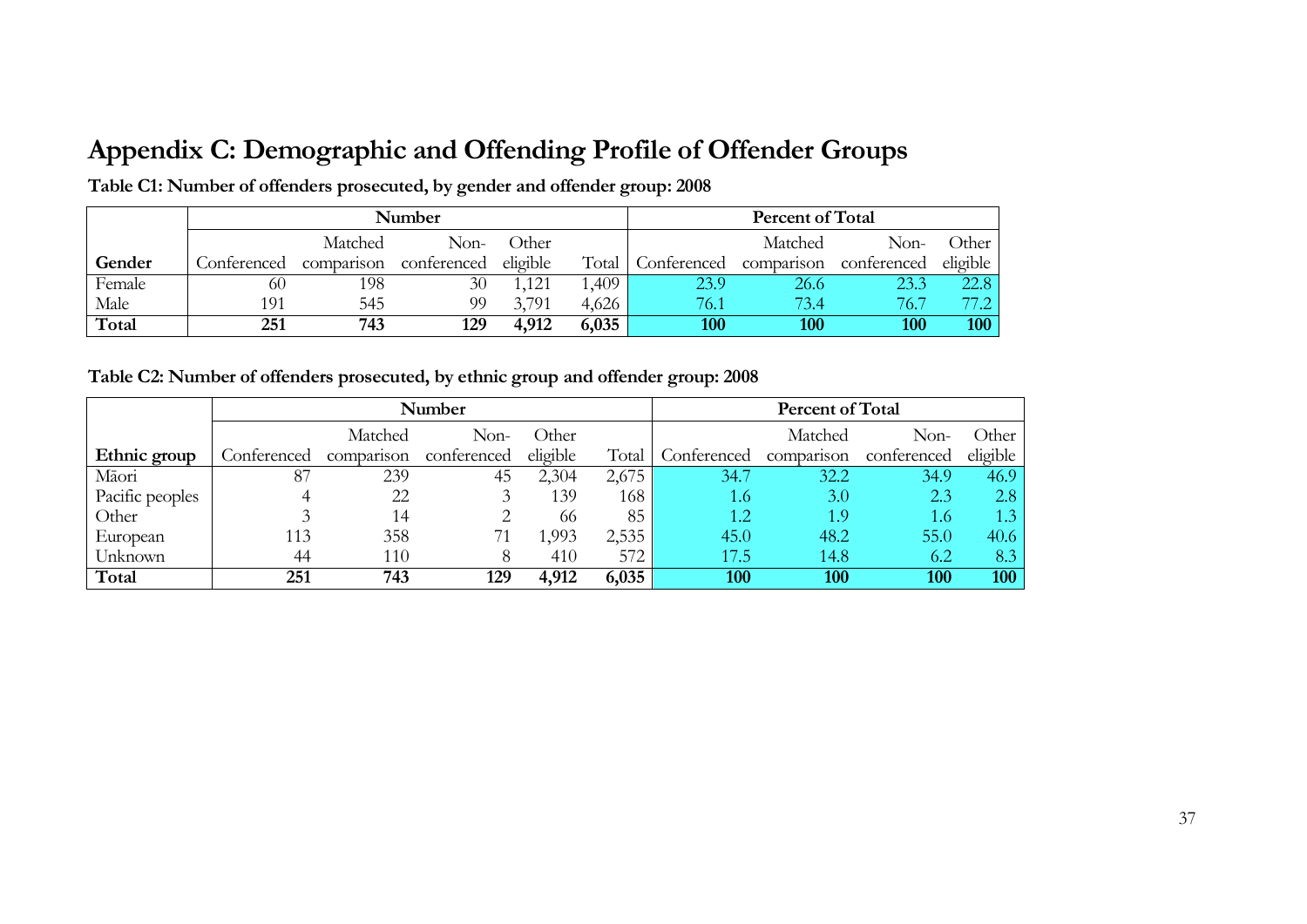# Appendix C: Demographic and Offending Profile of Offender Groups

**Table C1: Number of offenders prosecuted, by gender and offender group: 2008**

| | Number | | | | | Percent of Total | | | |
|---|---|---|---|---|---|---|---|---|---|
| **Gender** | Conferenced | Matched comparison | Non-conferenced | Other eligible | Total | Conferenced | Matched comparison | Non-conferenced | Other eligible |
| Female | 60 | 198 | 30 | 1,121 | 1,409 | 23.9 | 26.6 | 23.3 | 22.8 |
| Male | 191 | 545 | 99 | 3,791 | 4,626 | 76.1 | 73.4 | 76.7 | 77.2 |
| **Total** | **251** | **743** | **129** | **4,912** | **6,035** | **100** | **100** | **100** | **100** |

**Table C2: Number of offenders prosecuted, by ethnic group and offender group: 2008**

| | Number | | | | | Percent of Total | | | |
|---|---|---|---|---|---|---|---|---|---|
| **Ethnic group** | Conferenced | Matched comparison | Non-conferenced | Other eligible | Total | Conferenced | Matched comparison | Non-conferenced | Other eligible |
| Māori | 87 | 239 | 45 | 2,304 | 2,675 | 34.7 | 32.2 | 34.9 | 46.9 |
| Pacific peoples | 4 | 22 | 3 | 139 | 168 | 1.6 | 3.0 | 2.3 | 2.8 |
| Other | 3 | 14 | 2 | 66 | 85 | 1.2 | 1.9 | 1.6 | 1.3 |
| European | 113 | 358 | 71 | 1,993 | 2,535 | 45.0 | 48.2 | 55.0 | 40.6 |
| Unknown | 44 | 110 | 8 | 410 | 572 | 17.5 | 14.8 | 6.2 | 8.3 |
| **Total** | **251** | **743** | **129** | **4,912** | **6,035** | **100** | **100** | **100** | **100** |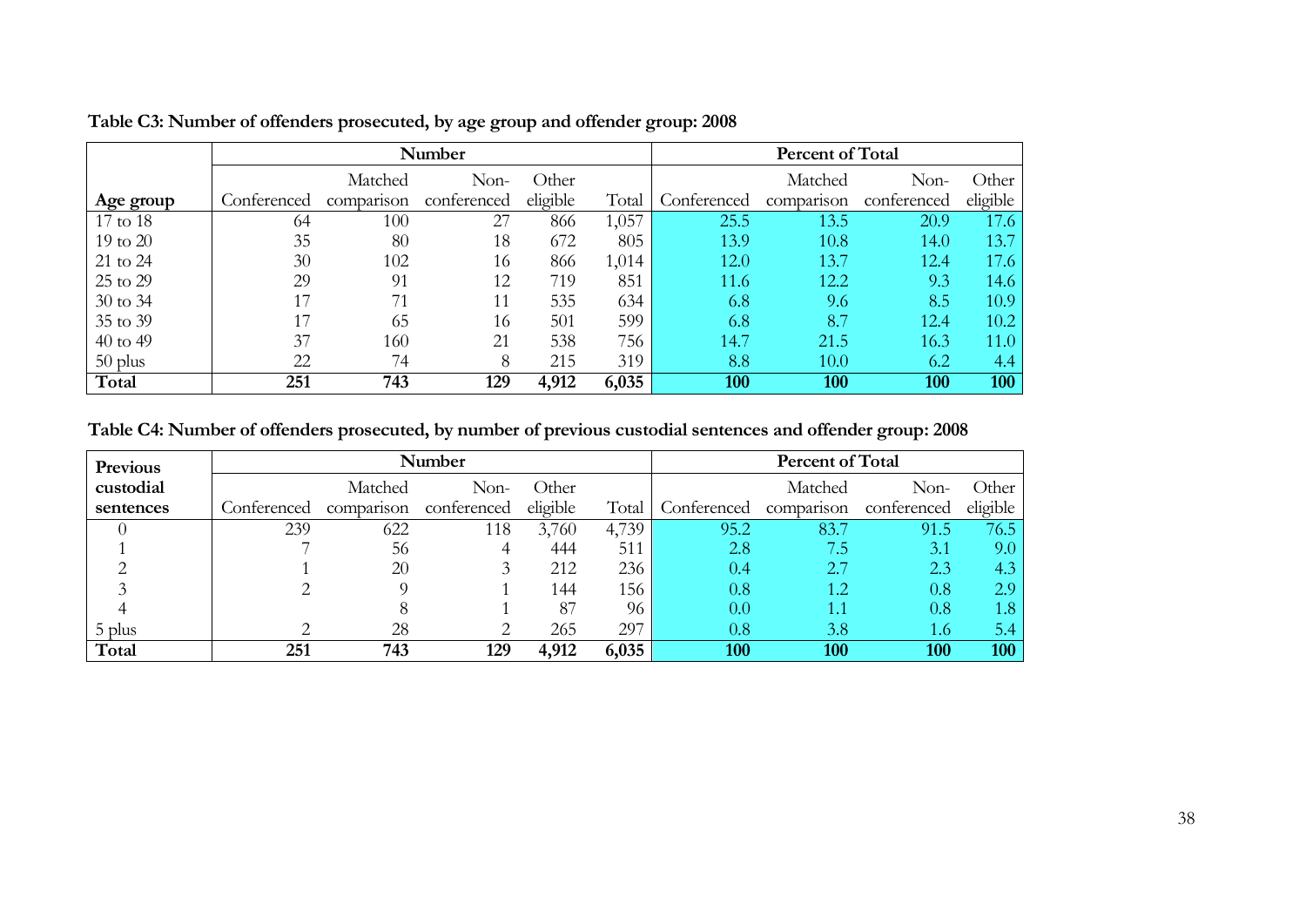**Table C3: Number of offenders prosecuted, by age group and offender group: 2008**

| | Number | | | | | Percent of Total | | | |
|---|---|---|---|---|---|---|---|---|---|
| Age group | Conferenced | Matched comparison | Non-conferenced | Other eligible | Total | Conferenced | Matched comparison | Non-conferenced | Other eligible |
| 17 to 18 | 64 | 100 | 27 | 866 | 1,057 | 25.5 | 13.5 | 20.9 | 17.6 |
| 19 to 20 | 35 | 80 | 18 | 672 | 805 | 13.9 | 10.8 | 14.0 | 13.7 |
| 21 to 24 | 30 | 102 | 16 | 866 | 1,014 | 12.0 | 13.7 | 12.4 | 17.6 |
| 25 to 29 | 29 | 91 | 12 | 719 | 851 | 11.6 | 12.2 | 9.3 | 14.6 |
| 30 to 34 | 17 | 71 | 11 | 535 | 634 | 6.8 | 9.6 | 8.5 | 10.9 |
| 35 to 39 | 17 | 65 | 16 | 501 | 599 | 6.8 | 8.7 | 12.4 | 10.2 |
| 40 to 49 | 37 | 160 | 21 | 538 | 756 | 14.7 | 21.5 | 16.3 | 11.0 |
| 50 plus | 22 | 74 | 8 | 215 | 319 | 8.8 | 10.0 | 6.2 | 4.4 |
| **Total** | **251** | **743** | **129** | **4,912** | **6,035** | **100** | **100** | **100** | **100** |

**Table C4: Number of offenders prosecuted, by number of previous custodial sentences and offender group: 2008**

| Previous custodial sentences | Number | | | | | Percent of Total | | | |
|---|---|---|---|---|---|---|---|---|---|
| | Conferenced | Matched comparison | Non-conferenced | Other eligible | Total | Conferenced | Matched comparison | Non-conferenced | Other eligible |
| 0 | 239 | 622 | 118 | 3,760 | 4,739 | 95.2 | 83.7 | 91.5 | 76.5 |
| 1 | 7 | 56 | 4 | 444 | 511 | 2.8 | 7.5 | 3.1 | 9.0 |
| 2 | 1 | 20 | 3 | 212 | 236 | 0.4 | 2.7 | 2.3 | 4.3 |
| 3 | 2 | 9 | 1 | 144 | 156 | 0.8 | 1.2 | 0.8 | 2.9 |
| 4 | | 8 | 1 | 87 | 96 | 0.0 | 1.1 | 0.8 | 1.8 |
| 5 plus | 2 | 28 | 2 | 265 | 297 | 0.8 | 3.8 | 1.6 | 5.4 |
| **Total** | **251** | **743** | **129** | **4,912** | **6,035** | **100** | **100** | **100** | **100** |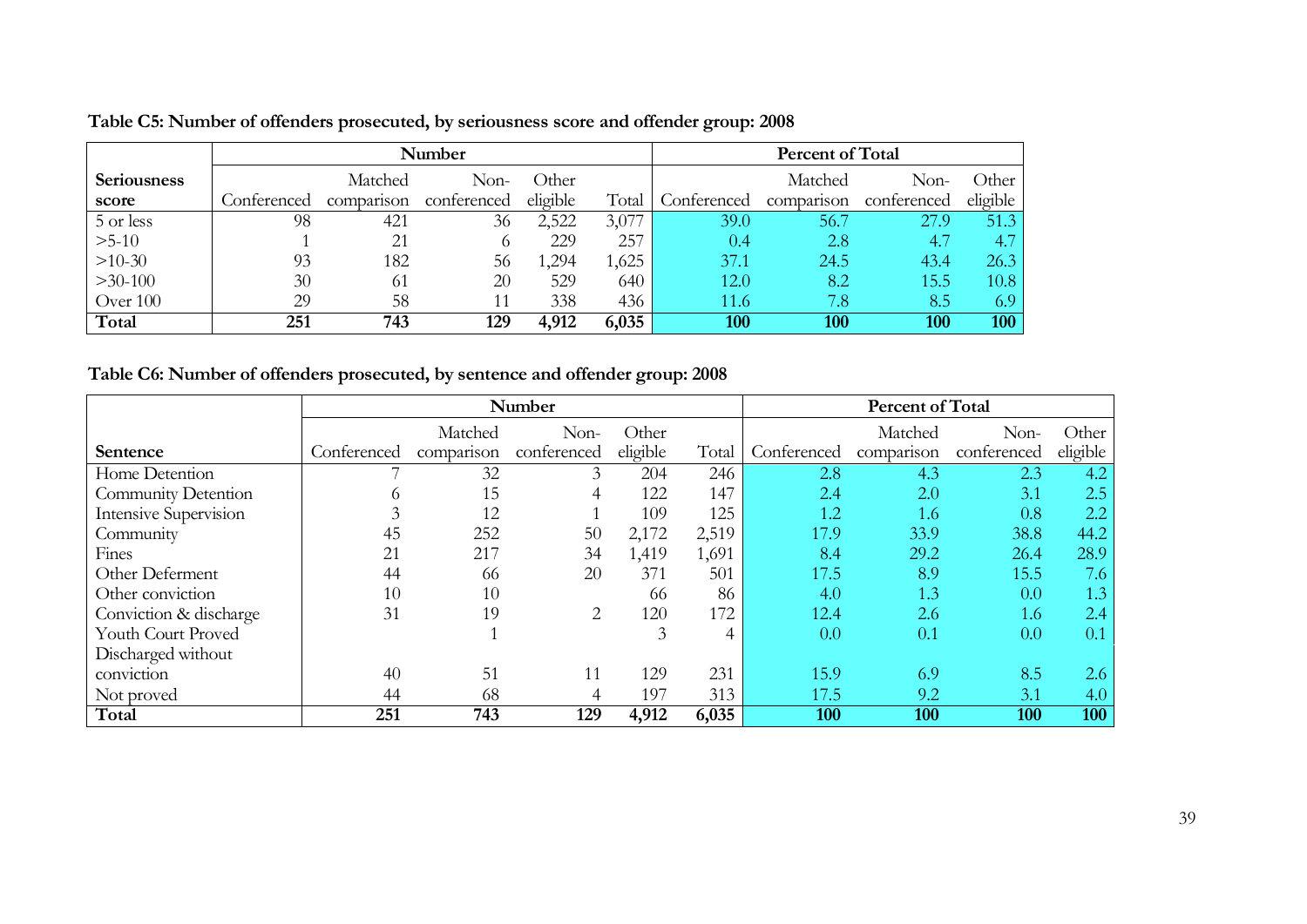**Table C5: Number of offenders prosecuted, by seriousness score and offender group: 2008**

| | Number | | | | | Percent of Total | | | |
|---|---|---|---|---|---|---|---|---|---|
| **Seriousness score** | Conferenced | Matched comparison | Non-conferenced | Other eligible | Total | Conferenced | Matched comparison | Non-conferenced | Other eligible |
| 5 or less | 98 | 421 | 36 | 2,522 | 3,077 | 39.0 | 56.7 | 27.9 | 51.3 |
| >5-10 | 1 | 21 | 6 | 229 | 257 | 0.4 | 2.8 | 4.7 | 4.7 |
| >10-30 | 93 | 182 | 56 | 1,294 | 1,625 | 37.1 | 24.5 | 43.4 | 26.3 |
| >30-100 | 30 | 61 | 20 | 529 | 640 | 12.0 | 8.2 | 15.5 | 10.8 |
| Over 100 | 29 | 58 | 11 | 338 | 436 | 11.6 | 7.8 | 8.5 | 6.9 |
| **Total** | **251** | **743** | **129** | **4,912** | **6,035** | **100** | **100** | **100** | **100** |

**Table C6: Number of offenders prosecuted, by sentence and offender group: 2008**

| | Number | | | | | Percent of Total | | | |
|---|---|---|---|---|---|---|---|---|---|
| **Sentence** | Conferenced | Matched comparison | Non-conferenced | Other eligible | Total | Conferenced | Matched comparison | Non-conferenced | Other eligible |
| Home Detention | 7 | 32 | 3 | 204 | 246 | 2.8 | 4.3 | 2.3 | 4.2 |
| Community Detention | 6 | 15 | 4 | 122 | 147 | 2.4 | 2.0 | 3.1 | 2.5 |
| Intensive Supervision | 3 | 12 | 1 | 109 | 125 | 1.2 | 1.6 | 0.8 | 2.2 |
| Community | 45 | 252 | 50 | 2,172 | 2,519 | 17.9 | 33.9 | 38.8 | 44.2 |
| Fines | 21 | 217 | 34 | 1,419 | 1,691 | 8.4 | 29.2 | 26.4 | 28.9 |
| Other Deferment | 44 | 66 | 20 | 371 | 501 | 17.5 | 8.9 | 15.5 | 7.6 |
| Other conviction | 10 | 10 | | 66 | 86 | 4.0 | 1.3 | 0.0 | 1.3 |
| Conviction & discharge | 31 | 19 | 2 | 120 | 172 | 12.4 | 2.6 | 1.6 | 2.4 |
| Youth Court Proved | | 1 | | 3 | 4 | 0.0 | 0.1 | 0.0 | 0.1 |
| Discharged without conviction | 40 | 51 | 11 | 129 | 231 | 15.9 | 6.9 | 8.5 | 2.6 |
| Not proved | 44 | 68 | 4 | 197 | 313 | 17.5 | 9.2 | 3.1 | 4.0 |
| **Total** | **251** | **743** | **129** | **4,912** | **6,035** | **100** | **100** | **100** | **100** |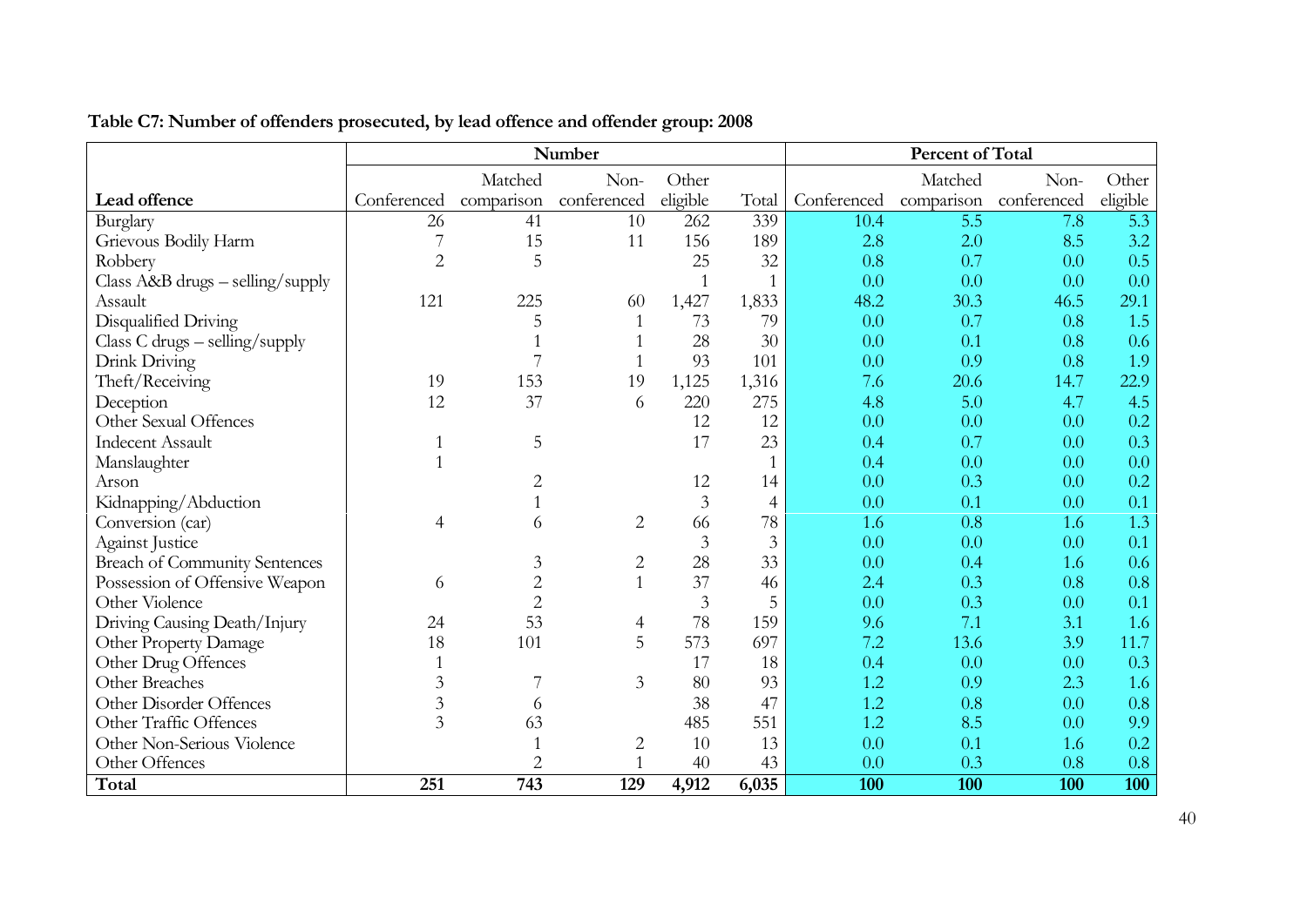**Table C7: Number of offenders prosecuted, by lead offence and offender group: 2008**

| | Number | | | | | Percent of Total | | | |
|---|---|---|---|---|---|---|---|---|---|
| **Lead offence** | Conferenced | Matched comparison | Non-conferenced | Other eligible | Total | Conferenced | Matched comparison | Non-conferenced | Other eligible |
| Burglary | 26 | 41 | 10 | 262 | 339 | 10.4 | 5.5 | 7.8 | 5.3 |
| Grievous Bodily Harm | 7 | 15 | 11 | 156 | 189 | 2.8 | 2.0 | 8.5 | 3.2 |
| Robbery | 2 | 5 | | 25 | 32 | 0.8 | 0.7 | 0.0 | 0.5 |
| Class A&B drugs – selling/supply | | | | 1 | 1 | 0.0 | 0.0 | 0.0 | 0.0 |
| Assault | 121 | 225 | 60 | 1,427 | 1,833 | 48.2 | 30.3 | 46.5 | 29.1 |
| Disqualified Driving | | 5 | 1 | 73 | 79 | 0.0 | 0.7 | 0.8 | 1.5 |
| Class C drugs – selling/supply | | 1 | 1 | 28 | 30 | 0.0 | 0.1 | 0.8 | 0.6 |
| Drink Driving | | 7 | 1 | 93 | 101 | 0.0 | 0.9 | 0.8 | 1.9 |
| Theft/Receiving | 19 | 153 | 19 | 1,125 | 1,316 | 7.6 | 20.6 | 14.7 | 22.9 |
| Deception | 12 | 37 | 6 | 220 | 275 | 4.8 | 5.0 | 4.7 | 4.5 |
| Other Sexual Offences | | | | 12 | 12 | 0.0 | 0.0 | 0.0 | 0.2 |
| Indecent Assault | 1 | 5 | | 17 | 23 | 0.4 | 0.7 | 0.0 | 0.3 |
| Manslaughter | 1 | | | | 1 | 0.4 | 0.0 | 0.0 | 0.0 |
| Arson | | 2 | | 12 | 14 | 0.0 | 0.3 | 0.0 | 0.2 |
| Kidnapping/Abduction | | 1 | | 3 | 4 | 0.0 | 0.1 | 0.0 | 0.1 |
| Conversion (car) | 4 | 6 | 2 | 66 | 78 | 1.6 | 0.8 | 1.6 | 1.3 |
| Against Justice | | | | 3 | 3 | 0.0 | 0.0 | 0.0 | 0.1 |
| Breach of Community Sentences | | 3 | 2 | 28 | 33 | 0.0 | 0.4 | 1.6 | 0.6 |
| Possession of Offensive Weapon | 6 | 2 | 1 | 37 | 46 | 2.4 | 0.3 | 0.8 | 0.8 |
| Other Violence | | 2 | | 3 | 5 | 0.0 | 0.3 | 0.0 | 0.1 |
| Driving Causing Death/Injury | 24 | 53 | 4 | 78 | 159 | 9.6 | 7.1 | 3.1 | 1.6 |
| Other Property Damage | 18 | 101 | 5 | 573 | 697 | 7.2 | 13.6 | 3.9 | 11.7 |
| Other Drug Offences | 1 | | | 17 | 18 | 0.4 | 0.0 | 0.0 | 0.3 |
| Other Breaches | 3 | 7 | 3 | 80 | 93 | 1.2 | 0.9 | 2.3 | 1.6 |
| Other Disorder Offences | 3 | 6 | | 38 | 47 | 1.2 | 0.8 | 0.0 | 0.8 |
| Other Traffic Offences | 3 | 63 | | 485 | 551 | 1.2 | 8.5 | 0.0 | 9.9 |
| Other Non-Serious Violence | | 1 | 2 | 10 | 13 | 0.0 | 0.1 | 1.6 | 0.2 |
| Other Offences | | 2 | 1 | 40 | 43 | 0.0 | 0.3 | 0.8 | 0.8 |
| **Total** | **251** | **743** | **129** | **4,912** | **6,035** | **100** | **100** | **100** | **100** |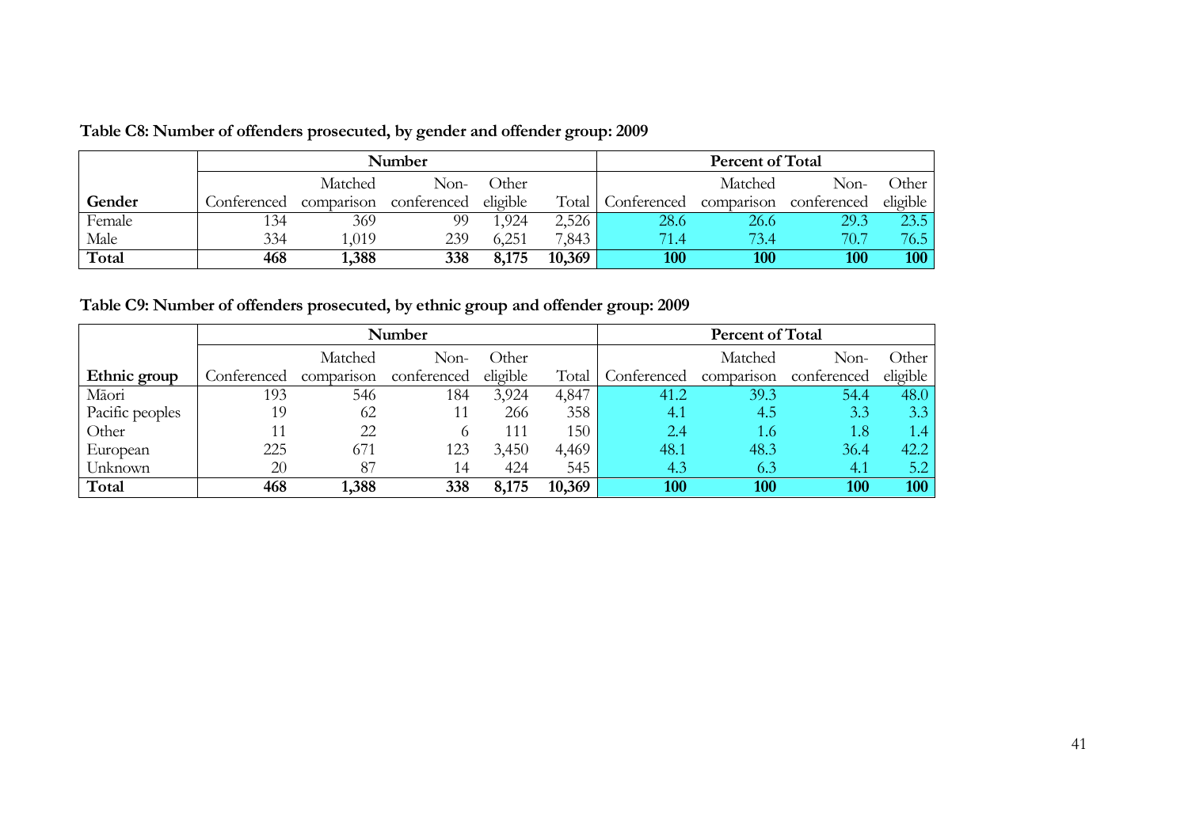**Table C8: Number of offenders prosecuted, by gender and offender group: 2009**

| | Number | | | | | Percent of Total | | | |
|---|---|---|---|---|---|---|---|---|---|
| Gender | Conferenced | Matched comparison | Non-conferenced | Other eligible | Total | Conferenced | Matched comparison | Non-conferenced | Other eligible |
| Female | 134 | 369 | 99 | 1,924 | 2,526 | 28.6 | 26.6 | 29.3 | 23.5 |
| Male | 334 | 1,019 | 239 | 6,251 | 7,843 | 71.4 | 73.4 | 70.7 | 76.5 |
| **Total** | **468** | **1,388** | **338** | **8,175** | **10,369** | **100** | **100** | **100** | **100** |

**Table C9: Number of offenders prosecuted, by ethnic group and offender group: 2009**

| | Number | | | | | Percent of Total | | | |
|---|---|---|---|---|---|---|---|---|---|
| Ethnic group | Conferenced | Matched comparison | Non-conferenced | Other eligible | Total | Conferenced | Matched comparison | Non-conferenced | Other eligible |
| Māori | 193 | 546 | 184 | 3,924 | 4,847 | 41.2 | 39.3 | 54.4 | 48.0 |
| Pacific peoples | 19 | 62 | 11 | 266 | 358 | 4.1 | 4.5 | 3.3 | 3.3 |
| Other | 11 | 22 | 6 | 111 | 150 | 2.4 | 1.6 | 1.8 | 1.4 |
| European | 225 | 671 | 123 | 3,450 | 4,469 | 48.1 | 48.3 | 36.4 | 42.2 |
| Unknown | 20 | 87 | 14 | 424 | 545 | 4.3 | 6.3 | 4.1 | 5.2 |
| **Total** | **468** | **1,388** | **338** | **8,175** | **10,369** | **100** | **100** | **100** | **100** |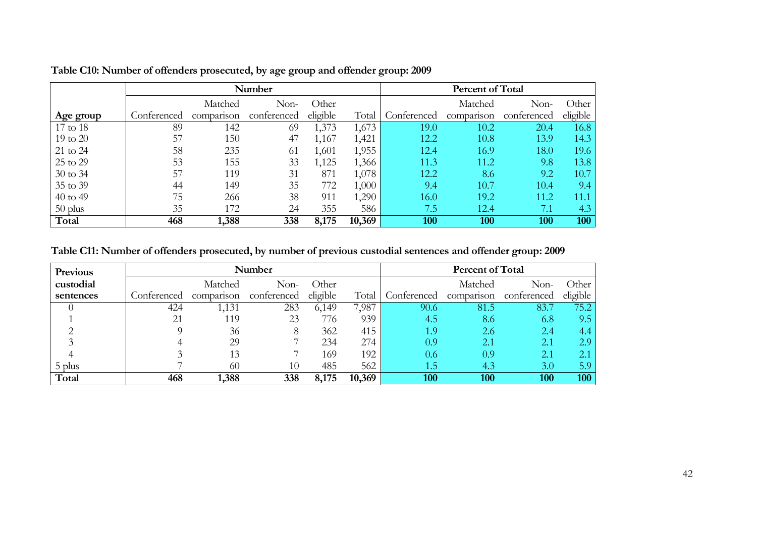**Table C10: Number of offenders prosecuted, by age group and offender group: 2009**

| Age group | Number | | | | | Percent of Total | | | |
|---|---|---|---|---|---|---|---|---|---|
| | Conferenced | Matched comparison | Non-conferenced | Other eligible | Total | Conferenced | Matched comparison | Non-conferenced | Other eligible |
| 17 to 18 | 89 | 142 | 69 | 1,373 | 1,673 | 19.0 | 10.2 | 20.4 | 16.8 |
| 19 to 20 | 57 | 150 | 47 | 1,167 | 1,421 | 12.2 | 10.8 | 13.9 | 14.3 |
| 21 to 24 | 58 | 235 | 61 | 1,601 | 1,955 | 12.4 | 16.9 | 18.0 | 19.6 |
| 25 to 29 | 53 | 155 | 33 | 1,125 | 1,366 | 11.3 | 11.2 | 9.8 | 13.8 |
| 30 to 34 | 57 | 119 | 31 | 871 | 1,078 | 12.2 | 8.6 | 9.2 | 10.7 |
| 35 to 39 | 44 | 149 | 35 | 772 | 1,000 | 9.4 | 10.7 | 10.4 | 9.4 |
| 40 to 49 | 75 | 266 | 38 | 911 | 1,290 | 16.0 | 19.2 | 11.2 | 11.1 |
| 50 plus | 35 | 172 | 24 | 355 | 586 | 7.5 | 12.4 | 7.1 | 4.3 |
| **Total** | **468** | **1,388** | **338** | **8,175** | **10,369** | **100** | **100** | **100** | **100** |

**Table C11: Number of offenders prosecuted, by number of previous custodial sentences and offender group: 2009**

| Previous custodial sentences | Number | | | | | Percent of Total | | | |
|---|---|---|---|---|---|---|---|---|---|
| | Conferenced | Matched comparison | Non-conferenced | Other eligible | Total | Conferenced | Matched comparison | Non-conferenced | Other eligible |
| 0 | 424 | 1,131 | 283 | 6,149 | 7,987 | 90.6 | 81.5 | 83.7 | 75.2 |
| 1 | 21 | 119 | 23 | 776 | 939 | 4.5 | 8.6 | 6.8 | 9.5 |
| 2 | 9 | 36 | 8 | 362 | 415 | 1.9 | 2.6 | 2.4 | 4.4 |
| 3 | 4 | 29 | 7 | 234 | 274 | 0.9 | 2.1 | 2.1 | 2.9 |
| 4 | 3 | 13 | 7 | 169 | 192 | 0.6 | 0.9 | 2.1 | 2.1 |
| 5 plus | 7 | 60 | 10 | 485 | 562 | 1.5 | 4.3 | 3.0 | 5.9 |
| **Total** | **468** | **1,388** | **338** | **8,175** | **10,369** | **100** | **100** | **100** | **100** |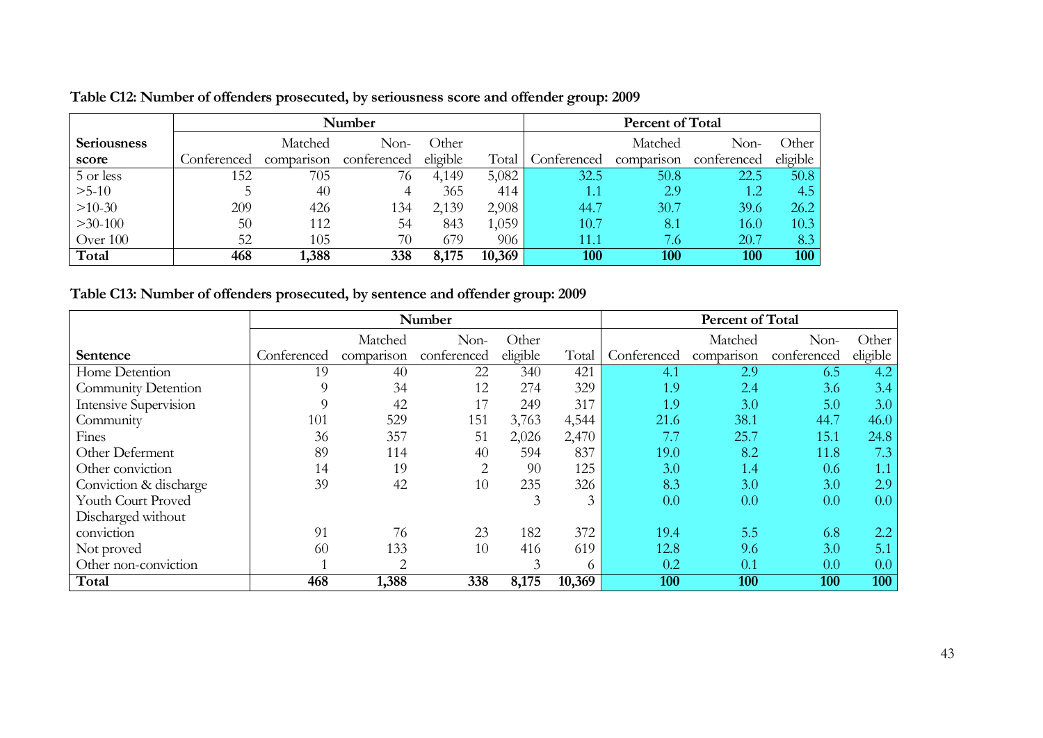**Table C12: Number of offenders prosecuted, by seriousness score and offender group: 2009**

| Seriousness score | Number | | | | | Percent of Total | | | |
|---|---|---|---|---|---|---|---|---|---|
| | Conferenced | Matched comparison | Non-conferenced | Other eligible | Total | Conferenced | Matched comparison | Non-conferenced | Other eligible |
| 5 or less | 152 | 705 | 76 | 4,149 | 5,082 | 32.5 | 50.8 | 22.5 | 50.8 |
| >5-10 | 5 | 40 | 4 | 365 | 414 | 1.1 | 2.9 | 1.2 | 4.5 |
| >10-30 | 209 | 426 | 134 | 2,139 | 2,908 | 44.7 | 30.7 | 39.6 | 26.2 |
| >30-100 | 50 | 112 | 54 | 843 | 1,059 | 10.7 | 8.1 | 16.0 | 10.3 |
| Over 100 | 52 | 105 | 70 | 679 | 906 | 11.1 | 7.6 | 20.7 | 8.3 |
| **Total** | **468** | **1,388** | **338** | **8,175** | **10,369** | **100** | **100** | **100** | **100** |

**Table C13: Number of offenders prosecuted, by sentence and offender group: 2009**

| Sentence | Number | | | | | Percent of Total | | | |
|---|---|---|---|---|---|---|---|---|---|
| | Conferenced | Matched comparison | Non-conferenced | Other eligible | Total | Conferenced | Matched comparison | Non-conferenced | Other eligible |
| Home Detention | 19 | 40 | 22 | 340 | 421 | 4.1 | 2.9 | 6.5 | 4.2 |
| Community Detention | 9 | 34 | 12 | 274 | 329 | 1.9 | 2.4 | 3.6 | 3.4 |
| Intensive Supervision | 9 | 42 | 17 | 249 | 317 | 1.9 | 3.0 | 5.0 | 3.0 |
| Community | 101 | 529 | 151 | 3,763 | 4,544 | 21.6 | 38.1 | 44.7 | 46.0 |
| Fines | 36 | 357 | 51 | 2,026 | 2,470 | 7.7 | 25.7 | 15.1 | 24.8 |
| Other Deferment | 89 | 114 | 40 | 594 | 837 | 19.0 | 8.2 | 11.8 | 7.3 |
| Other conviction | 14 | 19 | 2 | 90 | 125 | 3.0 | 1.4 | 0.6 | 1.1 |
| Conviction & discharge | 39 | 42 | 10 | 235 | 326 | 8.3 | 3.0 | 3.0 | 2.9 |
| Youth Court Proved | | | | 3 | 3 | 0.0 | 0.0 | 0.0 | 0.0 |
| Discharged without conviction | 91 | 76 | 23 | 182 | 372 | 19.4 | 5.5 | 6.8 | 2.2 |
| Not proved | 60 | 133 | 10 | 416 | 619 | 12.8 | 9.6 | 3.0 | 5.1 |
| Other non-conviction | 1 | 2 | | 3 | 6 | 0.2 | 0.1 | 0.0 | 0.0 |
| **Total** | **468** | **1,388** | **338** | **8,175** | **10,369** | **100** | **100** | **100** | **100** |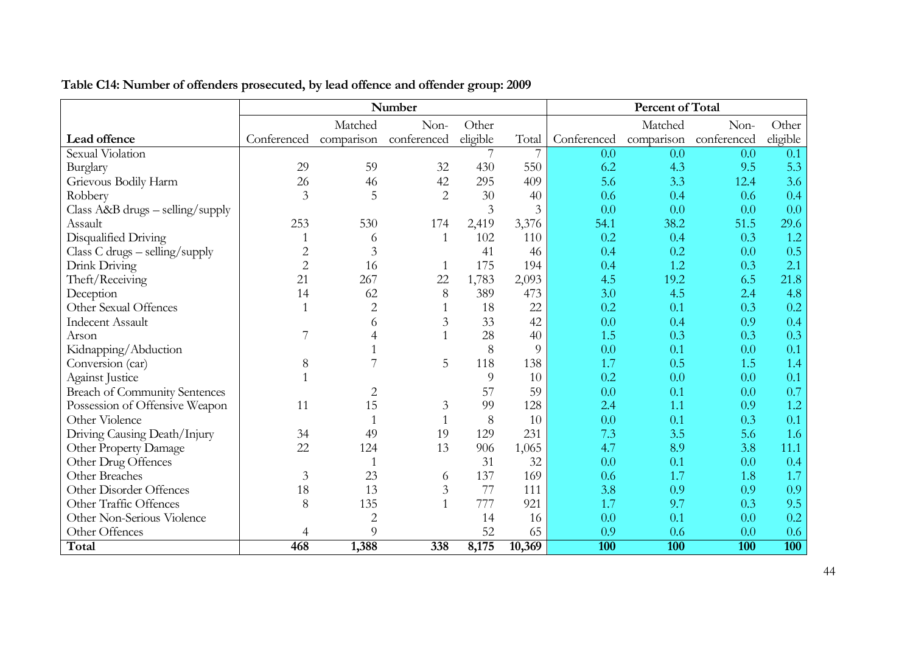**Table C14: Number of offenders prosecuted, by lead offence and offender group: 2009**

| | Number | | | | | Percent of Total | | | |
|---|---|---|---|---|---|---|---|---|---|
| Lead offence | Conferenced | Matched comparison | Non-conferenced | Other eligible | Total | Conferenced | Matched comparison | Non-conferenced | Other eligible |
| Sexual Violation | | | | 7 | 7 | 0.0 | 0.0 | 0.0 | 0.1 |
| Burglary | 29 | 59 | 32 | 430 | 550 | 6.2 | 4.3 | 9.5 | 5.3 |
| Grievous Bodily Harm | 26 | 46 | 42 | 295 | 409 | 5.6 | 3.3 | 12.4 | 3.6 |
| Robbery | 3 | 5 | 2 | 30 | 40 | 0.6 | 0.4 | 0.6 | 0.4 |
| Class A&B drugs – selling/supply | | | | 3 | 3 | 0.0 | 0.0 | 0.0 | 0.0 |
| Assault | 253 | 530 | 174 | 2,419 | 3,376 | 54.1 | 38.2 | 51.5 | 29.6 |
| Disqualified Driving | 1 | 6 | 1 | 102 | 110 | 0.2 | 0.4 | 0.3 | 1.2 |
| Class C drugs – selling/supply | 2 | 3 | | 41 | 46 | 0.4 | 0.2 | 0.0 | 0.5 |
| Drink Driving | 2 | 16 | 1 | 175 | 194 | 0.4 | 1.2 | 0.3 | 2.1 |
| Theft/Receiving | 21 | 267 | 22 | 1,783 | 2,093 | 4.5 | 19.2 | 6.5 | 21.8 |
| Deception | 14 | 62 | 8 | 389 | 473 | 3.0 | 4.5 | 2.4 | 4.8 |
| Other Sexual Offences | 1 | 2 | 1 | 18 | 22 | 0.2 | 0.1 | 0.3 | 0.2 |
| Indecent Assault | | 6 | 3 | 33 | 42 | 0.0 | 0.4 | 0.9 | 0.4 |
| Arson | 7 | 4 | 1 | 28 | 40 | 1.5 | 0.3 | 0.3 | 0.3 |
| Kidnapping/Abduction | | 1 | | 8 | 9 | 0.0 | 0.1 | 0.0 | 0.1 |
| Conversion (car) | 8 | 7 | 5 | 118 | 138 | 1.7 | 0.5 | 1.5 | 1.4 |
| Against Justice | 1 | | | 9 | 10 | 0.2 | 0.0 | 0.0 | 0.1 |
| Breach of Community Sentences | | 2 | | 57 | 59 | 0.0 | 0.1 | 0.0 | 0.7 |
| Possession of Offensive Weapon | 11 | 15 | 3 | 99 | 128 | 2.4 | 1.1 | 0.9 | 1.2 |
| Other Violence | | 1 | 1 | 8 | 10 | 0.0 | 0.1 | 0.3 | 0.1 |
| Driving Causing Death/Injury | 34 | 49 | 19 | 129 | 231 | 7.3 | 3.5 | 5.6 | 1.6 |
| Other Property Damage | 22 | 124 | 13 | 906 | 1,065 | 4.7 | 8.9 | 3.8 | 11.1 |
| Other Drug Offences | | 1 | | 31 | 32 | 0.0 | 0.1 | 0.0 | 0.4 |
| Other Breaches | 3 | 23 | 6 | 137 | 169 | 0.6 | 1.7 | 1.8 | 1.7 |
| Other Disorder Offences | 18 | 13 | 3 | 77 | 111 | 3.8 | 0.9 | 0.9 | 0.9 |
| Other Traffic Offences | 8 | 135 | 1 | 777 | 921 | 1.7 | 9.7 | 0.3 | 9.5 |
| Other Non-Serious Violence | | 2 | | 14 | 16 | 0.0 | 0.1 | 0.0 | 0.2 |
| Other Offences | 4 | 9 | | 52 | 65 | 0.9 | 0.6 | 0.0 | 0.6 |
| **Total** | **468** | **1,388** | **338** | **8,175** | **10,369** | **100** | **100** | **100** | **100** |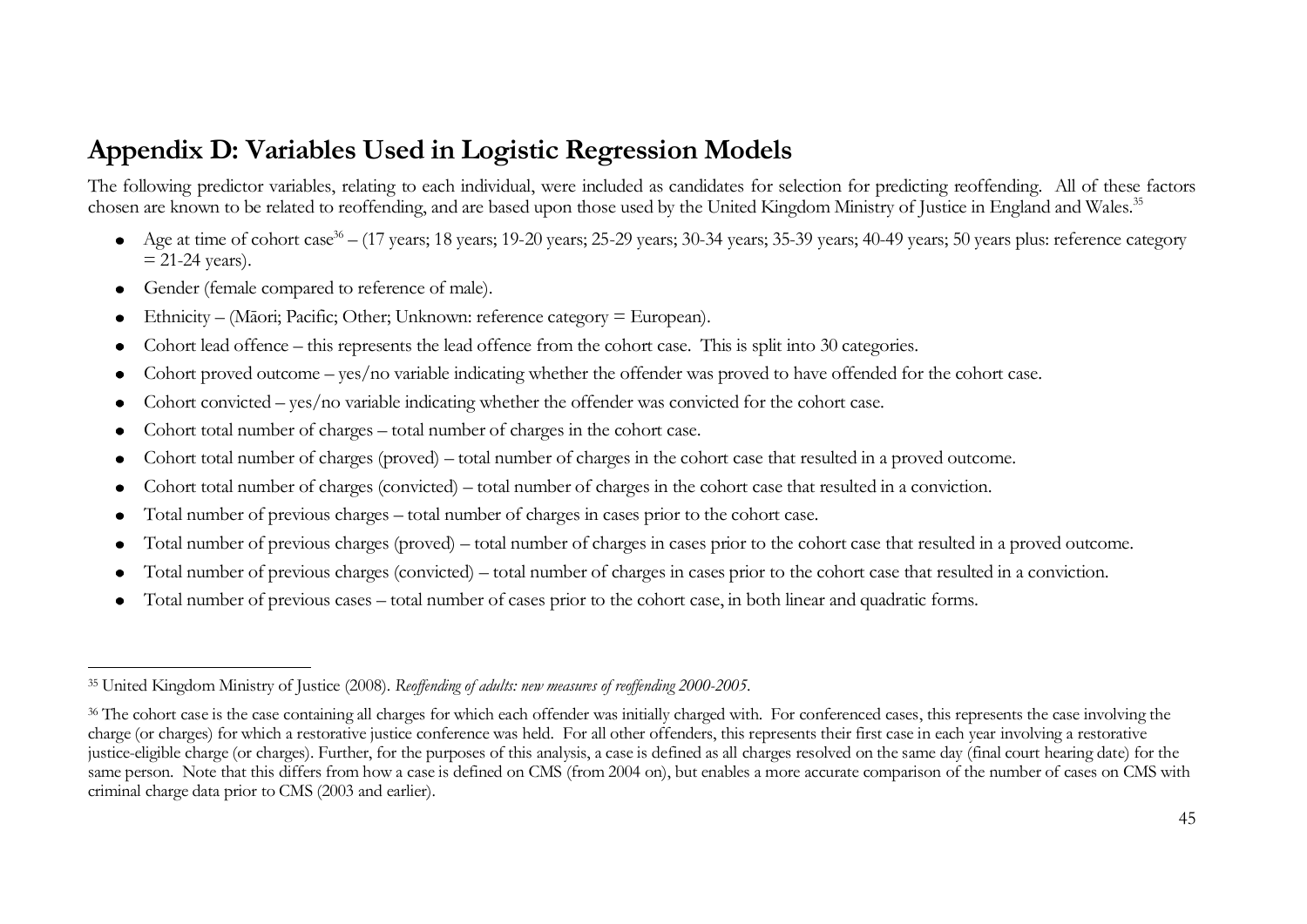## Appendix D: Variables Used in Logistic Regression Models

The following predictor variables, relating to each individual, were included as candidates for selection for predicting reoffending. All of these factors chosen are known to be related to reoffending, and are based upon those used by the United Kingdom Ministry of Justice in England and Wales.[35]

- Age at time of cohort case[36] – (17 years; 18 years; 19-20 years; 25-29 years; 30-34 years; 35-39 years; 40-49 years; 50 years plus: reference category = 21-24 years).
- Gender (female compared to reference of male).
- Ethnicity – (Māori; Pacific; Other; Unknown: reference category = European).
- Cohort lead offence – this represents the lead offence from the cohort case. This is split into 30 categories.
- Cohort proved outcome – yes/no variable indicating whether the offender was proved to have offended for the cohort case.
- Cohort convicted – yes/no variable indicating whether the offender was convicted for the cohort case.
- Cohort total number of charges – total number of charges in the cohort case.
- Cohort total number of charges (proved) – total number of charges in the cohort case that resulted in a proved outcome.
- Cohort total number of charges (convicted) – total number of charges in the cohort case that resulted in a conviction.
- Total number of previous charges – total number of charges in cases prior to the cohort case.
- Total number of previous charges (proved) – total number of charges in cases prior to the cohort case that resulted in a proved outcome.
- Total number of previous charges (convicted) – total number of charges in cases prior to the cohort case that resulted in a conviction.
- Total number of previous cases – total number of cases prior to the cohort case, in both linear and quadratic forms.

---

[35] United Kingdom Ministry of Justice (2008). *Reoffending of adults: new measures of reoffending 2000-2005*.

[36] The cohort case is the case containing all charges for which each offender was initially charged with. For conferenced cases, this represents the case involving the charge (or charges) for which a restorative justice conference was held. For all other offenders, this represents their first case in each year involving a restorative justice-eligible charge (or charges). Further, for the purposes of this analysis, a case is defined as all charges resolved on the same day (final court hearing date) for the same person. Note that this differs from how a case is defined on CMS (from 2004 on), but enables a more accurate comparison of the number of cases on CMS with criminal charge data prior to CMS (2003 and earlier).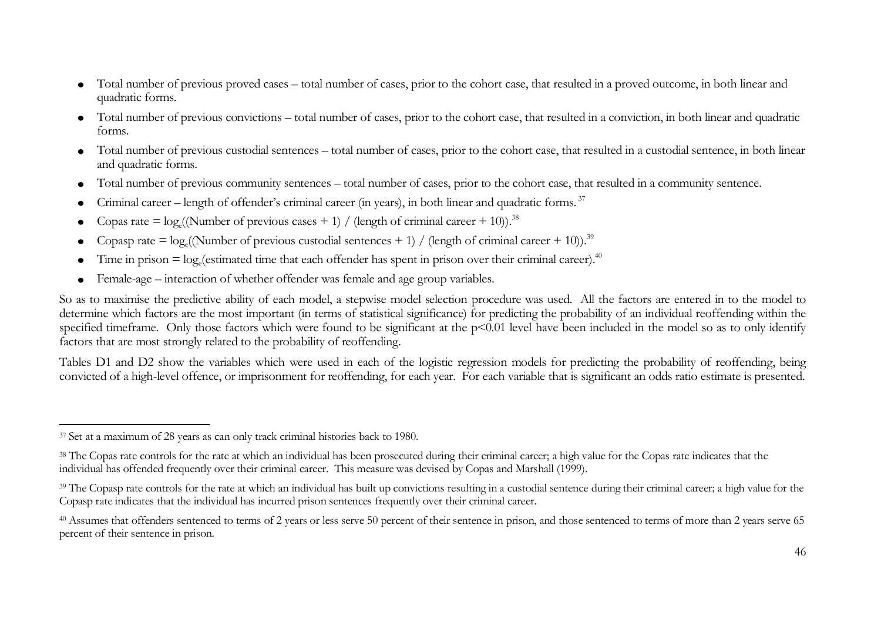- Total number of previous proved cases – total number of cases, prior to the cohort case, that resulted in a proved outcome, in both linear and quadratic forms.
- Total number of previous convictions – total number of cases, prior to the cohort case, that resulted in a conviction, in both linear and quadratic forms.
- Total number of previous custodial sentences – total number of cases, prior to the cohort case, that resulted in a custodial sentence, in both linear and quadratic forms.
- Total number of previous community sentences – total number of cases, prior to the cohort case, that resulted in a community sentence.
- Criminal career – length of offender's criminal career (in years), in both linear and quadratic forms.[37]
- Copas rate = $\log_e$((Number of previous cases + 1) / (length of criminal career + 10)).[38]
- Copasp rate = $\log_e$((Number of previous custodial sentences + 1) / (length of criminal career + 10)).[39]
- Time in prison = $\log_e$(estimated time that each offender has spent in prison over their criminal career).[40]
- Female-age – interaction of whether offender was female and age group variables.

So as to maximise the predictive ability of each model, a stepwise model selection procedure was used. All the factors are entered in to the model to determine which factors are the most important (in terms of statistical significance) for predicting the probability of an individual reoffending within the specified timeframe. Only those factors which were found to be significant at the $p<0.01$ level have been included in the model so as to only identify factors that are most strongly related to the probability of reoffending.

Tables D1 and D2 show the variables which were used in each of the logistic regression models for predicting the probability of reoffending, being convicted of a high-level offence, or imprisonment for reoffending, for each year. For each variable that is significant an odds ratio estimate is presented.

---

[37] Set at a maximum of 28 years as can only track criminal histories back to 1980.

[38] The Copas rate controls for the rate at which an individual has been prosecuted during their criminal career; a high value for the Copas rate indicates that the individual has offended frequently over their criminal career. This measure was devised by Copas and Marshall (1999).

[39] The Copasp rate controls for the rate at which an individual has built up convictions resulting in a custodial sentence during their criminal career; a high value for the Copasp rate indicates that the individual has incurred prison sentences frequently over their criminal career.

[40] Assumes that offenders sentenced to terms of 2 years or less serve 50 percent of their sentence in prison, and those sentenced to terms of more than 2 years serve 65 percent of their sentence in prison.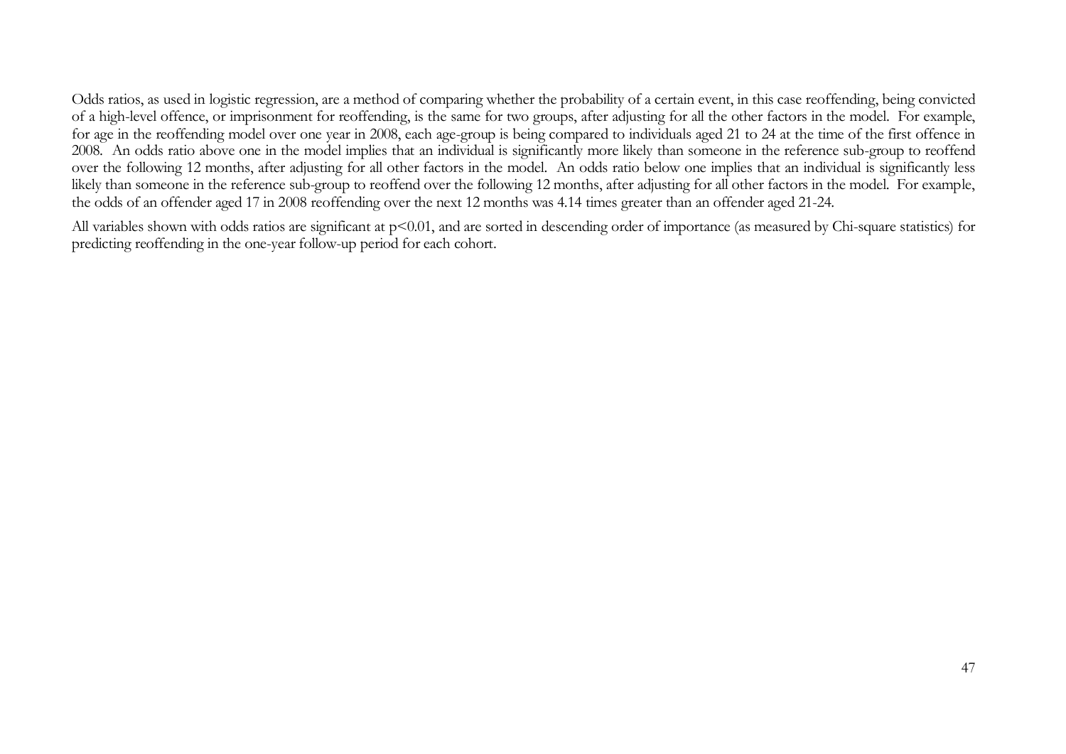Odds ratios, as used in logistic regression, are a method of comparing whether the probability of a certain event, in this case reoffending, being convicted of a high-level offence, or imprisonment for reoffending, is the same for two groups, after adjusting for all the other factors in the model. For example, for age in the reoffending model over one year in 2008, each age-group is being compared to individuals aged 21 to 24 at the time of the first offence in 2008. An odds ratio above one in the model implies that an individual is significantly more likely than someone in the reference sub-group to reoffend over the following 12 months, after adjusting for all other factors in the model. An odds ratio below one implies that an individual is significantly less likely than someone in the reference sub-group to reoffend over the following 12 months, after adjusting for all other factors in the model. For example, the odds of an offender aged 17 in 2008 reoffending over the next 12 months was 4.14 times greater than an offender aged 21-24.

All variables shown with odds ratios are significant at $p<0.01$, and are sorted in descending order of importance (as measured by Chi-square statistics) for predicting reoffending in the one-year follow-up period for each cohort.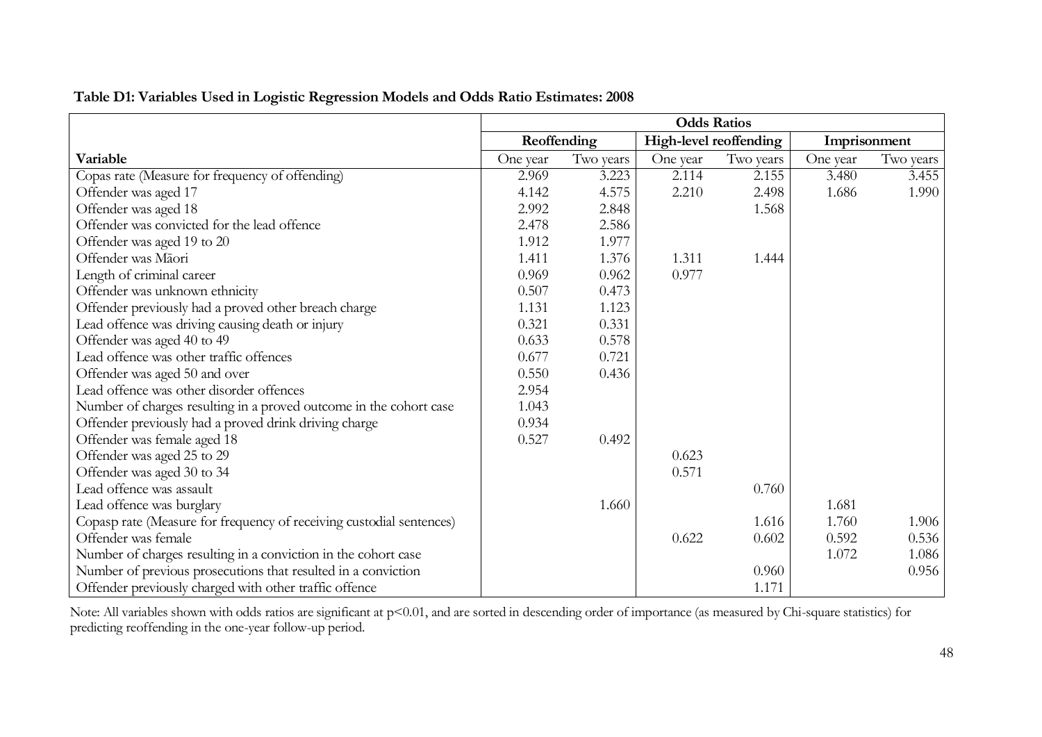**Table D1: Variables Used in Logistic Regression Models and Odds Ratio Estimates: 2008**

| | Odds Ratios | | | | | |
|---|---|---|---|---|---|---|
| | Reoffending | | High-level reoffending | | Imprisonment | |
| Variable | One year | Two years | One year | Two years | One year | Two years |
| Copas rate (Measure for frequency of offending) | 2.969 | 3.223 | 2.114 | 2.155 | 3.480 | 3.455 |
| Offender was aged 17 | 4.142 | 4.575 | 2.210 | 2.498 | 1.686 | 1.990 |
| Offender was aged 18 | 2.992 | 2.848 | | 1.568 | | |
| Offender was convicted for the lead offence | 2.478 | 2.586 | | | | |
| Offender was aged 19 to 20 | 1.912 | 1.977 | | | | |
| Offender was Māori | 1.411 | 1.376 | 1.311 | 1.444 | | |
| Length of criminal career | 0.969 | 0.962 | 0.977 | | | |
| Offender was unknown ethnicity | 0.507 | 0.473 | | | | |
| Offender previously had a proved other breach charge | 1.131 | 1.123 | | | | |
| Lead offence was driving causing death or injury | 0.321 | 0.331 | | | | |
| Offender was aged 40 to 49 | 0.633 | 0.578 | | | | |
| Lead offence was other traffic offences | 0.677 | 0.721 | | | | |
| Offender was aged 50 and over | 0.550 | 0.436 | | | | |
| Lead offence was other disorder offences | 2.954 | | | | | |
| Number of charges resulting in a proved outcome in the cohort case | 1.043 | | | | | |
| Offender previously had a proved drink driving charge | 0.934 | | | | | |
| Offender was female aged 18 | 0.527 | 0.492 | | | | |
| Offender was aged 25 to 29 | | | 0.623 | | | |
| Offender was aged 30 to 34 | | | 0.571 | | | |
| Lead offence was assault | | | | 0.760 | | |
| Lead offence was burglary | | 1.660 | | | 1.681 | |
| Copasp rate (Measure for frequency of receiving custodial sentences) | | | | 1.616 | 1.760 | 1.906 |
| Offender was female | | | 0.622 | 0.602 | 0.592 | 0.536 |
| Number of charges resulting in a conviction in the cohort case | | | | | 1.072 | 1.086 |
| Number of previous prosecutions that resulted in a conviction | | | | 0.960 | | 0.956 |
| Offender previously charged with other traffic offence | | | | 1.171 | | |

Note: All variables shown with odds ratios are significant at $p<0.01$, and are sorted in descending order of importance (as measured by Chi-square statistics) for predicting reoffending in the one-year follow-up period.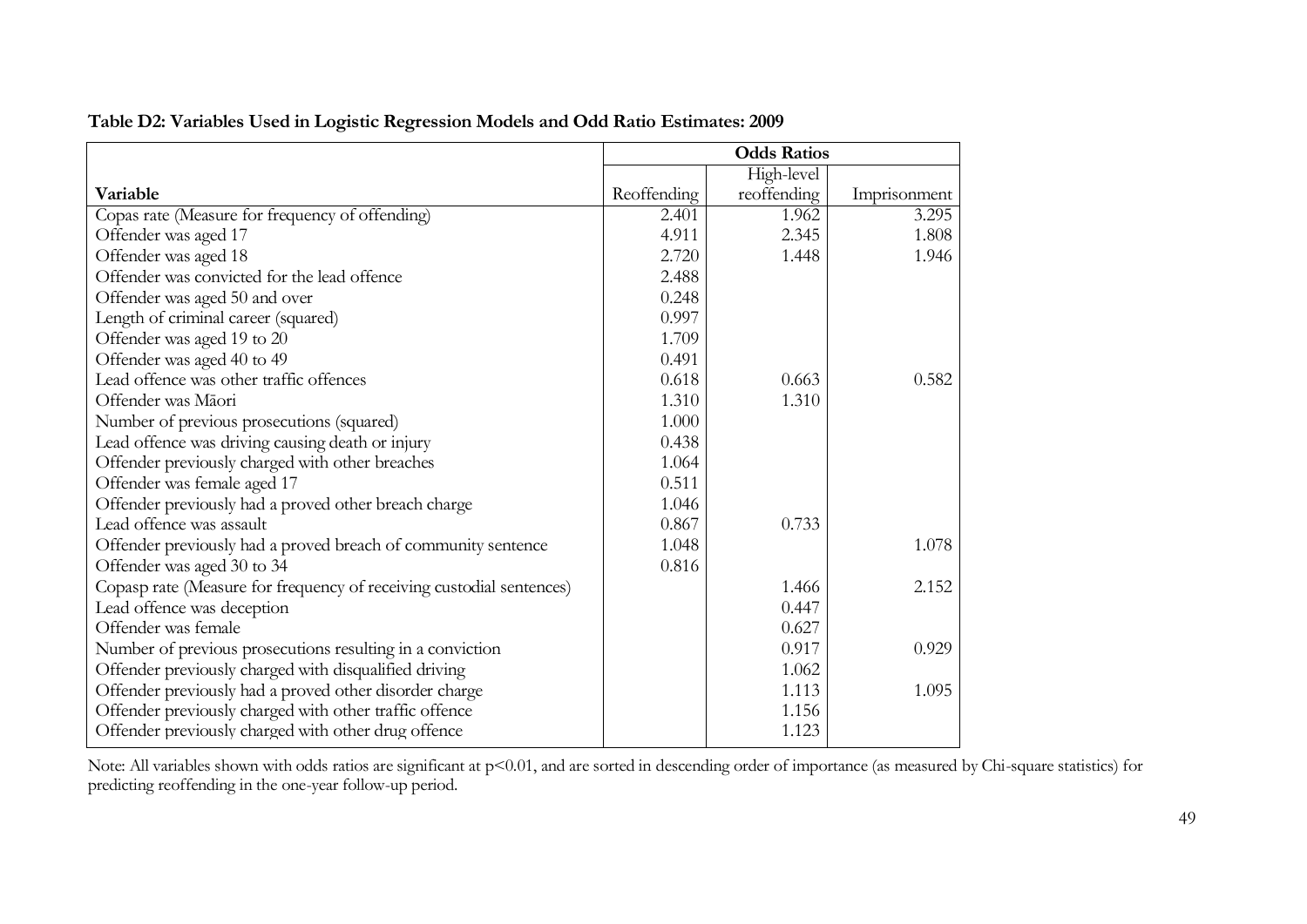**Table D2: Variables Used in Logistic Regression Models and Odd Ratio Estimates: 2009**

| | Odds Ratios | | |
|---|---|---|---|
| **Variable** | Reoffending | High-level reoffending | Imprisonment |
| Copas rate (Measure for frequency of offending) | 2.401 | 1.962 | 3.295 |
| Offender was aged 17 | 4.911 | 2.345 | 1.808 |
| Offender was aged 18 | 2.720 | 1.448 | 1.946 |
| Offender was convicted for the lead offence | 2.488 | | |
| Offender was aged 50 and over | 0.248 | | |
| Length of criminal career (squared) | 0.997 | | |
| Offender was aged 19 to 20 | 1.709 | | |
| Offender was aged 40 to 49 | 0.491 | | |
| Lead offence was other traffic offences | 0.618 | 0.663 | 0.582 |
| Offender was Māori | 1.310 | 1.310 | |
| Number of previous prosecutions (squared) | 1.000 | | |
| Lead offence was driving causing death or injury | 0.438 | | |
| Offender previously charged with other breaches | 1.064 | | |
| Offender was female aged 17 | 0.511 | | |
| Offender previously had a proved other breach charge | 1.046 | | |
| Lead offence was assault | 0.867 | 0.733 | |
| Offender previously had a proved breach of community sentence | 1.048 | | 1.078 |
| Offender was aged 30 to 34 | 0.816 | | |
| Copasp rate (Measure for frequency of receiving custodial sentences) | | 1.466 | 2.152 |
| Lead offence was deception | | 0.447 | |
| Offender was female | | 0.627 | |
| Number of previous prosecutions resulting in a conviction | | 0.917 | 0.929 |
| Offender previously charged with disqualified driving | | 1.062 | |
| Offender previously had a proved other disorder charge | | 1.113 | 1.095 |
| Offender previously charged with other traffic offence | | 1.156 | |
| Offender previously charged with other drug offence | | 1.123 | |

Note: All variables shown with odds ratios are significant at $p<0.01$, and are sorted in descending order of importance (as measured by Chi-square statistics) for predicting reoffending in the one-year follow-up period.